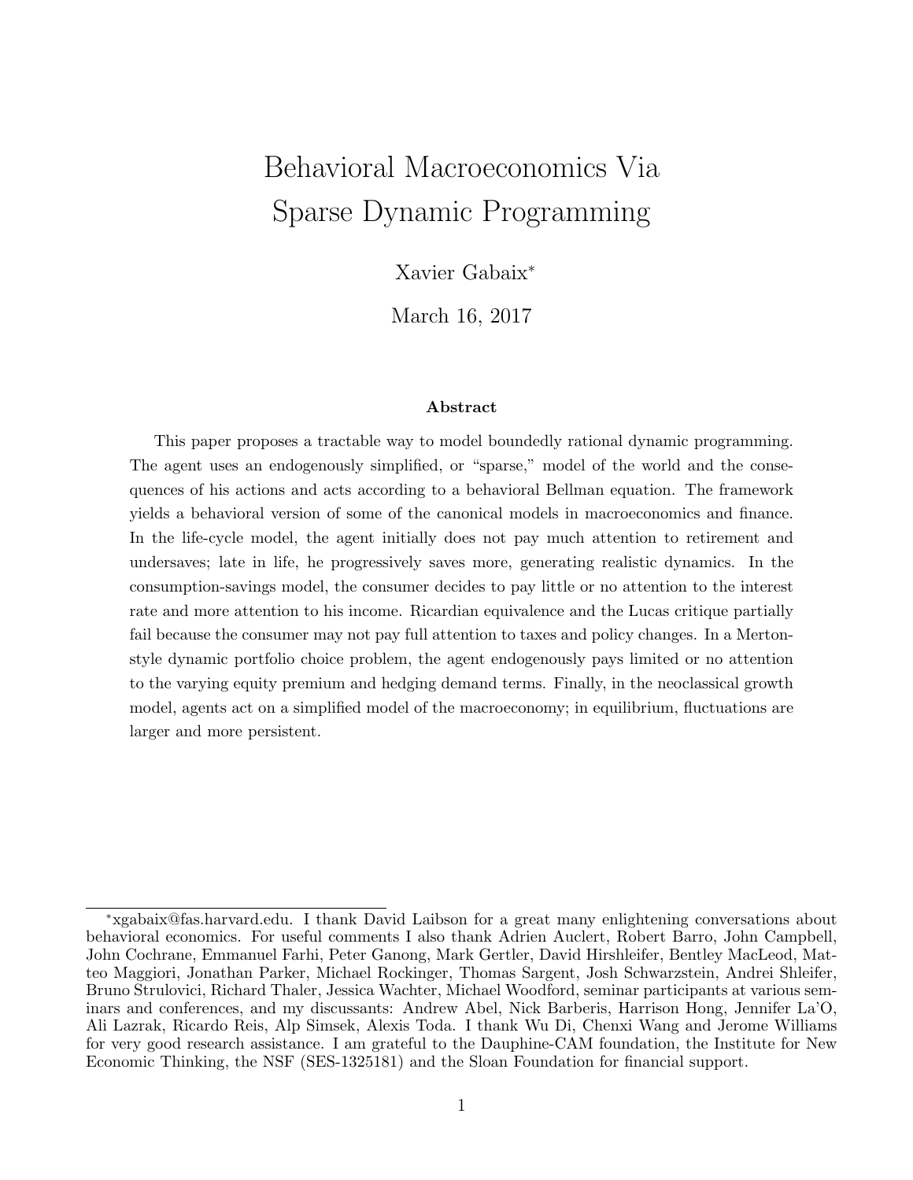# Behavioral Macroeconomics Via Sparse Dynamic Programming

Xavier Gabaix*

March 16, 2017

### Abstract

This paper proposes a tractable way to model boundedly rational dynamic programming. The agent uses an endogenously simplified, or "sparse," model of the world and the consequences of his actions and acts according to a behavioral Bellman equation. The framework yields a behavioral version of some of the canonical models in macroeconomics and finance. In the life-cycle model, the agent initially does not pay much attention to retirement and undersaves; late in life, he progressively saves more, generating realistic dynamics. In the consumption-savings model, the consumer decides to pay little or no attention to the interest rate and more attention to his income. Ricardian equivalence and the Lucas critique partially fail because the consumer may not pay full attention to taxes and policy changes. In a Merton-style dynamic portfolio choice problem, the agent endogenously pays limited or no attention to the varying equity premium and hedging demand terms. Finally, in the neoclassical growth model, agents act on a simplified model of the macroeconomy; in equilibrium, fluctuations are larger and more persistent.

---

*xgabaix@fas.harvard.edu. I thank David Laibson for a great many enlightening conversations about behavioral economics. For useful comments I also thank Adrien Auclert, Robert Barro, John Campbell, John Cochrane, Emmanuel Farhi, Peter Ganong, Mark Gertler, David Hirshleifer, Bentley MacLeod, Matteo Maggiori, Jonathan Parker, Michael Rockinger, Thomas Sargent, Josh Schwarzstein, Andrei Shleifer, Bruno Strulovici, Richard Thaler, Jessica Wachter, Michael Woodford, seminar participants at various seminars and conferences, and my discussants: Andrew Abel, Nick Barberis, Harrison Hong, Jennifer La'O, Ali Lazrak, Ricardo Reis, Alp Simsek, Alexis Toda. I thank Wu Di, Chenxi Wang and Jerome Williams for very good research assistance. I am grateful to the Dauphine-CAM foundation, the Institute for New Economic Thinking, the NSF (SES-1325181) and the Sloan Foundation for financial support.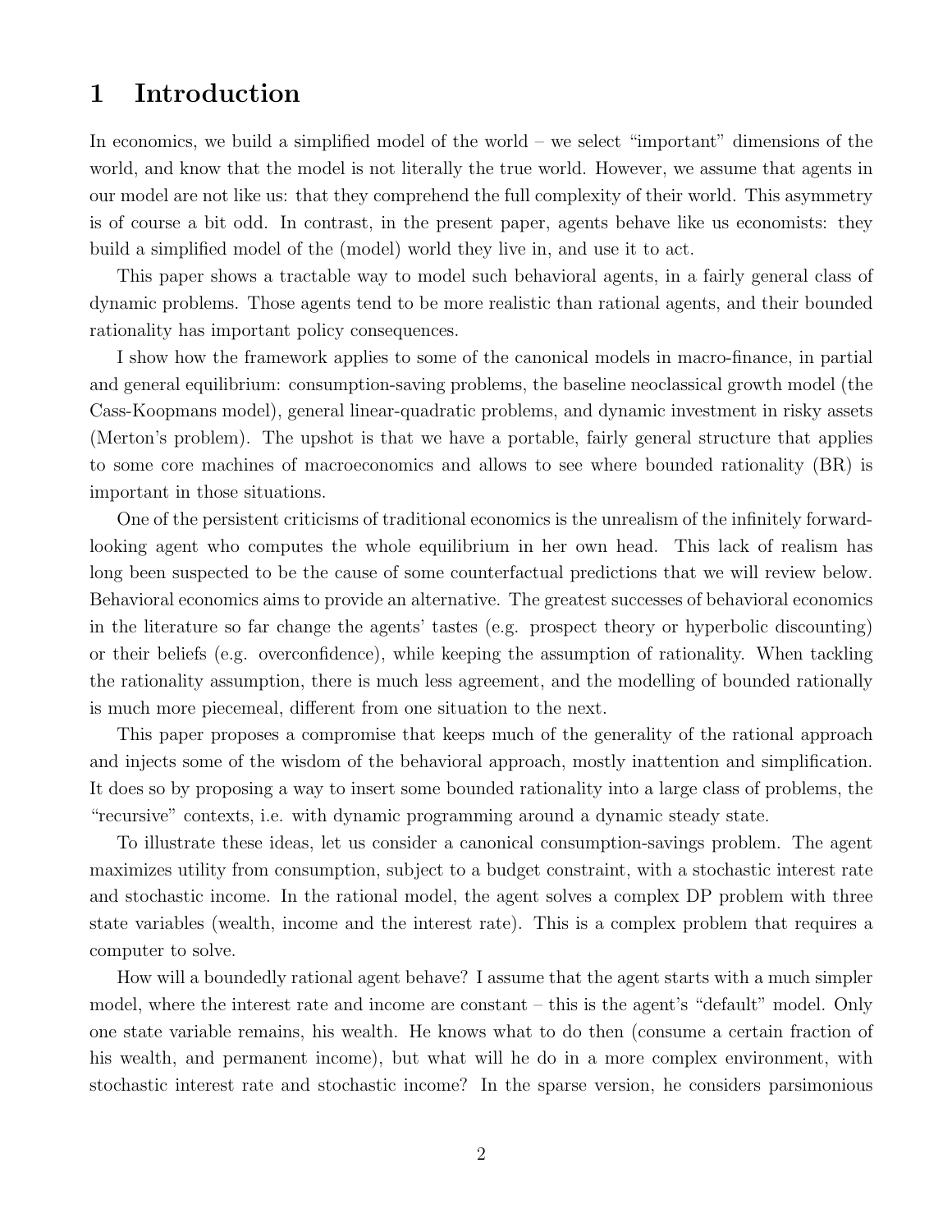# 1 Introduction

In economics, we build a simplified model of the world – we select "important" dimensions of the world, and know that the model is not literally the true world. However, we assume that agents in our model are not like us: that they comprehend the full complexity of their world. This asymmetry is of course a bit odd. In contrast, in the present paper, agents behave like us economists: they build a simplified model of the (model) world they live in, and use it to act.

This paper shows a tractable way to model such behavioral agents, in a fairly general class of dynamic problems. Those agents tend to be more realistic than rational agents, and their bounded rationality has important policy consequences.

I show how the framework applies to some of the canonical models in macro-finance, in partial and general equilibrium: consumption-saving problems, the baseline neoclassical growth model (the Cass-Koopmans model), general linear-quadratic problems, and dynamic investment in risky assets (Merton's problem). The upshot is that we have a portable, fairly general structure that applies to some core machines of macroeconomics and allows to see where bounded rationality (BR) is important in those situations.

One of the persistent criticisms of traditional economics is the unrealism of the infinitely forward-looking agent who computes the whole equilibrium in her own head. This lack of realism has long been suspected to be the cause of some counterfactual predictions that we will review below. Behavioral economics aims to provide an alternative. The greatest successes of behavioral economics in the literature so far change the agents' tastes (e.g. prospect theory or hyperbolic discounting) or their beliefs (e.g. overconfidence), while keeping the assumption of rationality. When tackling the rationality assumption, there is much less agreement, and the modelling of bounded rationally is much more piecemeal, different from one situation to the next.

This paper proposes a compromise that keeps much of the generality of the rational approach and injects some of the wisdom of the behavioral approach, mostly inattention and simplification. It does so by proposing a way to insert some bounded rationality into a large class of problems, the "recursive" contexts, i.e. with dynamic programming around a dynamic steady state.

To illustrate these ideas, let us consider a canonical consumption-savings problem. The agent maximizes utility from consumption, subject to a budget constraint, with a stochastic interest rate and stochastic income. In the rational model, the agent solves a complex DP problem with three state variables (wealth, income and the interest rate). This is a complex problem that requires a computer to solve.

How will a boundedly rational agent behave? I assume that the agent starts with a much simpler model, where the interest rate and income are constant – this is the agent's "default" model. Only one state variable remains, his wealth. He knows what to do then (consume a certain fraction of his wealth, and permanent income), but what will he do in a more complex environment, with stochastic interest rate and stochastic income? In the sparse version, he considers parsimonious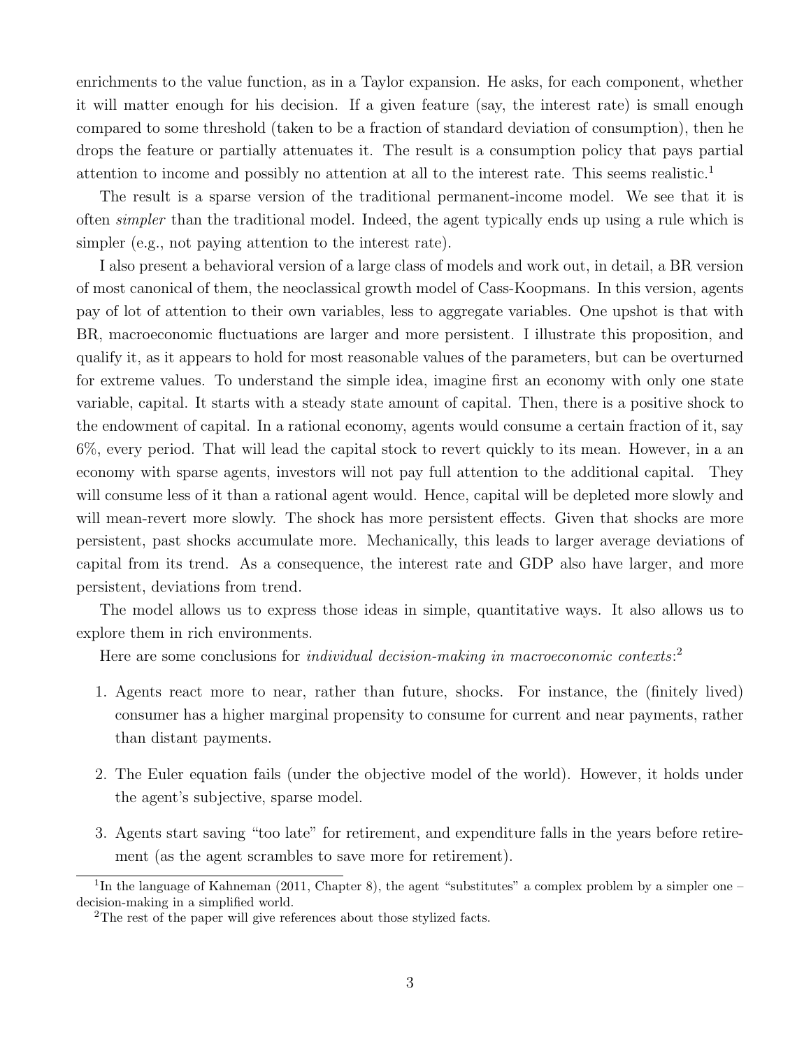enrichments to the value function, as in a Taylor expansion. He asks, for each component, whether it will matter enough for his decision. If a given feature (say, the interest rate) is small enough compared to some threshold (taken to be a fraction of standard deviation of consumption), then he drops the feature or partially attenuates it. The result is a consumption policy that pays partial attention to income and possibly no attention at all to the interest rate. This seems realistic.[1]

The result is a sparse version of the traditional permanent-income model. We see that it is often *simpler* than the traditional model. Indeed, the agent typically ends up using a rule which is simpler (e.g., not paying attention to the interest rate).

I also present a behavioral version of a large class of models and work out, in detail, a BR version of most canonical of them, the neoclassical growth model of Cass-Koopmans. In this version, agents pay of lot of attention to their own variables, less to aggregate variables. One upshot is that with BR, macroeconomic fluctuations are larger and more persistent. I illustrate this proposition, and qualify it, as it appears to hold for most reasonable values of the parameters, but can be overturned for extreme values. To understand the simple idea, imagine first an economy with only one state variable, capital. It starts with a steady state amount of capital. Then, there is a positive shock to the endowment of capital. In a rational economy, agents would consume a certain fraction of it, say 6%, every period. That will lead the capital stock to revert quickly to its mean. However, in a an economy with sparse agents, investors will not pay full attention to the additional capital. They will consume less of it than a rational agent would. Hence, capital will be depleted more slowly and will mean-revert more slowly. The shock has more persistent effects. Given that shocks are more persistent, past shocks accumulate more. Mechanically, this leads to larger average deviations of capital from its trend. As a consequence, the interest rate and GDP also have larger, and more persistent, deviations from trend.

The model allows us to express those ideas in simple, quantitative ways. It also allows us to explore them in rich environments.

Here are some conclusions for *individual decision-making in macroeconomic contexts*:[2]

1. Agents react more to near, rather than future, shocks. For instance, the (finitely lived) consumer has a higher marginal propensity to consume for current and near payments, rather than distant payments.

2. The Euler equation fails (under the objective model of the world). However, it holds under the agent's subjective, sparse model.

3. Agents start saving "too late" for retirement, and expenditure falls in the years before retirement (as the agent scrambles to save more for retirement).

[1] In the language of Kahneman (2011, Chapter 8), the agent "substitutes" a complex problem by a simpler one – decision-making in a simplified world.

[2] The rest of the paper will give references about those stylized facts.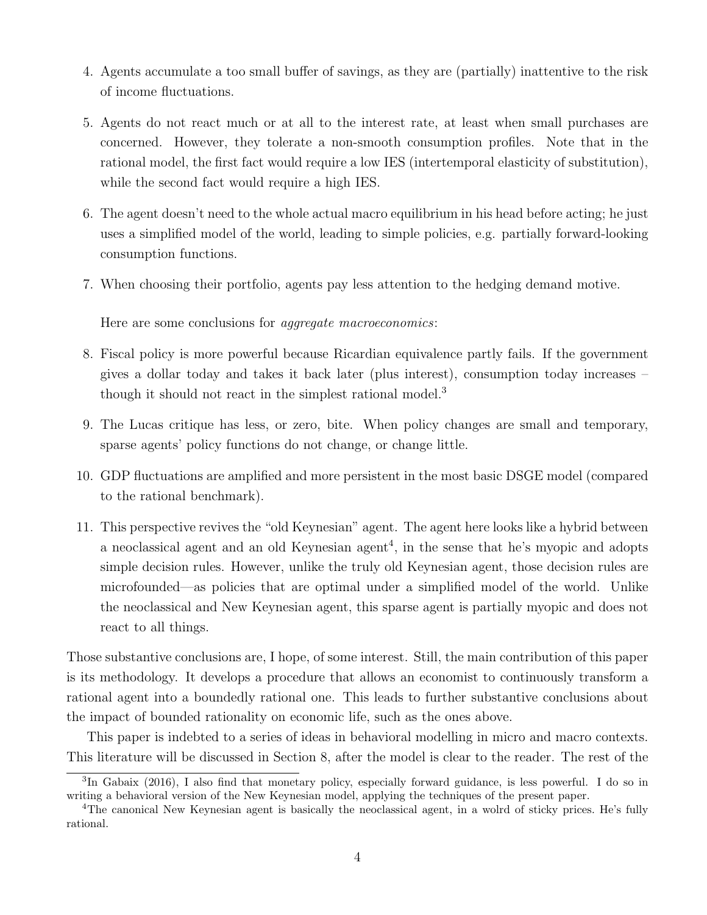4. Agents accumulate a too small buffer of savings, as they are (partially) inattentive to the risk of income fluctuations.

5. Agents do not react much or at all to the interest rate, at least when small purchases are concerned. However, they tolerate a non-smooth consumption profiles. Note that in the rational model, the first fact would require a low IES (intertemporal elasticity of substitution), while the second fact would require a high IES.

6. The agent doesn't need to the whole actual macro equilibrium in his head before acting; he just uses a simplified model of the world, leading to simple policies, e.g. partially forward-looking consumption functions.

7. When choosing their portfolio, agents pay less attention to the hedging demand motive.

   Here are some conclusions for *aggregate macroeconomics*:

8. Fiscal policy is more powerful because Ricardian equivalence partly fails. If the government gives a dollar today and takes it back later (plus interest), consumption today increases – though it should not react in the simplest rational model.[3]

9. The Lucas critique has less, or zero, bite. When policy changes are small and temporary, sparse agents' policy functions do not change, or change little.

10. GDP fluctuations are amplified and more persistent in the most basic DSGE model (compared to the rational benchmark).

11. This perspective revives the "old Keynesian" agent. The agent here looks like a hybrid between a neoclassical agent and an old Keynesian agent[4], in the sense that he's myopic and adopts simple decision rules. However, unlike the truly old Keynesian agent, those decision rules are microfounded—as policies that are optimal under a simplified model of the world. Unlike the neoclassical and New Keynesian agent, this sparse agent is partially myopic and does not react to all things.

Those substantive conclusions are, I hope, of some interest. Still, the main contribution of this paper is its methodology. It develops a procedure that allows an economist to continuously transform a rational agent into a boundedly rational one. This leads to further substantive conclusions about the impact of bounded rationality on economic life, such as the ones above.

This paper is indebted to a series of ideas in behavioral modelling in micro and macro contexts. This literature will be discussed in Section 8, after the model is clear to the reader. The rest of the

[3] In Gabaix (2016), I also find that monetary policy, especially forward guidance, is less powerful. I do so in writing a behavioral version of the New Keynesian model, applying the techniques of the present paper.

[4] The canonical New Keynesian agent is basically the neoclassical agent, in a wolrd of sticky prices. He's fully rational.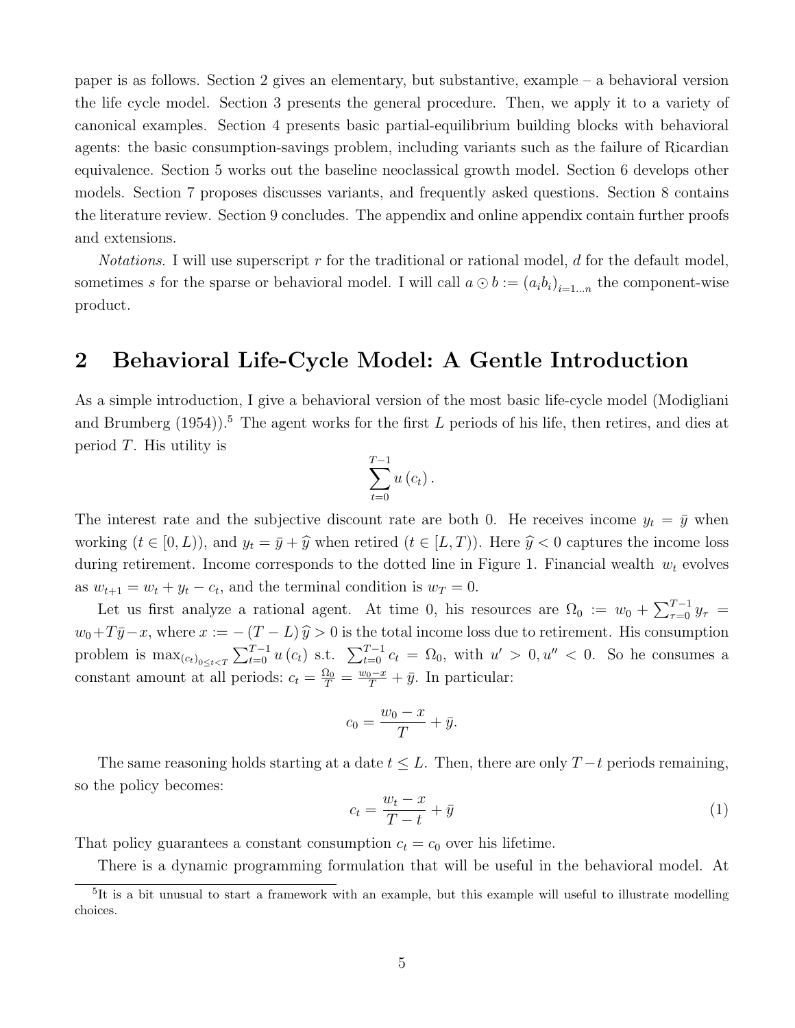paper is as follows. Section 2 gives an elementary, but substantive, example – a behavioral version the life cycle model. Section 3 presents the general procedure. Then, we apply it to a variety of canonical examples. Section 4 presents basic partial-equilibrium building blocks with behavioral agents: the basic consumption-savings problem, including variants such as the failure of Ricardian equivalence. Section 5 works out the baseline neoclassical growth model. Section 6 develops other models. Section 7 proposes discusses variants, and frequently asked questions. Section 8 contains the literature review. Section 9 concludes. The appendix and online appendix contain further proofs and extensions.

*Notations*. I will use superscript $r$ for the traditional or rational model, $d$ for the default model, sometimes $s$ for the sparse or behavioral model. I will call $a \odot b := (a_i b_i)_{i=1...n}$ the component-wise product.

## 2 Behavioral Life-Cycle Model: A Gentle Introduction

As a simple introduction, I give a behavioral version of the most basic life-cycle model (Modigliani and Brumberg (1954)).[5] The agent works for the first $L$ periods of his life, then retires, and dies at period $T$. His utility is

$$\sum_{t=0}^{T-1} u(c_t).$$

The interest rate and the subjective discount rate are both 0. He receives income $y_t = \bar{y}$ when working ($t \in [0, L)$), and $y_t = \bar{y} + \widehat{y}$ when retired ($t \in [L, T)$). Here $\widehat{y} < 0$ captures the income loss during retirement. Income corresponds to the dotted line in Figure 1. Financial wealth $w_t$ evolves as $w_{t+1} = w_t + y_t - c_t$, and the terminal condition is $w_T = 0$.

Let us first analyze a rational agent. At time 0, his resources are $\Omega_0 := w_0 + \sum_{\tau=0}^{T-1} y_\tau = w_0 + T\bar{y} - x$, where $x := -(T-L)\widehat{y} > 0$ is the total income loss due to retirement. His consumption problem is $\max_{(c_t)_{0 \le t < T}} \sum_{t=0}^{T-1} u(c_t)$ s.t. $\sum_{t=0}^{T-1} c_t = \Omega_0$, with $u' > 0, u'' < 0$. So he consumes a constant amount at all periods: $c_t = \frac{\Omega_0}{T} = \frac{w_0 - x}{T} + \bar{y}$. In particular:

$$c_0 = \frac{w_0 - x}{T} + \bar{y}.$$

The same reasoning holds starting at a date $t \le L$. Then, there are only $T - t$ periods remaining, so the policy becomes:

$$c_t = \frac{w_t - x}{T - t} + \bar{y} \tag{1}$$

That policy guarantees a constant consumption $c_t = c_0$ over his lifetime.

There is a dynamic programming formulation that will be useful in the behavioral model. At

[5] It is a bit unusual to start a framework with an example, but this example will useful to illustrate modelling choices.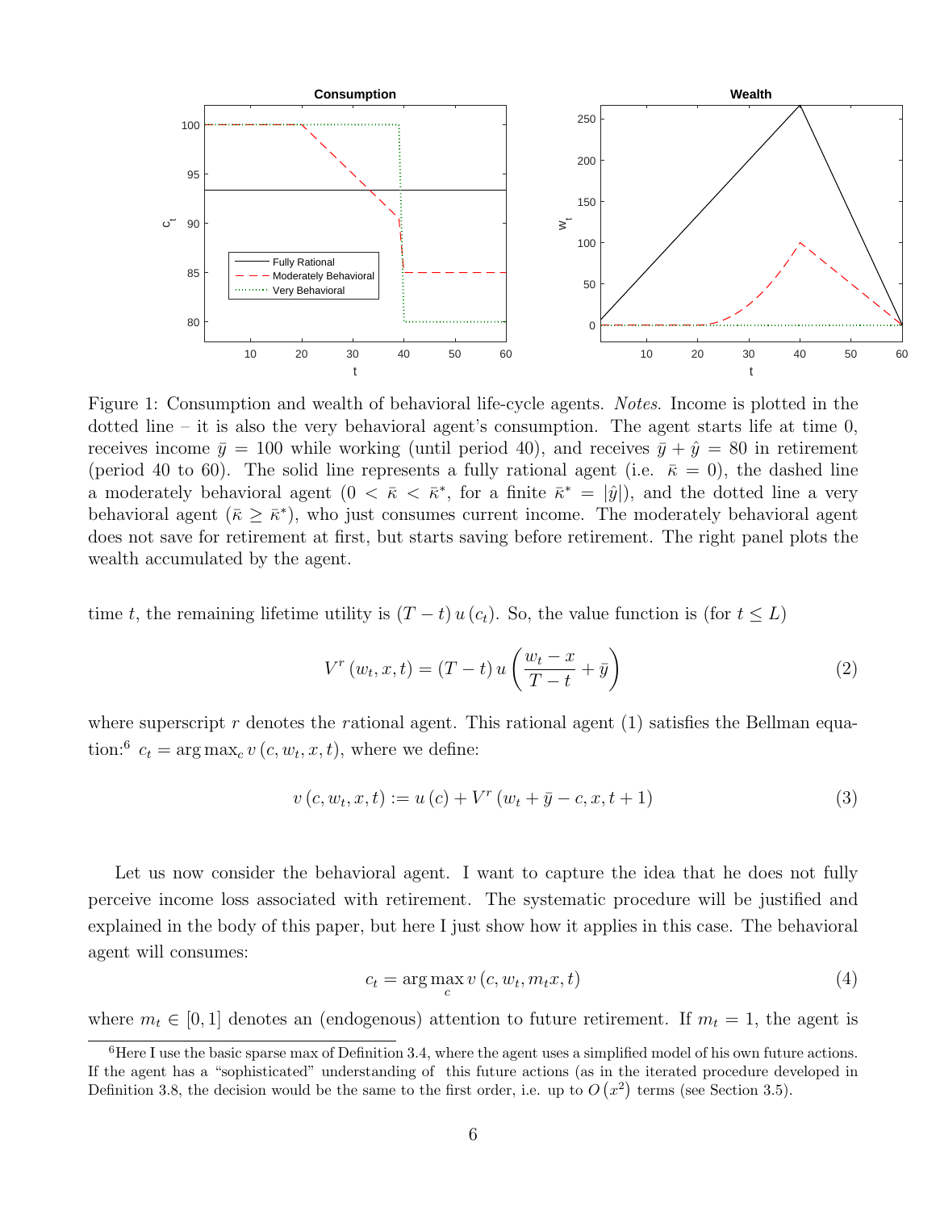Figure 1: Consumption and wealth of behavioral life-cycle agents. *Notes.* Income is plotted in the dotted line – it is also the very behavioral agent's consumption. The agent starts life at time 0, receives income $\bar{y} = 100$ while working (until period 40), and receives $\bar{y} + \hat{y} = 80$ in retirement (period 40 to 60). The solid line represents a fully rational agent (i.e. $\bar{\kappa} = 0$), the dashed line a moderately behavioral agent ($0 < \bar{\kappa} < \bar{\kappa}^*$, for a finite $\bar{\kappa}^* = |\hat{y}|$), and the dotted line a very behavioral agent ($\bar{\kappa} \geq \bar{\kappa}^*$), who just consumes current income. The moderately behavioral agent does not save for retirement at first, but starts saving before retirement. The right panel plots the wealth accumulated by the agent.

time $t$, the remaining lifetime utility is $(T-t)\,u(c_t)$. So, the value function is (for $t \leq L$)

$$V^r(w_t, x, t) = (T-t)\,u\left(\frac{w_t - x}{T-t} + \bar{y}\right) \tag{2}$$

where superscript $r$ denotes the $r$ational agent. This rational agent (1) satisfies the Bellman equation:[6] $c_t = \arg\max_c v(c, w_t, x, t)$, where we define:

$$v(c, w_t, x, t) := u(c) + V^r(w_t + \bar{y} - c, x, t+1) \tag{3}$$

Let us now consider the behavioral agent. I want to capture the idea that he does not fully perceive income loss associated with retirement. The systematic procedure will be justified and explained in the body of this paper, but here I just show how it applies in this case. The behavioral agent will consumes:

$$c_t = \arg\max_c v(c, w_t, m_t x, t) \tag{4}$$

where $m_t \in [0,1]$ denotes an (endogenous) attention to future retirement. If $m_t = 1$, the agent is

[6] Here I use the basic sparse max of Definition 3.4, where the agent uses a simplified model of his own future actions. If the agent has a "sophisticated" understanding of this future actions (as in the iterated procedure developed in Definition 3.8, the decision would be the same to the first order, i.e. up to $O(x^2)$ terms (see Section 3.5).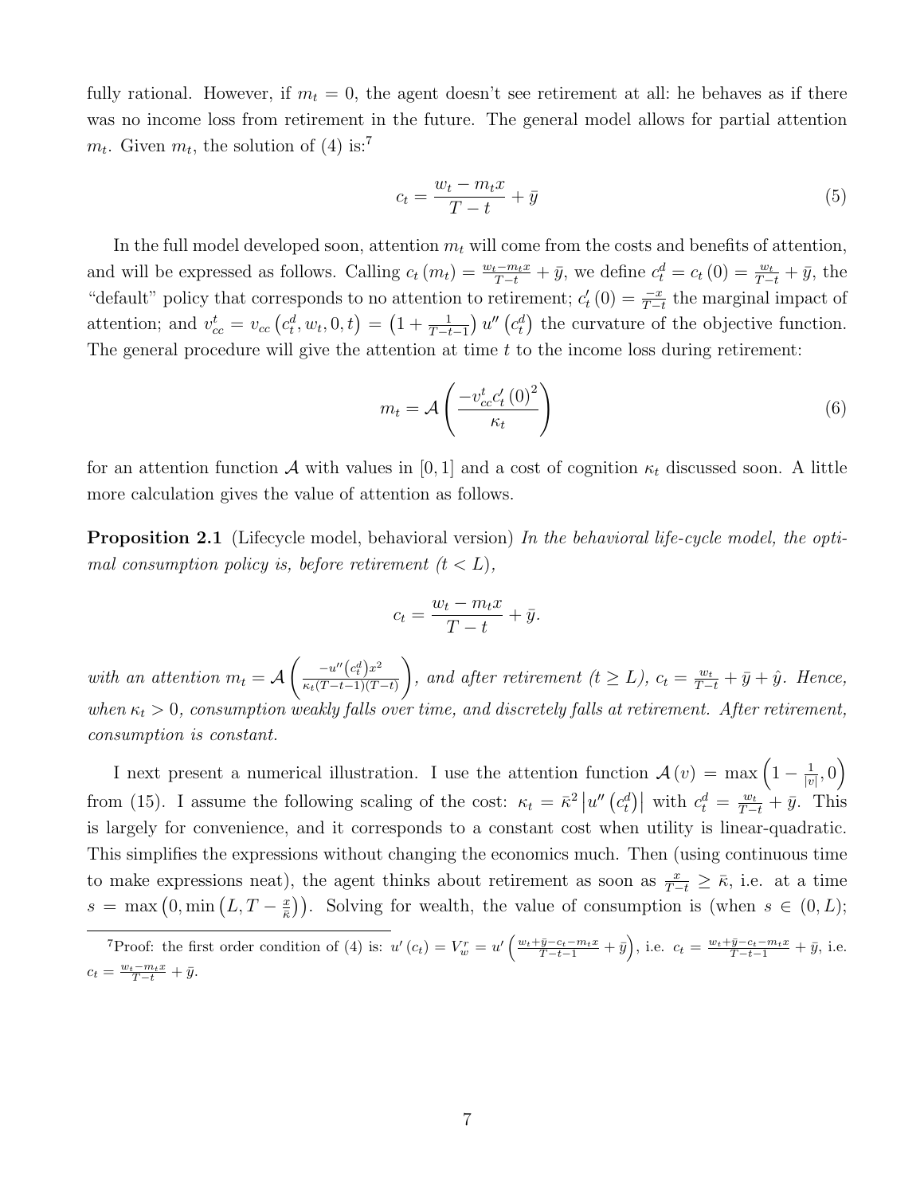fully rational. However, if $m_t = 0$, the agent doesn't see retirement at all: he behaves as if there was no income loss from retirement in the future. The general model allows for partial attention $m_t$. Given $m_t$, the solution of (4) is:[7]

$$c_t = \frac{w_t - m_t x}{T - t} + \bar{y} \tag{5}$$

In the full model developed soon, attention $m_t$ will come from the costs and benefits of attention, and will be expressed as follows. Calling $c_t(m_t) = \frac{w_t - m_t x}{T-t} + \bar{y}$, we define $c_t^d = c_t(0) = \frac{w_t}{T-t} + \bar{y}$, the "default" policy that corresponds to no attention to retirement; $c_t'(0) = \frac{-x}{T-t}$ the marginal impact of attention; and $v_{cc}^t = v_{cc}(c_t^d, w_t, 0, t) = \left(1 + \frac{1}{T-t-1}\right) u''(c_t^d)$ the curvature of the objective function. The general procedure will give the attention at time $t$ to the income loss during retirement:

$$m_t = \mathcal{A}\left(\frac{-v_{cc}^t c_t'(0)^2}{\kappa_t}\right) \tag{6}$$

for an attention function $\mathcal{A}$ with values in $[0,1]$ and a cost of cognition $\kappa_t$ discussed soon. A little more calculation gives the value of attention as follows.

**Proposition 2.1** (Lifecycle model, behavioral version) *In the behavioral life-cycle model, the optimal consumption policy is, before retirement ($t < L$),*

$$c_t = \frac{w_t - m_t x}{T - t} + \bar{y}.$$

*with an attention* $m_t = \mathcal{A}\left(\frac{-u''(c_t^d) x^2}{\kappa_t (T-t-1)(T-t)}\right)$, *and after retirement ($t \geq L$),* $c_t = \frac{w_t}{T-t} + \bar{y} + \hat{y}$. *Hence, when $\kappa_t > 0$, consumption weakly falls over time, and discretely falls at retirement. After retirement, consumption is constant.*

I next present a numerical illustration. I use the attention function $\mathcal{A}(v) = \max\left(1 - \frac{1}{|v|}, 0\right)$ from (15). I assume the following scaling of the cost: $\kappa_t = \bar{\kappa}^2 \left|u''(c_t^d)\right|$ with $c_t^d = \frac{w_t}{T-t} + \bar{y}$. This is largely for convenience, and it corresponds to a constant cost when utility is linear-quadratic. This simplifies the expressions without changing the economics much. Then (using continuous time to make expressions neat), the agent thinks about retirement as soon as $\frac{x}{T-t} \geq \bar{\kappa}$, i.e. at a time $s = \max\left(0, \min\left(L, T - \frac{x}{\bar{\kappa}}\right)\right)$. Solving for wealth, the value of consumption is (when $s \in (0, L)$;

[7]Proof: the first order condition of (4) is: $u'(c_t) = V_w^r = u'\left(\frac{w_t + \bar{y} - c_t - m_t x}{T-t-1} + \bar{y}\right)$, i.e. $c_t = \frac{w_t + \bar{y} - c_t - m_t x}{T-t-1} + \bar{y}$, i.e. $c_t = \frac{w_t - m_t x}{T-t} + \bar{y}$.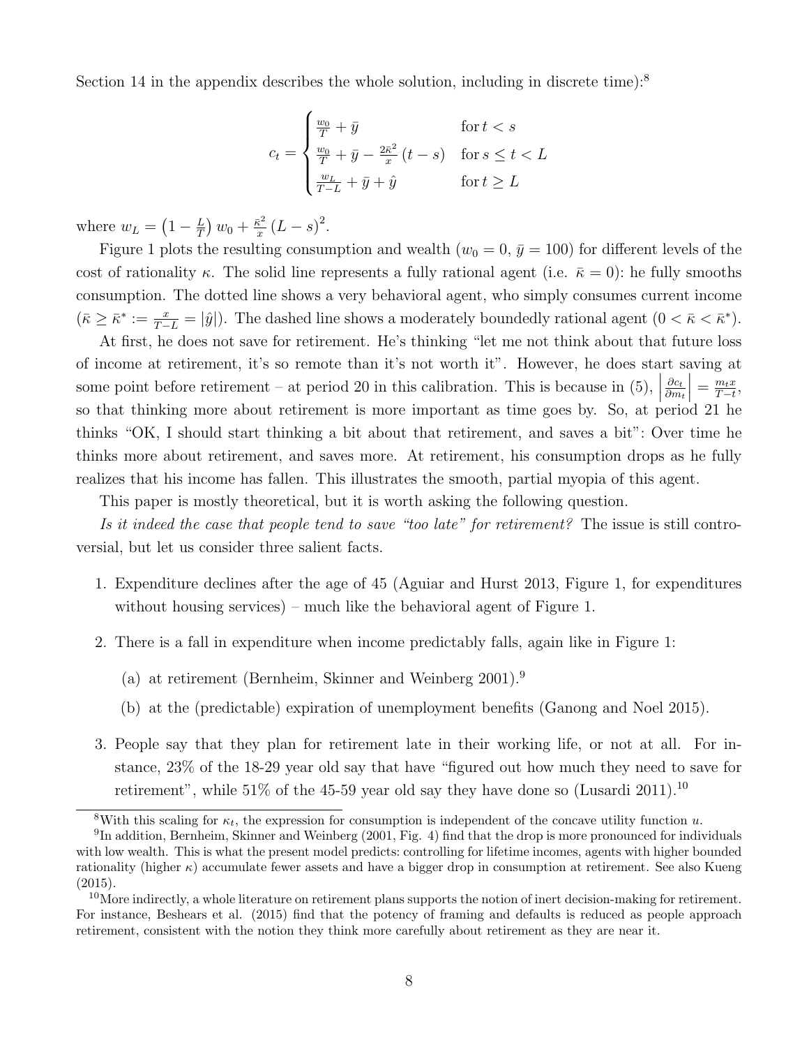Section 14 in the appendix describes the whole solution, including in discrete time):[8]

$$c_t = \begin{cases} \frac{w_0}{T} + \bar{y} & \text{for } t < s \\ \frac{w_0}{T} + \bar{y} - \frac{2\bar{\kappa}^2}{x}(t-s) & \text{for } s \leq t < L \\ \frac{w_L}{T-L} + \bar{y} + \hat{y} & \text{for } t \geq L \end{cases}$$

where $w_L = \left(1 - \frac{L}{T}\right) w_0 + \frac{\bar{\kappa}^2}{x}(L-s)^2$.

Figure 1 plots the resulting consumption and wealth ($w_0 = 0$, $\bar{y} = 100$) for different levels of the cost of rationality $\kappa$. The solid line represents a fully rational agent (i.e. $\bar{\kappa} = 0$): he fully smooths consumption. The dotted line shows a very behavioral agent, who simply consumes current income ($\bar{\kappa} \geq \bar{\kappa}^* := \frac{x}{T-L} = |\hat{y}|$). The dashed line shows a moderately boundedly rational agent ($0 < \bar{\kappa} < \bar{\kappa}^*$).

At first, he does not save for retirement. He's thinking "let me not think about that future loss of income at retirement, it's so remote than it's not worth it". However, he does start saving at some point before retirement – at period 20 in this calibration. This is because in (5), $\left|\frac{\partial c_t}{\partial m_t}\right| = \frac{m_t x}{T-t}$, so that thinking more about retirement is more important as time goes by. So, at period 21 he thinks "OK, I should start thinking a bit about that retirement, and saves a bit": Over time he thinks more about retirement, and saves more. At retirement, his consumption drops as he fully realizes that his income has fallen. This illustrates the smooth, partial myopia of this agent.

This paper is mostly theoretical, but it is worth asking the following question.

*Is it indeed the case that people tend to save "too late" for retirement?* The issue is still controversial, but let us consider three salient facts.

1. Expenditure declines after the age of 45 (Aguiar and Hurst 2013, Figure 1, for expenditures without housing services) – much like the behavioral agent of Figure 1.
2. There is a fall in expenditure when income predictably falls, again like in Figure 1:
   (a) at retirement (Bernheim, Skinner and Weinberg 2001).[9]
   (b) at the (predictable) expiration of unemployment benefits (Ganong and Noel 2015).
3. People say that they plan for retirement late in their working life, or not at all. For instance, 23% of the 18-29 year old say that have "figured out how much they need to save for retirement", while 51% of the 45-59 year old say they have done so (Lusardi 2011).[10]

[8] With this scaling for $\kappa_t$, the expression for consumption is independent of the concave utility function $u$.

[9] In addition, Bernheim, Skinner and Weinberg (2001, Fig. 4) find that the drop is more pronounced for individuals with low wealth. This is what the present model predicts: controlling for lifetime incomes, agents with higher bounded rationality (higher $\kappa$) accumulate fewer assets and have a bigger drop in consumption at retirement. See also Kueng (2015).

[10] More indirectly, a whole literature on retirement plans supports the notion of inert decision-making for retirement. For instance, Beshears et al. (2015) find that the potency of framing and defaults is reduced as people approach retirement, consistent with the notion they think more carefully about retirement as they are near it.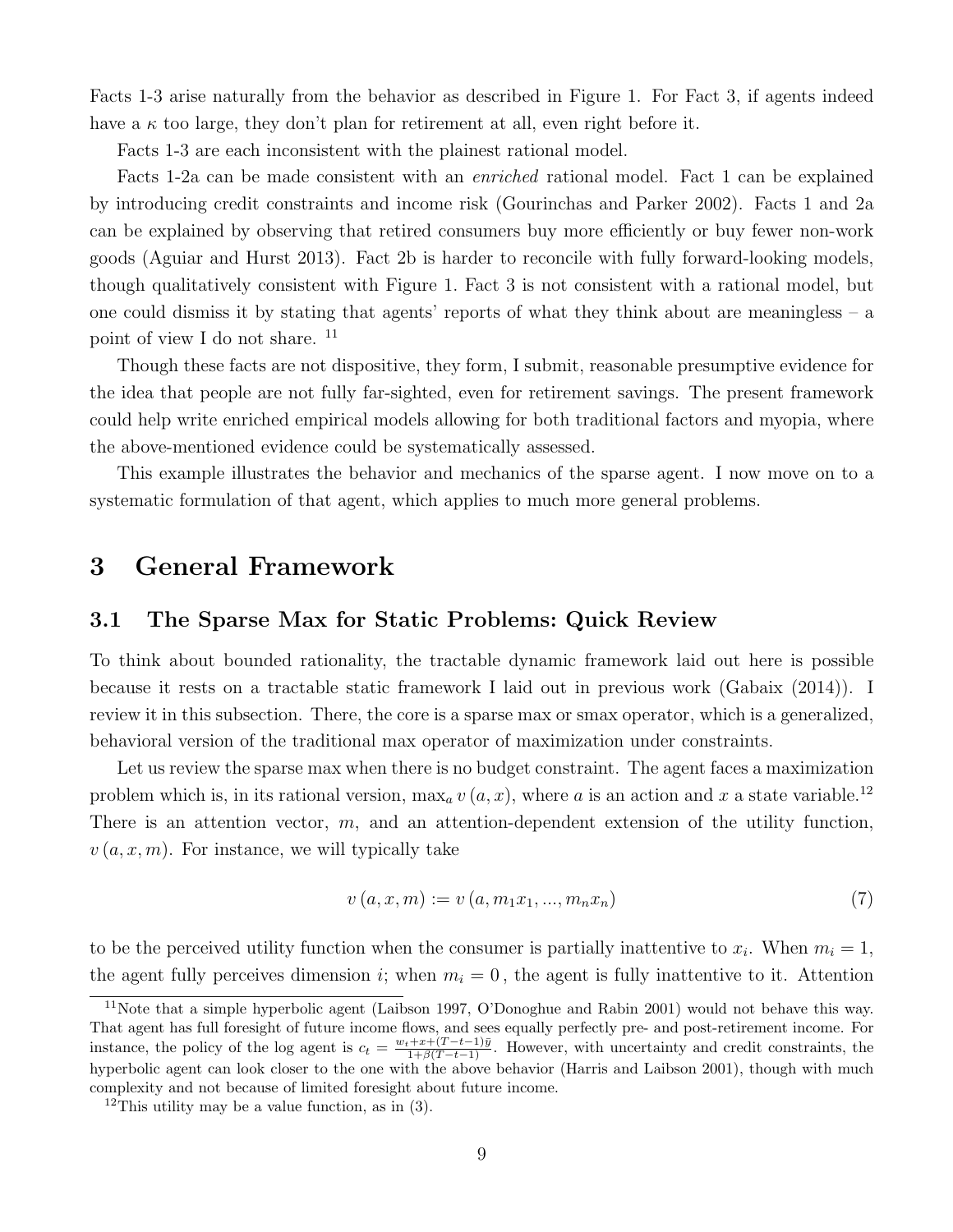Facts 1-3 arise naturally from the behavior as described in Figure 1. For Fact 3, if agents indeed have a $\kappa$ too large, they don't plan for retirement at all, even right before it.

Facts 1-3 are each inconsistent with the plainest rational model.

Facts 1-2a can be made consistent with an *enriched* rational model. Fact 1 can be explained by introducing credit constraints and income risk (Gourinchas and Parker 2002). Facts 1 and 2a can be explained by observing that retired consumers buy more efficiently or buy fewer non-work goods (Aguiar and Hurst 2013). Fact 2b is harder to reconcile with fully forward-looking models, though qualitatively consistent with Figure 1. Fact 3 is not consistent with a rational model, but one could dismiss it by stating that agents' reports of what they think about are meaningless – a point of view I do not share. [11]

Though these facts are not dispositive, they form, I submit, reasonable presumptive evidence for the idea that people are not fully far-sighted, even for retirement savings. The present framework could help write enriched empirical models allowing for both traditional factors and myopia, where the above-mentioned evidence could be systematically assessed.

This example illustrates the behavior and mechanics of the sparse agent. I now move on to a systematic formulation of that agent, which applies to much more general problems.

# 3 General Framework

## 3.1 The Sparse Max for Static Problems: Quick Review

To think about bounded rationality, the tractable dynamic framework laid out here is possible because it rests on a tractable static framework I laid out in previous work (Gabaix (2014)). I review it in this subsection. There, the core is a sparse max or smax operator, which is a generalized, behavioral version of the traditional max operator of maximization under constraints.

Let us review the sparse max when there is no budget constraint. The agent faces a maximization problem which is, in its rational version, $\max_a v(a, x)$, where $a$ is an action and $x$ a state variable.[12] There is an attention vector, $m$, and an attention-dependent extension of the utility function, $v(a, x, m)$. For instance, we will typically take

$$v(a, x, m) := v(a, m_1 x_1, ..., m_n x_n) \tag{7}$$

to be the perceived utility function when the consumer is partially inattentive to $x_i$. When $m_i = 1$, the agent fully perceives dimension $i$; when $m_i = 0$, the agent is fully inattentive to it. Attention

[11] Note that a simple hyperbolic agent (Laibson 1997, O'Donoghue and Rabin 2001) would not behave this way. That agent has full foresight of future income flows, and sees equally perfectly pre- and post-retirement income. For instance, the policy of the log agent is $c_t = \frac{w_t + x + (T-t-1)\bar{y}}{1+\beta(T-t-1)}$. However, with uncertainty and credit constraints, the hyperbolic agent can look closer to the one with the above behavior (Harris and Laibson 2001), though with much complexity and not because of limited foresight about future income.

[12] This utility may be a value function, as in (3).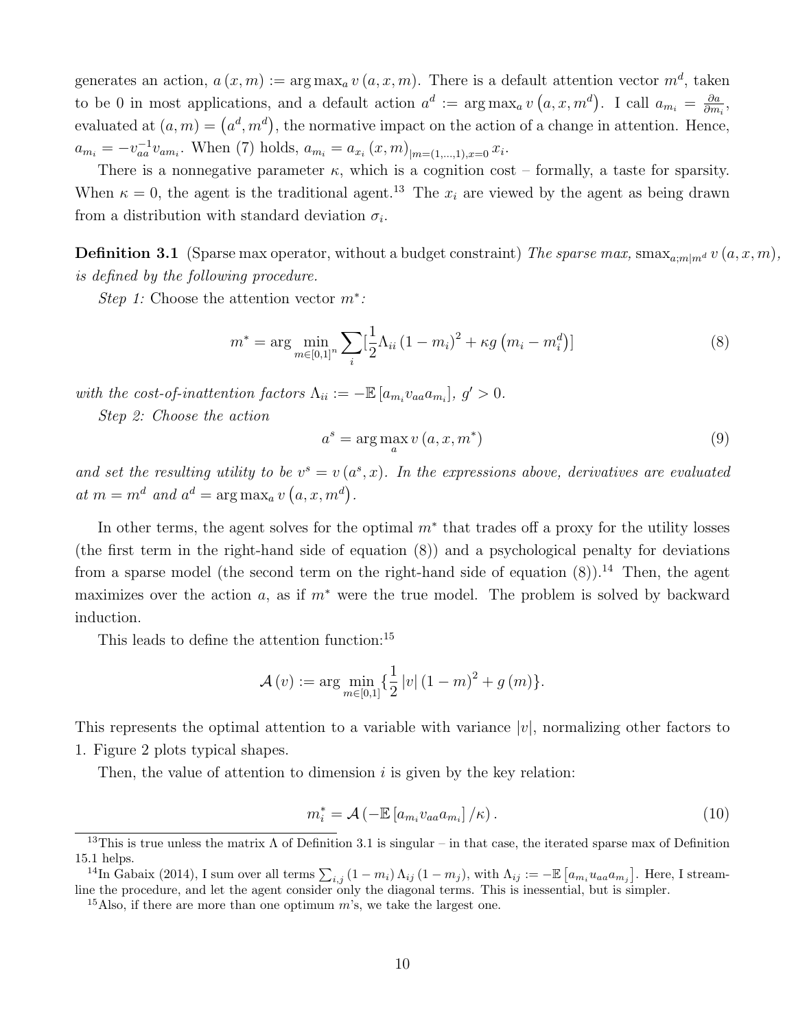generates an action, $a(x,m) := \arg\max_a v(a,x,m)$. There is a default attention vector $m^d$, taken to be 0 in most applications, and a default action $a^d := \arg\max_a v(a,x,m^d)$. I call $a_{m_i} = \frac{\partial a}{\partial m_i}$, evaluated at $(a,m) = (a^d, m^d)$, the normative impact on the action of a change in attention. Hence, $a_{m_i} = -v_{aa}^{-1} v_{am_i}$. When (7) holds, $a_{m_i} = a_{x_i}(x,m)_{|m=(1,\dots,1),x=0}\, x_i$.

There is a nonnegative parameter $\kappa$, which is a cognition cost – formally, a taste for sparsity. When $\kappa = 0$, the agent is the traditional agent.[13] The $x_i$ are viewed by the agent as being drawn from a distribution with standard deviation $\sigma_i$.

**Definition 3.1** (Sparse max operator, without a budget constraint) *The sparse max,* $\text{smax}_{a;m|m^d}\, v(a,x,m)$, *is defined by the following procedure.*

*Step 1:* Choose the attention vector $m^*$*:*

$$m^* = \arg\min_{m\in[0,1]^n} \sum_i [\frac{1}{2}\Lambda_{ii}(1-m_i)^2 + \kappa g(m_i - m_i^d)] \tag{8}$$

*with the cost-of-inattention factors* $\Lambda_{ii} := -\mathbb{E}[a_{m_i} v_{aa} a_{m_i}]$, $g' > 0$.

*Step 2: Choose the action*

$$a^s = \arg\max_a v(a,x,m^*) \tag{9}$$

*and set the resulting utility to be* $v^s = v(a^s, x)$. *In the expressions above, derivatives are evaluated at* $m = m^d$ *and* $a^d = \arg\max_a v(a,x,m^d)$.

In other terms, the agent solves for the optimal $m^*$ that trades off a proxy for the utility losses (the first term in the right-hand side of equation (8)) and a psychological penalty for deviations from a sparse model (the second term on the right-hand side of equation (8)).[14] Then, the agent maximizes over the action $a$, as if $m^*$ were the true model. The problem is solved by backward induction.

This leads to define the attention function:[15]

$$\mathcal{A}(v) := \arg\min_{m\in[0,1]} \{\frac{1}{2}|v|(1-m)^2 + g(m)\}.$$

This represents the optimal attention to a variable with variance $|v|$, normalizing other factors to 1. Figure 2 plots typical shapes.

Then, the value of attention to dimension $i$ is given by the key relation:

$$m_i^* = \mathcal{A}(-\mathbb{E}[a_{m_i} v_{aa} a_{m_i}]/\kappa). \tag{10}$$

---

[13] This is true unless the matrix $\Lambda$ of Definition 3.1 is singular – in that case, the iterated sparse max of Definition 15.1 helps.

[14] In Gabaix (2014), I sum over all terms $\sum_{i,j}(1-m_i)\Lambda_{ij}(1-m_j)$, with $\Lambda_{ij} := -\mathbb{E}[a_{m_i} u_{aa} a_{m_j}]$. Here, I streamline the procedure, and let the agent consider only the diagonal terms. This is inessential, but is simpler.

[15] Also, if there are more than one optimum $m$'s, we take the largest one.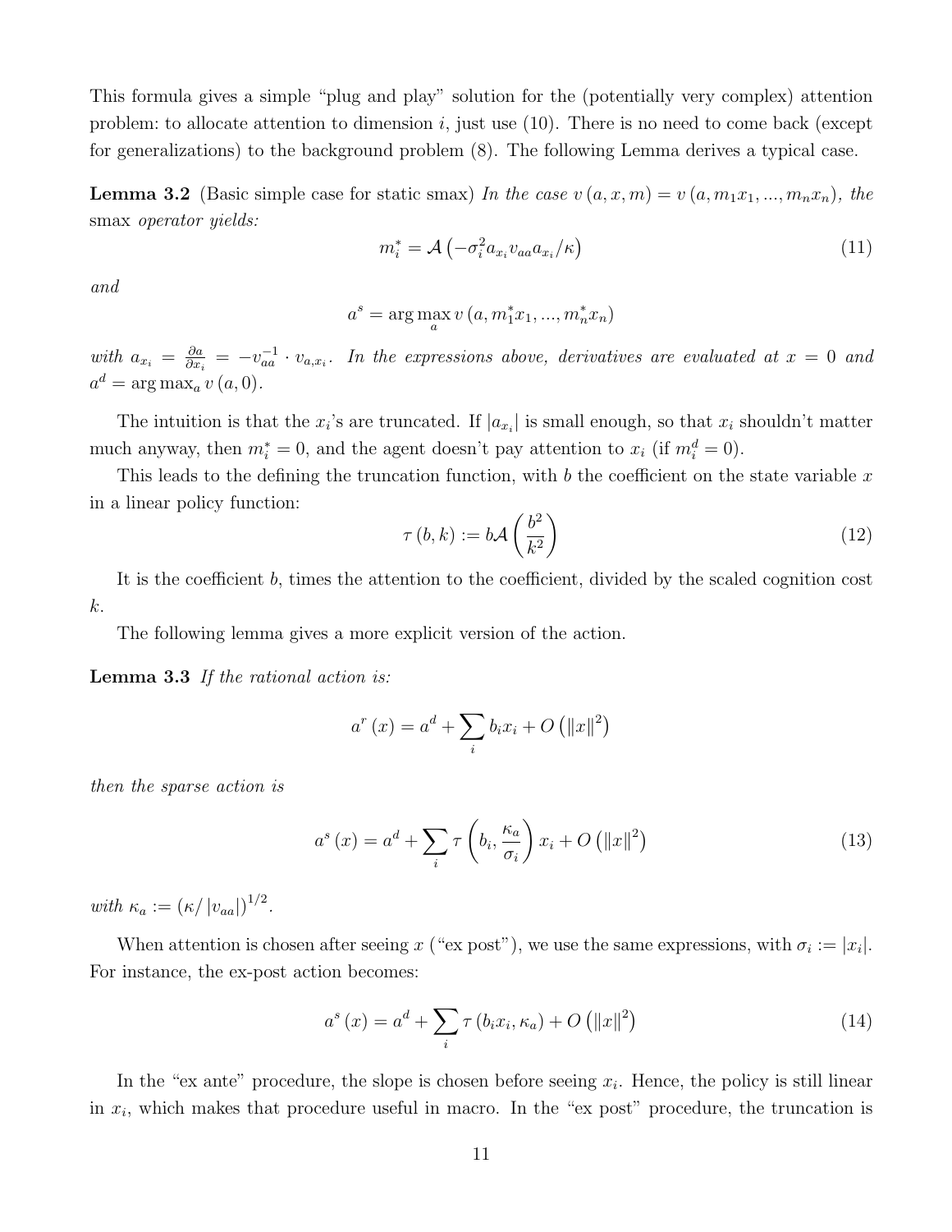This formula gives a simple "plug and play" solution for the (potentially very complex) attention problem: to allocate attention to dimension $i$, just use (10). There is no need to come back (except for generalizations) to the background problem (8). The following Lemma derives a typical case.

**Lemma 3.2** (Basic simple case for static smax) *In the case $v(a,x,m) = v(a, m_1 x_1, ..., m_n x_n)$, the* smax *operator yields:*

$$m_i^* = \mathcal{A}\left(-\sigma_i^2 a_{x_i} v_{aa} a_{x_i}/\kappa\right) \tag{11}$$

*and*

$$a^s = \arg\max_a v\left(a, m_1^* x_1, ..., m_n^* x_n\right)$$

*with $a_{x_i} = \frac{\partial a}{\partial x_i} = -v_{aa}^{-1} \cdot v_{a,x_i}$. In the expressions above, derivatives are evaluated at $x = 0$ and $a^d = \arg\max_a v(a,0)$.*

The intuition is that the $x_i$'s are truncated. If $|a_{x_i}|$ is small enough, so that $x_i$ shouldn't matter much anyway, then $m_i^* = 0$, and the agent doesn't pay attention to $x_i$ (if $m_i^d = 0$).

This leads to the defining the truncation function, with $b$ the coefficient on the state variable $x$ in a linear policy function:

$$\tau(b,k) := b\mathcal{A}\left(\frac{b^2}{k^2}\right) \tag{12}$$

It is the coefficient $b$, times the attention to the coefficient, divided by the scaled cognition cost $k$.

The following lemma gives a more explicit version of the action.

**Lemma 3.3** *If the rational action is:*

$$a^r(x) = a^d + \sum_i b_i x_i + O\left(\|x\|^2\right)$$

*then the sparse action is*

$$a^s(x) = a^d + \sum_i \tau\left(b_i, \frac{\kappa_a}{\sigma_i}\right) x_i + O\left(\|x\|^2\right) \tag{13}$$

*with $\kappa_a := \left(\kappa/|v_{aa}|\right)^{1/2}$.*

When attention is chosen after seeing $x$ ("ex post"), we use the same expressions, with $\sigma_i := |x_i|$. For instance, the ex-post action becomes:

$$a^s(x) = a^d + \sum_i \tau\left(b_i x_i, \kappa_a\right) + O\left(\|x\|^2\right) \tag{14}$$

In the "ex ante" procedure, the slope is chosen before seeing $x_i$. Hence, the policy is still linear in $x_i$, which makes that procedure useful in macro. In the "ex post" procedure, the truncation is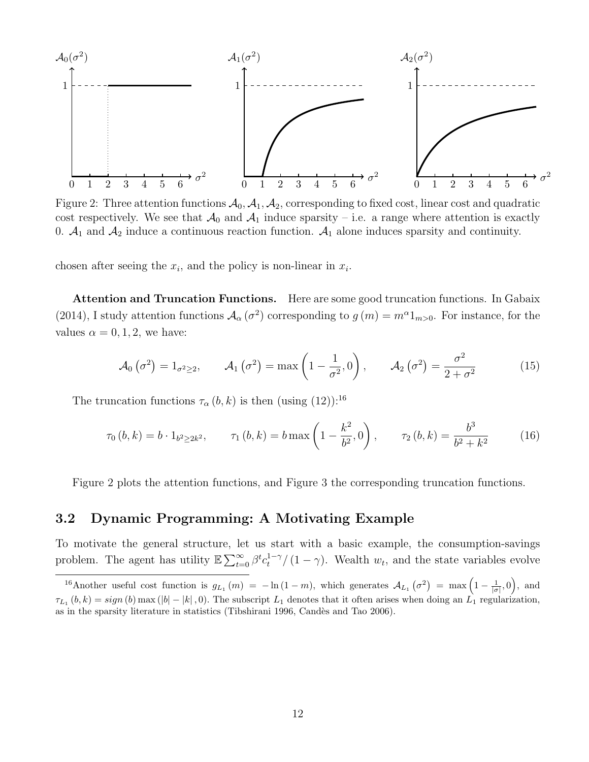Figure 2: Three attention functions $\mathcal{A}_0, \mathcal{A}_1, \mathcal{A}_2$, corresponding to fixed cost, linear cost and quadratic cost respectively. We see that $\mathcal{A}_0$ and $\mathcal{A}_1$ induce sparsity – i.e. a range where attention is exactly 0. $\mathcal{A}_1$ and $\mathcal{A}_2$ induce a continuous reaction function. $\mathcal{A}_1$ alone induces sparsity and continuity.

chosen after seeing the $x_i$, and the policy is non-linear in $x_i$.

**Attention and Truncation Functions.** Here are some good truncation functions. In Gabaix (2014), I study attention functions $\mathcal{A}_\alpha(\sigma^2)$ corresponding to $g(m) = m^\alpha 1_{m>0}$. For instance, for the values $\alpha = 0, 1, 2$, we have:

$$\mathcal{A}_0(\sigma^2) = 1_{\sigma^2 \geq 2}, \qquad \mathcal{A}_1(\sigma^2) = \max\left(1 - \frac{1}{\sigma^2}, 0\right), \qquad \mathcal{A}_2(\sigma^2) = \frac{\sigma^2}{2 + \sigma^2} \tag{15}$$

The truncation functions $\tau_\alpha(b, k)$ is then (using (12)):[16]

$$\tau_0(b, k) = b \cdot 1_{b^2 \geq 2k^2}, \qquad \tau_1(b, k) = b \max\left(1 - \frac{k^2}{b^2}, 0\right), \qquad \tau_2(b, k) = \frac{b^3}{b^2 + k^2} \tag{16}$$

Figure 2 plots the attention functions, and Figure 3 the corresponding truncation functions.

## 3.2 Dynamic Programming: A Motivating Example

To motivate the general structure, let us start with a basic example, the consumption-savings problem. The agent has utility $\mathbb{E}\sum_{t=0}^{\infty} \beta^t c_t^{1-\gamma}/(1-\gamma)$. Wealth $w_t$, and the state variables evolve

[16] Another useful cost function is $g_{L_1}(m) = -\ln(1-m)$, which generates $\mathcal{A}_{L_1}(\sigma^2) = \max\left(1 - \frac{1}{|\sigma|}, 0\right)$, and $\tau_{L_1}(b, k) = sign(b) \max(|b| - |k|, 0)$. The subscript $L_1$ denotes that it often arises when doing an $L_1$ regularization, as in the sparsity literature in statistics (Tibshirani 1996, Candès and Tao 2006).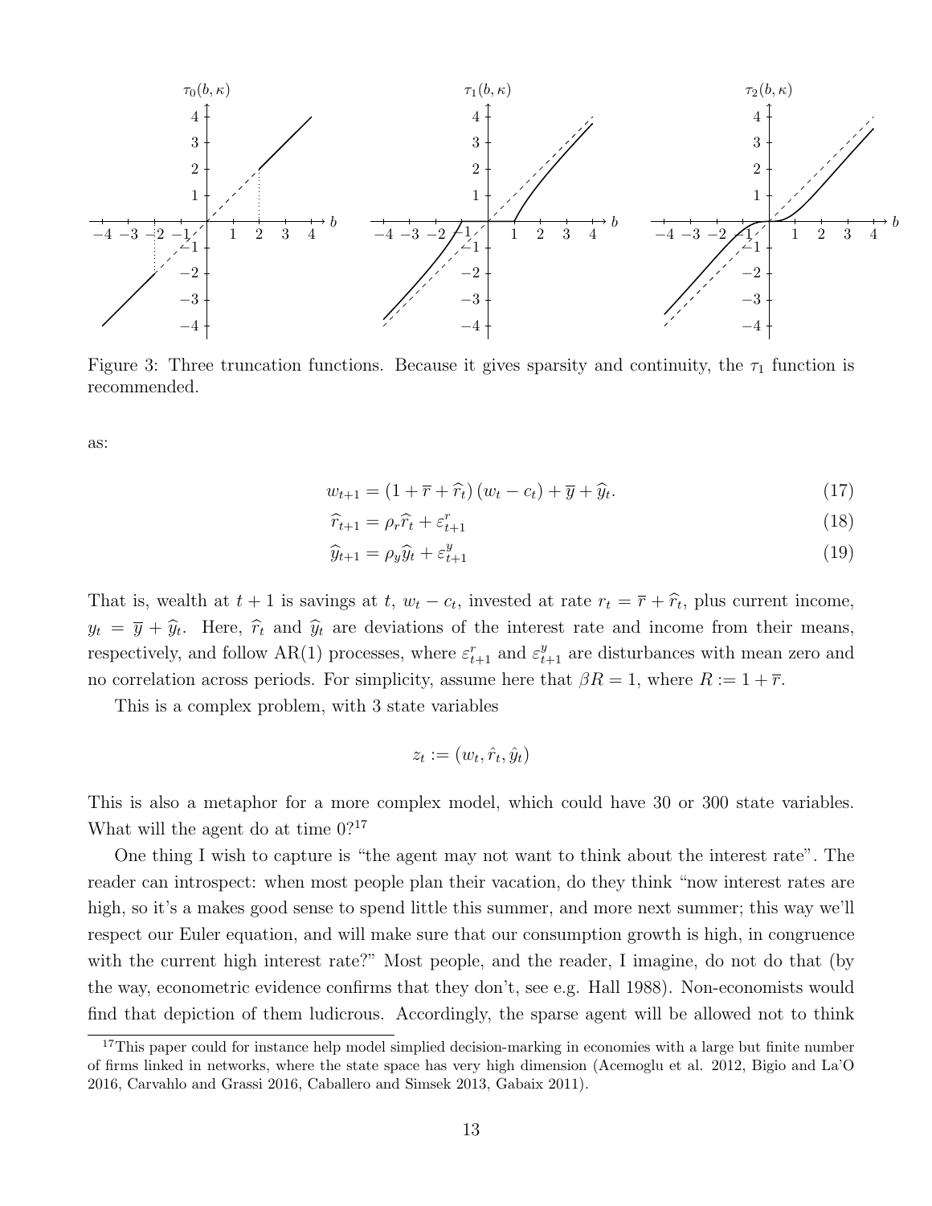Figure 3: Three truncation functions. Because it gives sparsity and continuity, the $\tau_1$ function is recommended.

as:

$$w_{t+1} = \left(1 + \overline{r} + \widehat{r}_t\right)\left(w_t - c_t\right) + \overline{y} + \widehat{y}_t. \tag{17}$$

$$\widehat{r}_{t+1} = \rho_r \widehat{r}_t + \varepsilon^r_{t+1} \tag{18}$$

$$\widehat{y}_{t+1} = \rho_y \widehat{y}_t + \varepsilon^y_{t+1} \tag{19}$$

That is, wealth at $t+1$ is savings at $t$, $w_t - c_t$, invested at rate $r_t = \overline{r} + \widehat{r}_t$, plus current income, $y_t = \overline{y} + \widehat{y}_t$. Here, $\widehat{r}_t$ and $\widehat{y}_t$ are deviations of the interest rate and income from their means, respectively, and follow AR(1) processes, where $\varepsilon^r_{t+1}$ and $\varepsilon^y_{t+1}$ are disturbances with mean zero and no correlation across periods. For simplicity, assume here that $\beta R = 1$, where $R := 1 + \overline{r}$.

This is a complex problem, with 3 state variables

$$z_t := (w_t, \hat{r}_t, \hat{y}_t)$$

This is also a metaphor for a more complex model, which could have 30 or 300 state variables. What will the agent do at time 0?[17]

One thing I wish to capture is "the agent may not want to think about the interest rate". The reader can introspect: when most people plan their vacation, do they think "now interest rates are high, so it's a makes good sense to spend little this summer, and more next summer; this way we'll respect our Euler equation, and will make sure that our consumption growth is high, in congruence with the current high interest rate?" Most people, and the reader, I imagine, do not do that (by the way, econometric evidence confirms that they don't, see e.g. Hall 1988). Non-economists would find that depiction of them ludicrous. Accordingly, the sparse agent will be allowed not to think

[17] This paper could for instance help model simplied decision-marking in economies with a large but finite number of firms linked in networks, where the state space has very high dimension (Acemoglu et al. 2012, Bigio and La'O 2016, Carvahlo and Grassi 2016, Caballero and Simsek 2013, Gabaix 2011).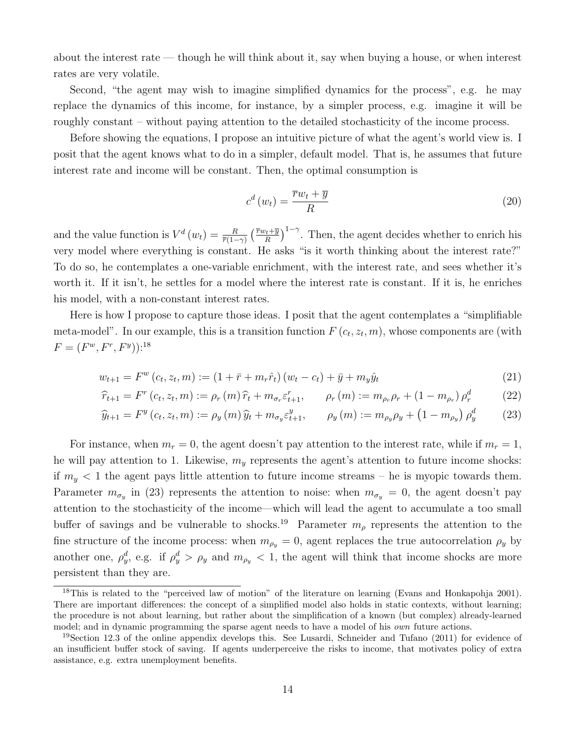about the interest rate — though he will think about it, say when buying a house, or when interest rates are very volatile.

Second, "the agent may wish to imagine simplified dynamics for the process", e.g. he may replace the dynamics of this income, for instance, by a simpler process, e.g. imagine it will be roughly constant – without paying attention to the detailed stochasticity of the income process.

Before showing the equations, I propose an intuitive picture of what the agent's world view is. I posit that the agent knows what to do in a simpler, default model. That is, he assumes that future interest rate and income will be constant. Then, the optimal consumption is

$$c^d(w_t) = \frac{\overline{r}w_t + \overline{y}}{R} \tag{20}$$

and the value function is $V^d(w_t) = \frac{R}{\overline{r}(1-\gamma)}\left(\frac{\overline{r}w_t+\overline{y}}{R}\right)^{1-\gamma}$. Then, the agent decides whether to enrich his very model where everything is constant. He asks "is it worth thinking about the interest rate?" To do so, he contemplates a one-variable enrichment, with the interest rate, and sees whether it's worth it. If it isn't, he settles for a model where the interest rate is constant. If it is, he enriches his model, with a non-constant interest rates.

Here is how I propose to capture those ideas. I posit that the agent contemplates a "simplifiable meta-model". In our example, this is a transition function $F(c_t, z_t, m)$, whose components are (with $F = (F^w, F^r, F^y)$):[18]

$$w_{t+1} = F^w(c_t, z_t, m) := (1 + \bar{r} + m_r \hat{r}_t)(w_t - c_t) + \bar{y} + m_y \hat{y}_t \tag{21}$$

$$\widehat{r}_{t+1} = F^r(c_t, z_t, m) := \rho_r(m)\,\widehat{r}_t + m_{\sigma_r}\varepsilon^r_{t+1}, \qquad \rho_r(m) := m_{\rho_r}\rho_r + (1 - m_{\rho_r})\,\rho^d_r \tag{22}$$

$$\widehat{y}_{t+1} = F^y(c_t, z_t, m) := \rho_y(m)\,\widehat{y}_t + m_{\sigma_y}\varepsilon^y_{t+1}, \qquad \rho_y(m) := m_{\rho_y}\rho_y + \left(1 - m_{\rho_y}\right)\rho^d_y \tag{23}$$

For instance, when $m_r = 0$, the agent doesn't pay attention to the interest rate, while if $m_r = 1$, he will pay attention to 1. Likewise, $m_y$ represents the agent's attention to future income shocks: if $m_y < 1$ the agent pays little attention to future income streams – he is myopic towards them. Parameter $m_{\sigma_y}$ in (23) represents the attention to noise: when $m_{\sigma_y} = 0$, the agent doesn't pay attention to the stochasticity of the income—which will lead the agent to accumulate a too small buffer of savings and be vulnerable to shocks.[19] Parameter $m_\rho$ represents the attention to the fine structure of the income process: when $m_{\rho_y} = 0$, agent replaces the true autocorrelation $\rho_y$ by another one, $\rho^d_y$, e.g. if $\rho^d_y > \rho_y$ and $m_{\rho_y} < 1$, the agent will think that income shocks are more persistent than they are.

[18] This is related to the "perceived law of motion" of the literature on learning (Evans and Honkapohja 2001). There are important differences: the concept of a simplified model also holds in static contexts, without learning; the procedure is not about learning, but rather about the simplification of a known (but complex) already-learned model; and in dynamic programming the sparse agent needs to have a model of his *own* future actions.

[19] Section 12.3 of the online appendix develops this. See Lusardi, Schneider and Tufano (2011) for evidence of an insufficient buffer stock of saving. If agents underperceive the risks to income, that motivates policy of extra assistance, e.g. extra unemployment benefits.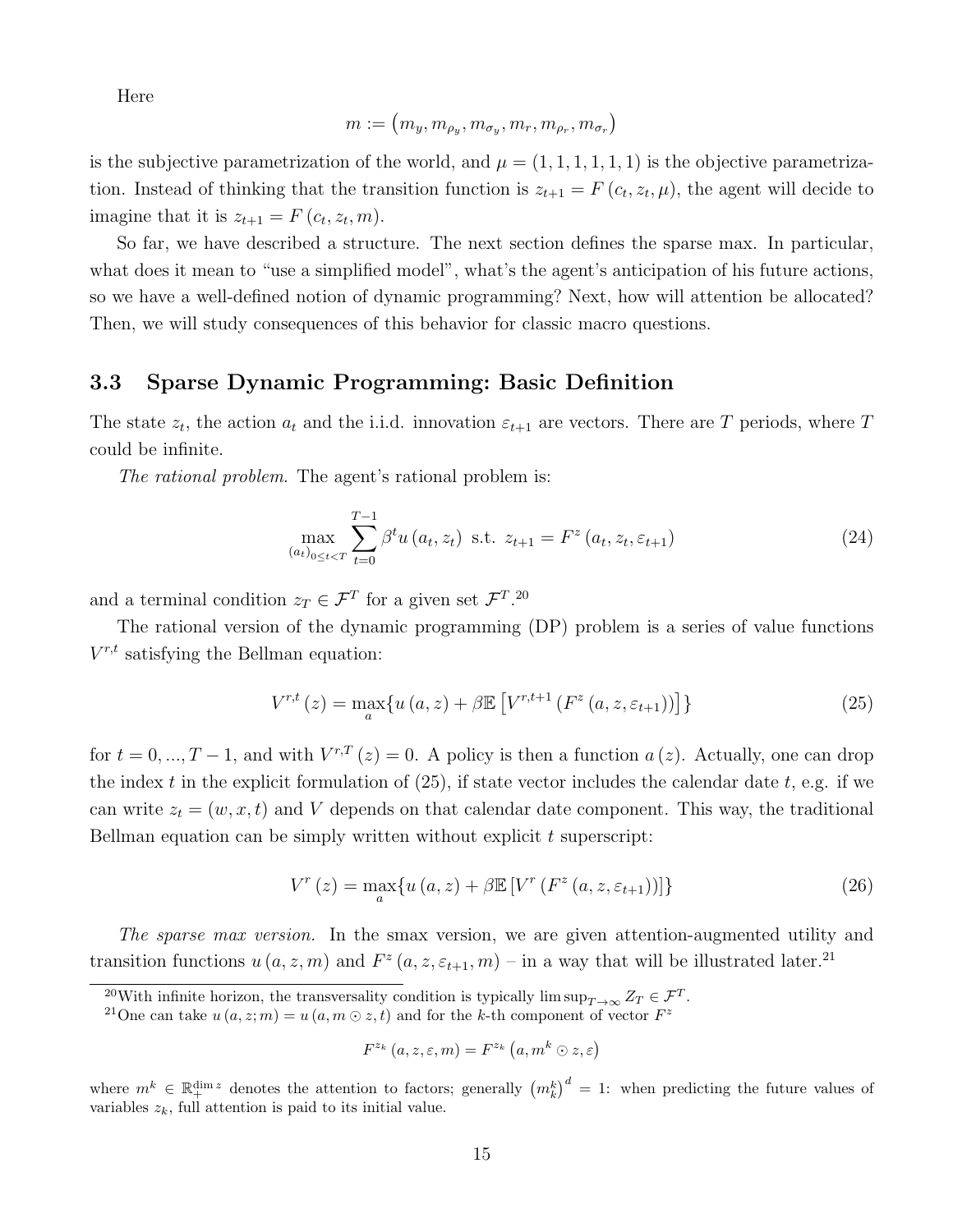Here

$$m := \left(m_y, m_{\rho_y}, m_{\sigma_y}, m_r, m_{\rho_r}, m_{\sigma_r}\right)$$

is the subjective parametrization of the world, and $\mu = (1,1,1,1,1,1)$ is the objective parametrization. Instead of thinking that the transition function is $z_{t+1} = F(c_t, z_t, \mu)$, the agent will decide to imagine that it is $z_{t+1} = F(c_t, z_t, m)$.

So far, we have described a structure. The next section defines the sparse max. In particular, what does it mean to "use a simplified model", what's the agent's anticipation of his future actions, so we have a well-defined notion of dynamic programming? Next, how will attention be allocated? Then, we will study consequences of this behavior for classic macro questions.

### 3.3 Sparse Dynamic Programming: Basic Definition

The state $z_t$, the action $a_t$ and the i.i.d. innovation $\varepsilon_{t+1}$ are vectors. There are $T$ periods, where $T$ could be infinite.

*The rational problem.* The agent's rational problem is:

$$\max_{(a_t)_{0 \le t < T}} \sum_{t=0}^{T-1} \beta^t u(a_t, z_t) \text{ s.t. } z_{t+1} = F^z(a_t, z_t, \varepsilon_{t+1}) \tag{24}$$

and a terminal condition $z_T \in \mathcal{F}^T$ for a given set $\mathcal{F}^T$.[20]

The rational version of the dynamic programming (DP) problem is a series of value functions $V^{r,t}$ satisfying the Bellman equation:

$$V^{r,t}(z) = \max_a \{ u(a,z) + \beta \mathbb{E}\left[V^{r,t+1}\left(F^z(a,z,\varepsilon_{t+1})\right)\right] \} \tag{25}$$

for $t = 0, ..., T-1$, and with $V^{r,T}(z) = 0$. A policy is then a function $a(z)$. Actually, one can drop the index $t$ in the explicit formulation of (25), if state vector includes the calendar date $t$, e.g. if we can write $z_t = (w, x, t)$ and $V$ depends on that calendar date component. This way, the traditional Bellman equation can be simply written without explicit $t$ superscript:

$$V^r(z) = \max_a \{ u(a,z) + \beta \mathbb{E}\left[V^r\left(F^z(a,z,\varepsilon_{t+1})\right)\right] \} \tag{26}$$

*The sparse max version.* In the smax version, we are given attention-augmented utility and transition functions $u(a,z,m)$ and $F^z(a,z,\varepsilon_{t+1},m)$ – in a way that will be illustrated later.[21]

[20] With infinite horizon, the transversality condition is typically $\limsup_{T\to\infty} Z_T \in \mathcal{F}^T$.

[21] One can take $u(a,z;m) = u(a, m \odot z, t)$ and for the $k$-th component of vector $F^z$

$$F^{z_k}(a,z,\varepsilon,m) = F^{z_k}\left(a, m^k \odot z, \varepsilon\right)$$

where $m^k \in \mathbb{R}_+^{\dim z}$ denotes the attention to factors; generally $\left(m_k^k\right)^d = 1$: when predicting the future values of variables $z_k$, full attention is paid to its initial value.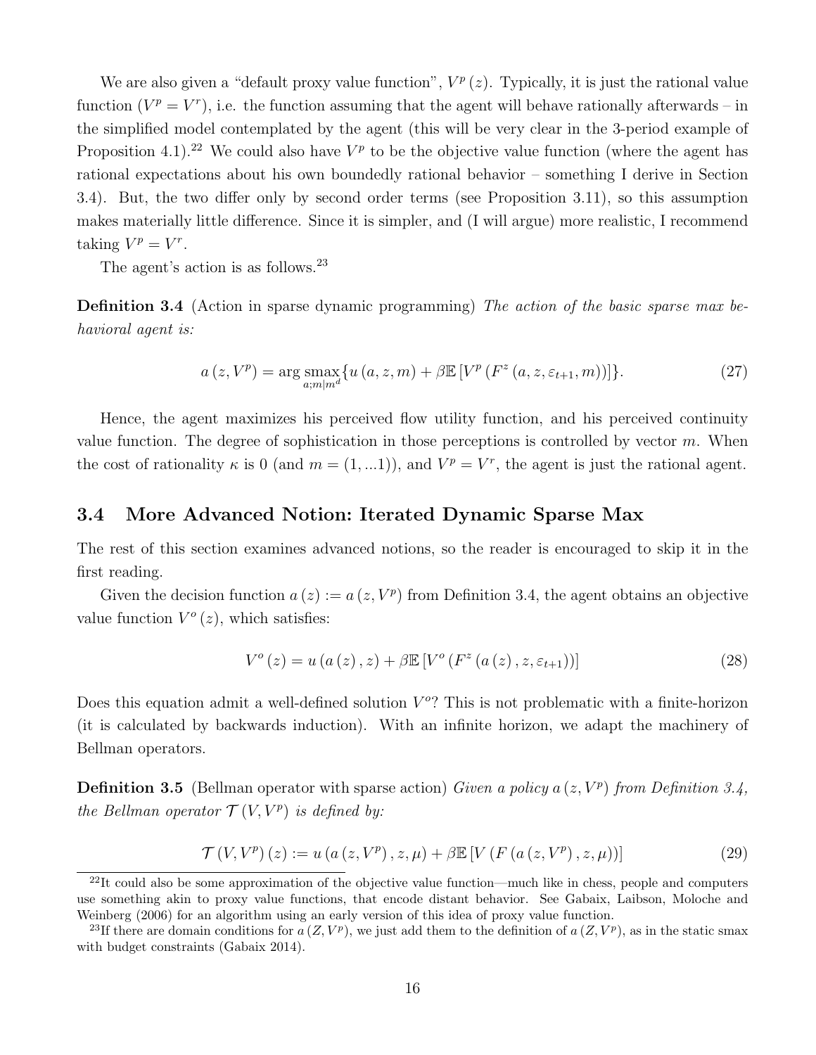We are also given a "default proxy value function", $V^p(z)$. Typically, it is just the rational value function ($V^p = V^r$), i.e. the function assuming that the agent will behave rationally afterwards – in the simplified model contemplated by the agent (this will be very clear in the 3-period example of Proposition 4.1).[22] We could also have $V^p$ to be the objective value function (where the agent has rational expectations about his own boundedly rational behavior – something I derive in Section 3.4). But, the two differ only by second order terms (see Proposition 3.11), so this assumption makes materially little difference. Since it is simpler, and (I will argue) more realistic, I recommend taking $V^p = V^r$.

The agent's action is as follows.[23]

**Definition 3.4** (Action in sparse dynamic programming) *The action of the basic sparse max behavioral agent is:*

$$a(z, V^p) = \arg \underset{a;m|m^d}{\operatorname{smax}} \{u(a, z, m) + \beta \mathbb{E}[V^p(F^z(a, z, \varepsilon_{t+1}, m))]\}. \tag{27}$$

Hence, the agent maximizes his perceived flow utility function, and his perceived continuity value function. The degree of sophistication in those perceptions is controlled by vector $m$. When the cost of rationality $\kappa$ is 0 (and $m = (1, ...1)$), and $V^p = V^r$, the agent is just the rational agent.

## 3.4 More Advanced Notion: Iterated Dynamic Sparse Max

The rest of this section examines advanced notions, so the reader is encouraged to skip it in the first reading.

Given the decision function $a(z) := a(z, V^p)$ from Definition 3.4, the agent obtains an objective value function $V^o(z)$, which satisfies:

$$V^o(z) = u(a(z), z) + \beta \mathbb{E}[V^o(F^z(a(z), z, \varepsilon_{t+1}))] \tag{28}$$

Does this equation admit a well-defined solution $V^o$? This is not problematic with a finite-horizon (it is calculated by backwards induction). With an infinite horizon, we adapt the machinery of Bellman operators.

**Definition 3.5** (Bellman operator with sparse action) *Given a policy $a(z, V^p)$ from Definition 3.4, the Bellman operator $\mathcal{T}(V, V^p)$ is defined by:*

$$\mathcal{T}(V, V^p)(z) := u(a(z, V^p), z, \mu) + \beta \mathbb{E}[V(F(a(z, V^p), z, \mu))] \tag{29}$$

[22] It could also be some approximation of the objective value function—much like in chess, people and computers use something akin to proxy value functions, that encode distant behavior. See Gabaix, Laibson, Moloche and Weinberg (2006) for an algorithm using an early version of this idea of proxy value function.

[23] If there are domain conditions for $a(Z, V^p)$, we just add them to the definition of $a(Z, V^p)$, as in the static smax with budget constraints (Gabaix 2014).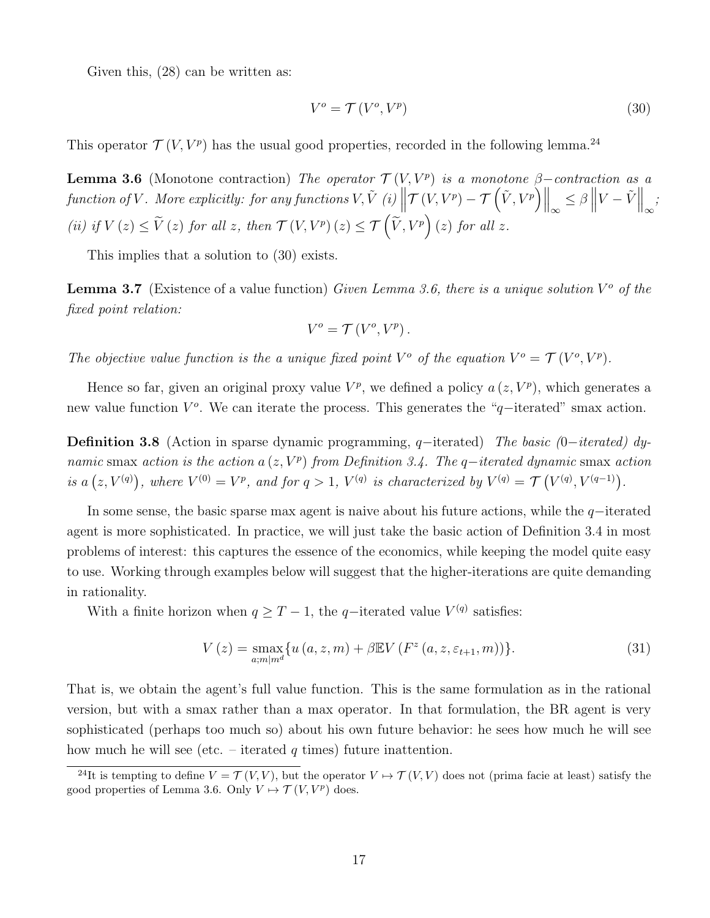Given this, (28) can be written as:

$$V^o = \mathcal{T}(V^o, V^p) \tag{30}$$

This operator $\mathcal{T}(V, V^p)$ has the usual good properties, recorded in the following lemma.[24]

**Lemma 3.6** (Monotone contraction) *The operator $\mathcal{T}(V, V^p)$ is a monotone $\beta-$contraction as a function of $V$. More explicitly: for any functions $V, \tilde{V}$ (i) $\left\| \mathcal{T}(V, V^p) - \mathcal{T}\left(\tilde{V}, V^p\right)\right\|_\infty \leq \beta \left\| V - \tilde{V} \right\|_\infty$; (ii) if $V(z) \leq \widetilde{V}(z)$ for all $z$, then $\mathcal{T}(V, V^p)(z) \leq \mathcal{T}\left(\widetilde{V}, V^p\right)(z)$ for all $z$.*

This implies that a solution to (30) exists.

**Lemma 3.7** (Existence of a value function) *Given Lemma 3.6, there is a unique solution $V^o$ of the fixed point relation:*

$$V^o = \mathcal{T}(V^o, V^p).$$

*The objective value function is the a unique fixed point $V^o$ of the equation $V^o = \mathcal{T}(V^o, V^p)$.*

Hence so far, given an original proxy value $V^p$, we defined a policy $a(z, V^p)$, which generates a new value function $V^o$. We can iterate the process. This generates the "$q-$iterated" smax action.

**Definition 3.8** (Action in sparse dynamic programming, $q-$iterated) *The basic (0−iterated) dynamic* smax *action is the action $a(z, V^p)$ from Definition 3.4. The $q-$iterated dynamic* smax *action is $a\left(z, V^{(q)}\right)$, where $V^{(0)} = V^p$, and for $q > 1$, $V^{(q)}$ is characterized by $V^{(q)} = \mathcal{T}\left(V^{(q)}, V^{(q-1)}\right)$.*

In some sense, the basic sparse max agent is naive about his future actions, while the $q-$iterated agent is more sophisticated. In practice, we will just take the basic action of Definition 3.4 in most problems of interest: this captures the essence of the economics, while keeping the model quite easy to use. Working through examples below will suggest that the higher-iterations are quite demanding in rationality.

With a finite horizon when $q \geq T - 1$, the $q-$iterated value $V^{(q)}$ satisfies:

$$V(z) = \underset{a; m|m^d}{\text{smax}} \{u(a, z, m) + \beta \mathbb{E} V(F^z(a, z, \varepsilon_{t+1}, m))\}. \tag{31}$$

That is, we obtain the agent's full value function. This is the same formulation as in the rational version, but with a smax rather than a max operator. In that formulation, the BR agent is very sophisticated (perhaps too much so) about his own future behavior: he sees how much he will see how much he will see (etc. – iterated $q$ times) future inattention.

[24] It is tempting to define $V = \mathcal{T}(V, V)$, but the operator $V \mapsto \mathcal{T}(V, V)$ does not (prima facie at least) satisfy the good properties of Lemma 3.6. Only $V \mapsto \mathcal{T}(V, V^p)$ does.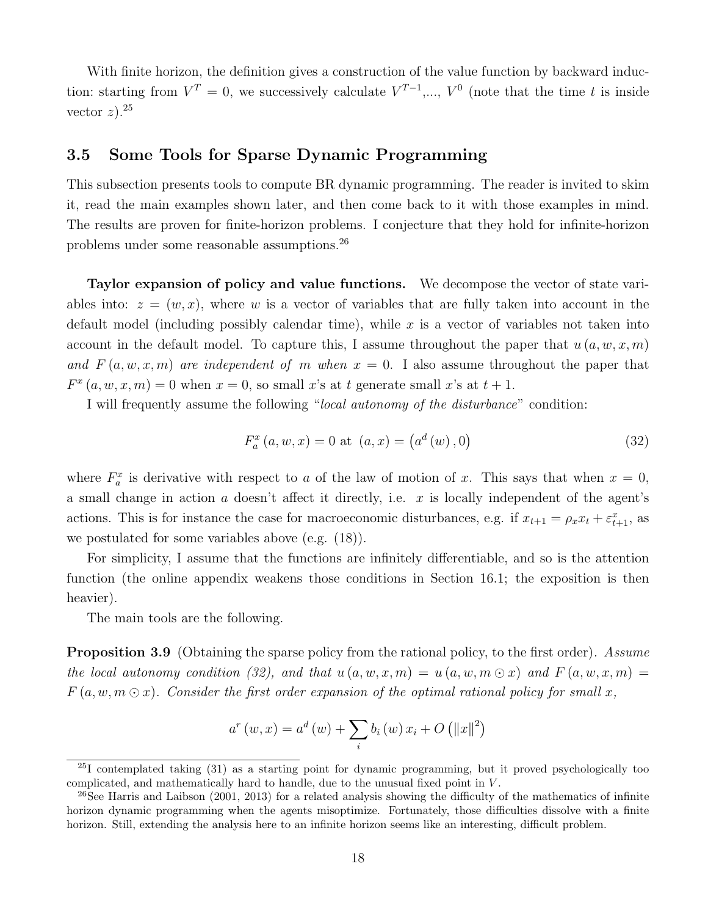With finite horizon, the definition gives a construction of the value function by backward induction: starting from $V^T = 0$, we successively calculate $V^{T-1}$,..., $V^0$ (note that the time $t$ is inside vector $z$).[25]

### 3.5 Some Tools for Sparse Dynamic Programming

This subsection presents tools to compute BR dynamic programming. The reader is invited to skim it, read the main examples shown later, and then come back to it with those examples in mind. The results are proven for finite-horizon problems. I conjecture that they hold for infinite-horizon problems under some reasonable assumptions.[26]

**Taylor expansion of policy and value functions.** We decompose the vector of state variables into: $z = (w, x)$, where $w$ is a vector of variables that are fully taken into account in the default model (including possibly calendar time), while $x$ is a vector of variables not taken into account in the default model. To capture this, I assume throughout the paper that $u(a, w, x, m)$ *and* $F(a, w, x, m)$ *are independent of* $m$ *when* $x = 0$. I also assume throughout the paper that $F^x(a, w, x, m) = 0$ when $x = 0$, so small $x$'s at $t$ generate small $x$'s at $t+1$.

I will frequently assume the following "*local autonomy of the disturbance*" condition:

$$F_a^x(a, w, x) = 0 \text{ at } (a, x) = \left(a^d(w), 0\right) \tag{32}$$

where $F_a^x$ is derivative with respect to $a$ of the law of motion of $x$. This says that when $x = 0$, a small change in action $a$ doesn't affect it directly, i.e. $x$ is locally independent of the agent's actions. This is for instance the case for macroeconomic disturbances, e.g. if $x_{t+1} = \rho_x x_t + \varepsilon_{t+1}^x$, as we postulated for some variables above (e.g. (18)).

For simplicity, I assume that the functions are infinitely differentiable, and so is the attention function (the online appendix weakens those conditions in Section 16.1; the exposition is then heavier).

The main tools are the following.

**Proposition 3.9** (Obtaining the sparse policy from the rational policy, to the first order). *Assume the local autonomy condition (32), and that* $u(a, w, x, m) = u(a, w, m \odot x)$ *and* $F(a, w, x, m) = F(a, w, m \odot x)$. *Consider the first order expansion of the optimal rational policy for small* $x$,

$$a^r(w, x) = a^d(w) + \sum_i b_i(w)\, x_i + O\left(\|x\|^2\right)$$

[25] I contemplated taking (31) as a starting point for dynamic programming, but it proved psychologically too complicated, and mathematically hard to handle, due to the unusual fixed point in $V$.

[26] See Harris and Laibson (2001, 2013) for a related analysis showing the difficulty of the mathematics of infinite horizon dynamic programming when the agents misoptimize. Fortunately, those difficulties dissolve with a finite horizon. Still, extending the analysis here to an infinite horizon seems like an interesting, difficult problem.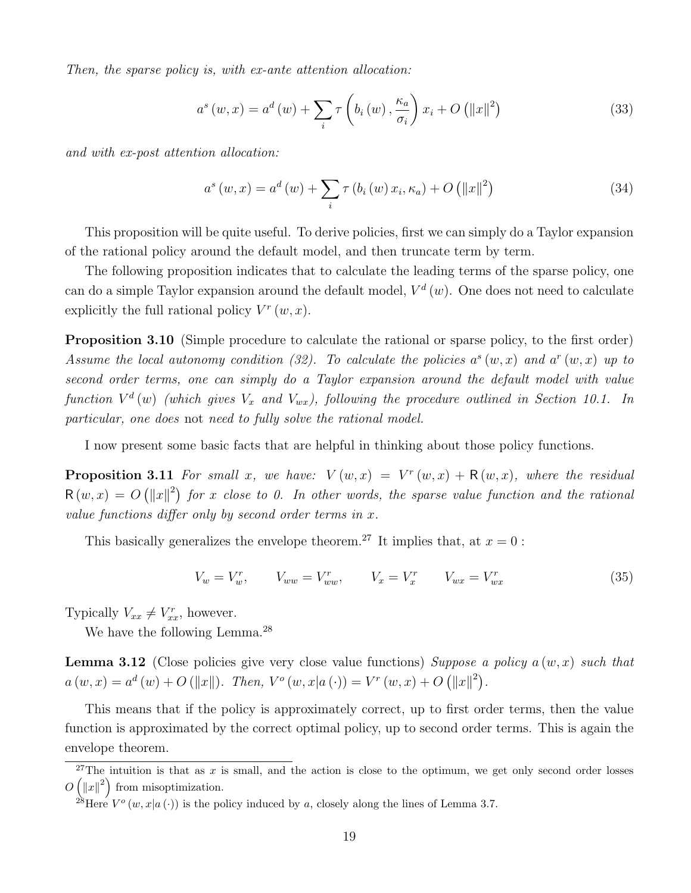*Then, the sparse policy is, with ex-ante attention allocation:*

$$a^s(w,x) = a^d(w) + \sum_i \tau\left(b_i(w), \frac{\kappa_a}{\sigma_i}\right) x_i + O\left(\|x\|^2\right) \tag{33}$$

*and with ex-post attention allocation:*

$$a^s(w,x) = a^d(w) + \sum_i \tau\left(b_i(w) x_i, \kappa_a\right) + O\left(\|x\|^2\right) \tag{34}$$

This proposition will be quite useful. To derive policies, first we can simply do a Taylor expansion of the rational policy around the default model, and then truncate term by term.

The following proposition indicates that to calculate the leading terms of the sparse policy, one can do a simple Taylor expansion around the default model, $V^d(w)$. One does not need to calculate explicitly the full rational policy $V^r(w,x)$.

**Proposition 3.10** (Simple procedure to calculate the rational or sparse policy, to the first order) *Assume the local autonomy condition (32). To calculate the policies $a^s(w,x)$ and $a^r(w,x)$ up to second order terms, one can simply do a Taylor expansion around the default model with value function $V^d(w)$ (which gives $V_x$ and $V_{wx}$), following the procedure outlined in Section 10.1. In particular, one does* not *need to fully solve the rational model.*

I now present some basic facts that are helpful in thinking about those policy functions.

**Proposition 3.11** *For small $x$, we have: $V(w,x) = V^r(w,x) + \mathsf{R}(w,x)$, where the residual $\mathsf{R}(w,x) = O\left(\|x\|^2\right)$ for $x$ close to 0. In other words, the sparse value function and the rational value functions differ only by second order terms in $x$.*

This basically generalizes the envelope theorem.[27] It implies that, at $x = 0$ :

$$V_w = V_w^r, \qquad V_{ww} = V_{ww}^r, \qquad V_x = V_x^r \qquad V_{wx} = V_{wx}^r \tag{35}$$

Typically $V_{xx} \neq V_{xx}^r$, however.

We have the following Lemma.[28]

**Lemma 3.12** (Close policies give very close value functions) *Suppose a policy $a(w,x)$ such that $a(w,x) = a^d(w) + O(\|x\|)$. Then, $V^o(w,x|a(\cdot)) = V^r(w,x) + O\left(\|x\|^2\right)$.*

This means that if the policy is approximately correct, up to first order terms, then the value function is approximated by the correct optimal policy, up to second order terms. This is again the envelope theorem.

[27] The intuition is that as $x$ is small, and the action is close to the optimum, we get only second order losses $O\left(\|x\|^2\right)$ from misoptimization.

[28] Here $V^o(w,x|a(\cdot))$ is the policy induced by $a$, closely along the lines of Lemma 3.7.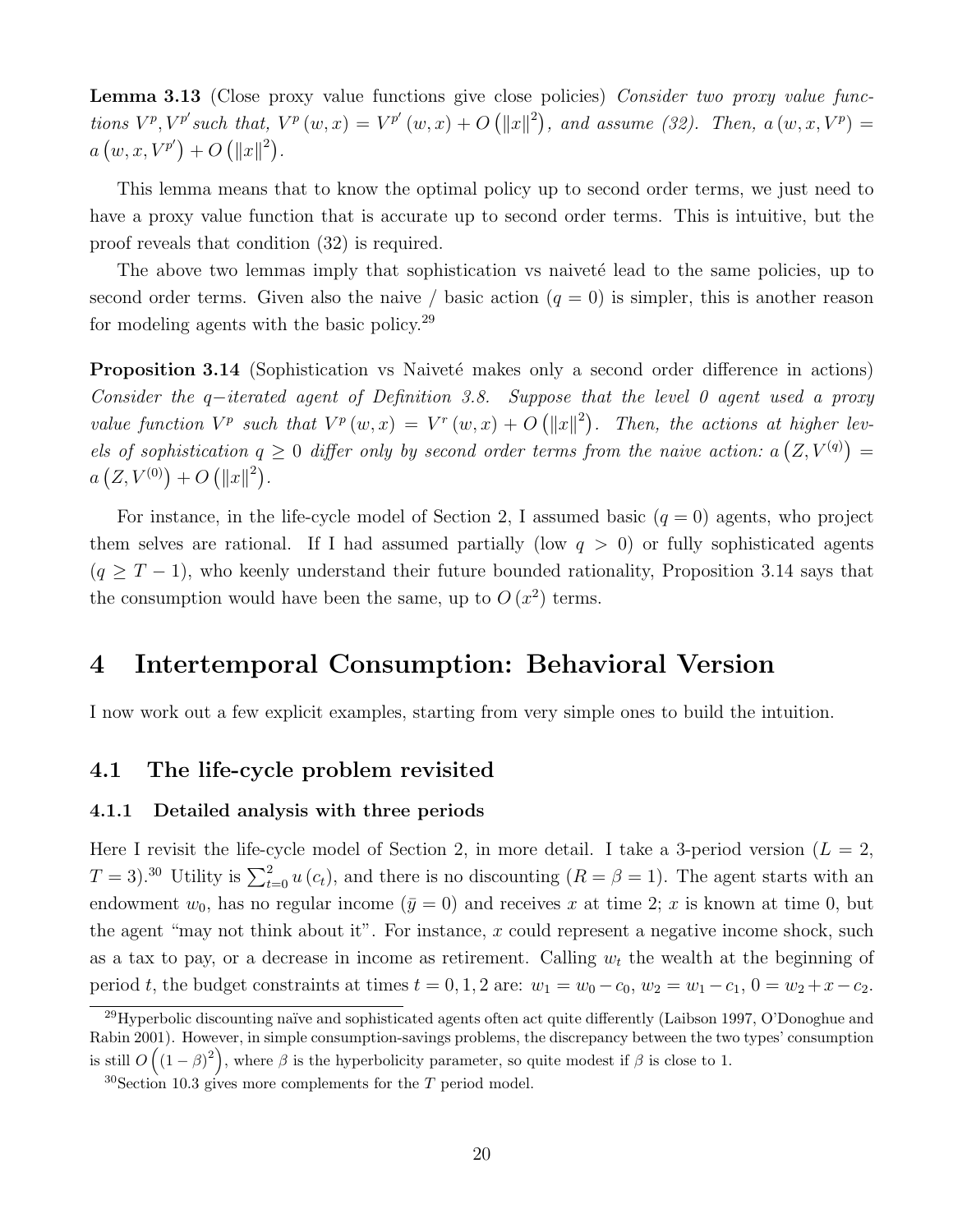**Lemma 3.13** (Close proxy value functions give close policies) *Consider two proxy value functions $V^p, V^{p'}$ such that, $V^p(w,x) = V^{p'}(w,x) + O(\|x\|^2)$, and assume (32). Then, $a(w,x,V^p) = a(w,x,V^{p'}) + O(\|x\|^2)$.*

This lemma means that to know the optimal policy up to second order terms, we just need to have a proxy value function that is accurate up to second order terms. This is intuitive, but the proof reveals that condition (32) is required.

The above two lemmas imply that sophistication vs naiveté lead to the same policies, up to second order terms. Given also the naive / basic action ($q = 0$) is simpler, this is another reason for modeling agents with the basic policy.[29]

**Proposition 3.14** (Sophistication vs Naiveté makes only a second order difference in actions) *Consider the $q-$iterated agent of Definition 3.8. Suppose that the level 0 agent used a proxy value function $V^p$ such that $V^p(w,x) = V^r(w,x) + O(\|x\|^2)$. Then, the actions at higher levels of sophistication $q \geq 0$ differ only by second order terms from the naive action: $a(Z, V^{(q)}) = a(Z, V^{(0)}) + O(\|x\|^2)$.*

For instance, in the life-cycle model of Section 2, I assumed basic ($q = 0$) agents, who project them selves are rational. If I had assumed partially (low $q > 0$) or fully sophisticated agents ($q \geq T - 1$), who keenly understand their future bounded rationality, Proposition 3.14 says that the consumption would have been the same, up to $O(x^2)$ terms.

# 4 Intertemporal Consumption: Behavioral Version

I now work out a few explicit examples, starting from very simple ones to build the intuition.

## 4.1 The life-cycle problem revisited

### 4.1.1 Detailed analysis with three periods

Here I revisit the life-cycle model of Section 2, in more detail. I take a 3-period version ($L = 2$, $T = 3$).[30] Utility is $\sum_{t=0}^{2} u(c_t)$, and there is no discounting ($R = \beta = 1$). The agent starts with an endowment $w_0$, has no regular income ($\bar{y} = 0$) and receives $x$ at time 2; $x$ is known at time 0, but the agent "may not think about it". For instance, $x$ could represent a negative income shock, such as a tax to pay, or a decrease in income as retirement. Calling $w_t$ the wealth at the beginning of period $t$, the budget constraints at times $t = 0, 1, 2$ are: $w_1 = w_0 - c_0$, $w_2 = w_1 - c_1$, $0 = w_2 + x - c_2$.

[29] Hyperbolic discounting naïve and sophisticated agents often act quite differently (Laibson 1997, O'Donoghue and Rabin 2001). However, in simple consumption-savings problems, the discrepancy between the two types' consumption is still $O\left((1-\beta)^2\right)$, where $\beta$ is the hyperbolicity parameter, so quite modest if $\beta$ is close to 1.

[30] Section 10.3 gives more complements for the $T$ period model.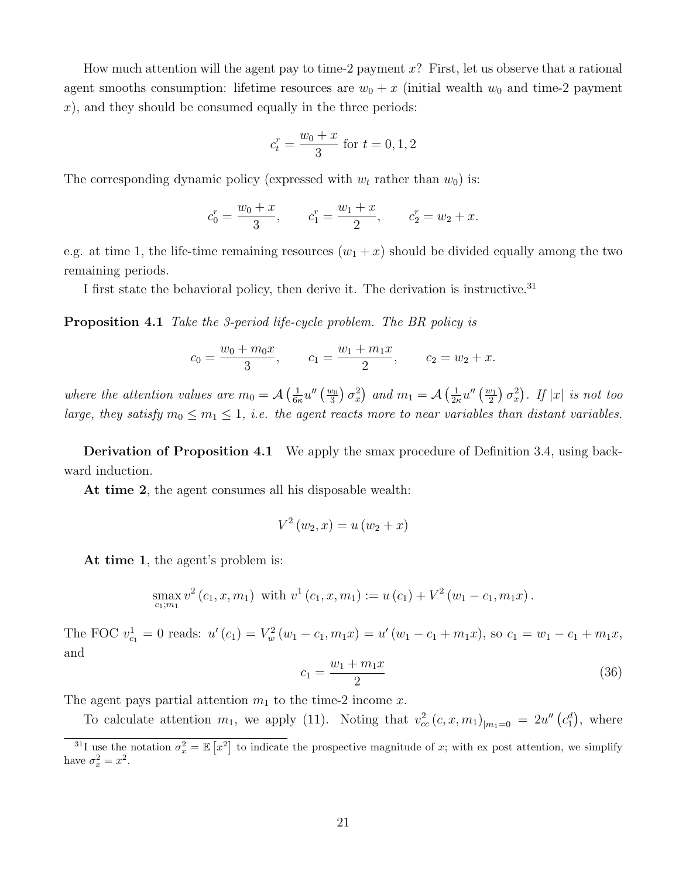How much attention will the agent pay to time-2 payment $x$? First, let us observe that a rational agent smooths consumption: lifetime resources are $w_0 + x$ (initial wealth $w_0$ and time-2 payment $x$), and they should be consumed equally in the three periods:

$$c_t^r = \frac{w_0 + x}{3} \text{ for } t = 0, 1, 2$$

The corresponding dynamic policy (expressed with $w_t$ rather than $w_0$) is:

$$c_0^r = \frac{w_0 + x}{3}, \qquad c_1^r = \frac{w_1 + x}{2}, \qquad c_2^r = w_2 + x.$$

e.g. at time 1, the life-time remaining resources $(w_1 + x)$ should be divided equally among the two remaining periods.

I first state the behavioral policy, then derive it. The derivation is instructive.[31]

**Proposition 4.1** *Take the 3-period life-cycle problem. The BR policy is*

$$c_0 = \frac{w_0 + m_0 x}{3}, \qquad c_1 = \frac{w_1 + m_1 x}{2}, \qquad c_2 = w_2 + x.$$

*where the attention values are* $m_0 = \mathcal{A}\left(\frac{1}{6\kappa} u''\left(\frac{w_0}{3}\right)\sigma_x^2\right)$ *and* $m_1 = \mathcal{A}\left(\frac{1}{2\kappa} u''\left(\frac{w_1}{2}\right)\sigma_x^2\right)$. *If* $|x|$ *is not too large, they satisfy* $m_0 \leq m_1 \leq 1$, *i.e. the agent reacts more to near variables than distant variables.*

**Derivation of Proposition 4.1** We apply the smax procedure of Definition 3.4, using backward induction.

**At time 2**, the agent consumes all his disposable wealth:

$$V^2(w_2, x) = u(w_2 + x)$$

**At time 1**, the agent's problem is:

$$\operatorname*{smax}_{c_1; m_1} v^2(c_1, x, m_1) \text{ with } v^1(c_1, x, m_1) := u(c_1) + V^2(w_1 - c_1, m_1 x).$$

The FOC $v_{c_1}^1 = 0$ reads: $u'(c_1) = V_w^2(w_1 - c_1, m_1 x) = u'(w_1 - c_1 + m_1 x)$, so $c_1 = w_1 - c_1 + m_1 x$, and

$$c_1 = \frac{w_1 + m_1 x}{2} \tag{36}$$

The agent pays partial attention $m_1$ to the time-2 income $x$.

To calculate attention $m_1$, we apply (11). Noting that $v_{cc}^2(c, x, m_1)_{|m_1=0} = 2u''\left(c_1^d\right)$, where

[31] I use the notation $\sigma_x^2 = \mathbb{E}\left[x^2\right]$ to indicate the prospective magnitude of $x$; with ex post attention, we simplify have $\sigma_x^2 = x^2$.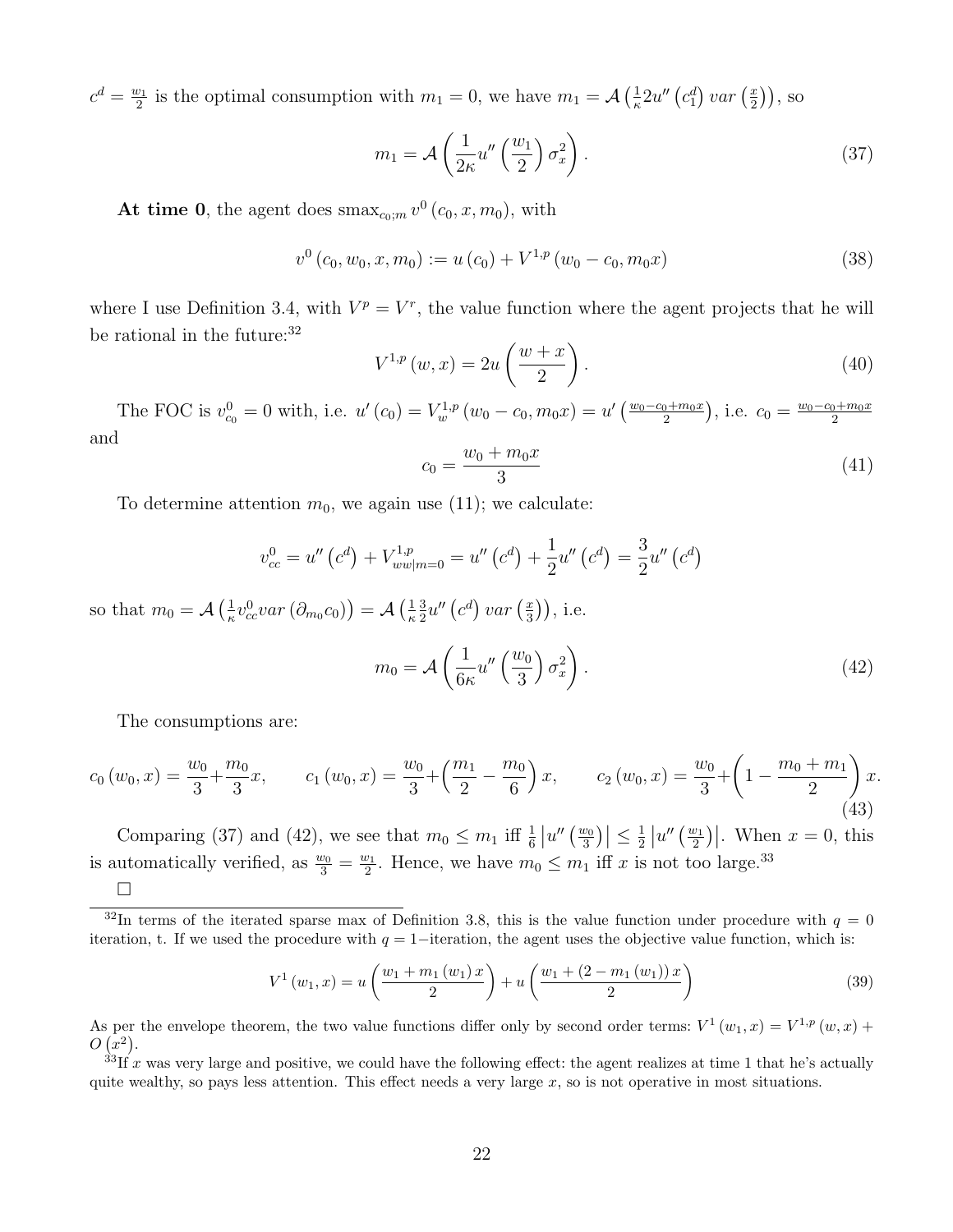$c^d = \frac{w_1}{2}$ is the optimal consumption with $m_1 = 0$, we have $m_1 = \mathcal{A}\left(\frac{1}{\kappa} 2u''\left(c_1^d\right) var\left(\frac{x}{2}\right)\right)$, so

$$m_1 = \mathcal{A}\left(\frac{1}{2\kappa} u''\left(\frac{w_1}{2}\right)\sigma_x^2\right). \tag{37}$$

**At time 0**, the agent does $\text{smax}_{c_0;m}\, v^0\left(c_0, x, m_0\right)$, with

$$v^0\left(c_0, w_0, x, m_0\right) := u\left(c_0\right) + V^{1,p}\left(w_0 - c_0, m_0 x\right) \tag{38}$$

where I use Definition 3.4, with $V^p = V^r$, the value function where the agent projects that he will be rational in the future:[32]

$$V^{1,p}\left(w, x\right) = 2u\left(\frac{w + x}{2}\right). \tag{40}$$

The FOC is $v^0_{c_0} = 0$ with, i.e. $u'\left(c_0\right) = V^{1,p}_w\left(w_0 - c_0, m_0 x\right) = u'\left(\frac{w_0 - c_0 + m_0 x}{2}\right)$, i.e. $c_0 = \frac{w_0 - c_0 + m_0 x}{2}$ and

$$c_0 = \frac{w_0 + m_0 x}{3} \tag{41}$$

To determine attention $m_0$, we again use (11); we calculate:

$$v^0_{cc} = u''\left(c^d\right) + V^{1,p}_{ww|m=0} = u''\left(c^d\right) + \frac{1}{2}u''\left(c^d\right) = \frac{3}{2}u''\left(c^d\right)$$

so that $m_0 = \mathcal{A}\left(\frac{1}{\kappa} v^0_{cc} var\left(\partial_{m_0} c_0\right)\right) = \mathcal{A}\left(\frac{1}{\kappa}\frac{3}{2}u''\left(c^d\right) var\left(\frac{x}{3}\right)\right)$, i.e.

$$m_0 = \mathcal{A}\left(\frac{1}{6\kappa} u''\left(\frac{w_0}{3}\right)\sigma_x^2\right). \tag{42}$$

The consumptions are:

$$c_0\left(w_0, x\right) = \frac{w_0}{3} + \frac{m_0}{3}x, \qquad c_1\left(w_0, x\right) = \frac{w_0}{3} + \left(\frac{m_1}{2} - \frac{m_0}{6}\right)x, \qquad c_2\left(w_0, x\right) = \frac{w_0}{3} + \left(1 - \frac{m_0 + m_1}{2}\right)x. \tag{43}$$

Comparing (37) and (42), we see that $m_0 \leq m_1$ iff $\frac{1}{6}\left|u''\left(\frac{w_0}{3}\right)\right| \leq \frac{1}{2}\left|u''\left(\frac{w_1}{2}\right)\right|$. When $x = 0$, this is automatically verified, as $\frac{w_0}{3} = \frac{w_1}{2}$. Hence, we have $m_0 \leq m_1$ iff $x$ is not too large.[33]

□

---

[32] In terms of the iterated sparse max of Definition 3.8, this is the value function under procedure with $q = 0$ iteration, t. If we used the procedure with $q = 1-$iteration, the agent uses the objective value function, which is:

$$V^1\left(w_1, x\right) = u\left(\frac{w_1 + m_1\left(w_1\right)x}{2}\right) + u\left(\frac{w_1 + \left(2 - m_1\left(w_1\right)\right)x}{2}\right) \tag{39}$$

As per the envelope theorem, the two value functions differ only by second order terms: $V^1\left(w_1, x\right) = V^{1,p}\left(w, x\right) + O\left(x^2\right)$.

[33] If $x$ was very large and positive, we could have the following effect: the agent realizes at time 1 that he's actually quite wealthy, so pays less attention. This effect needs a very large $x$, so is not operative in most situations.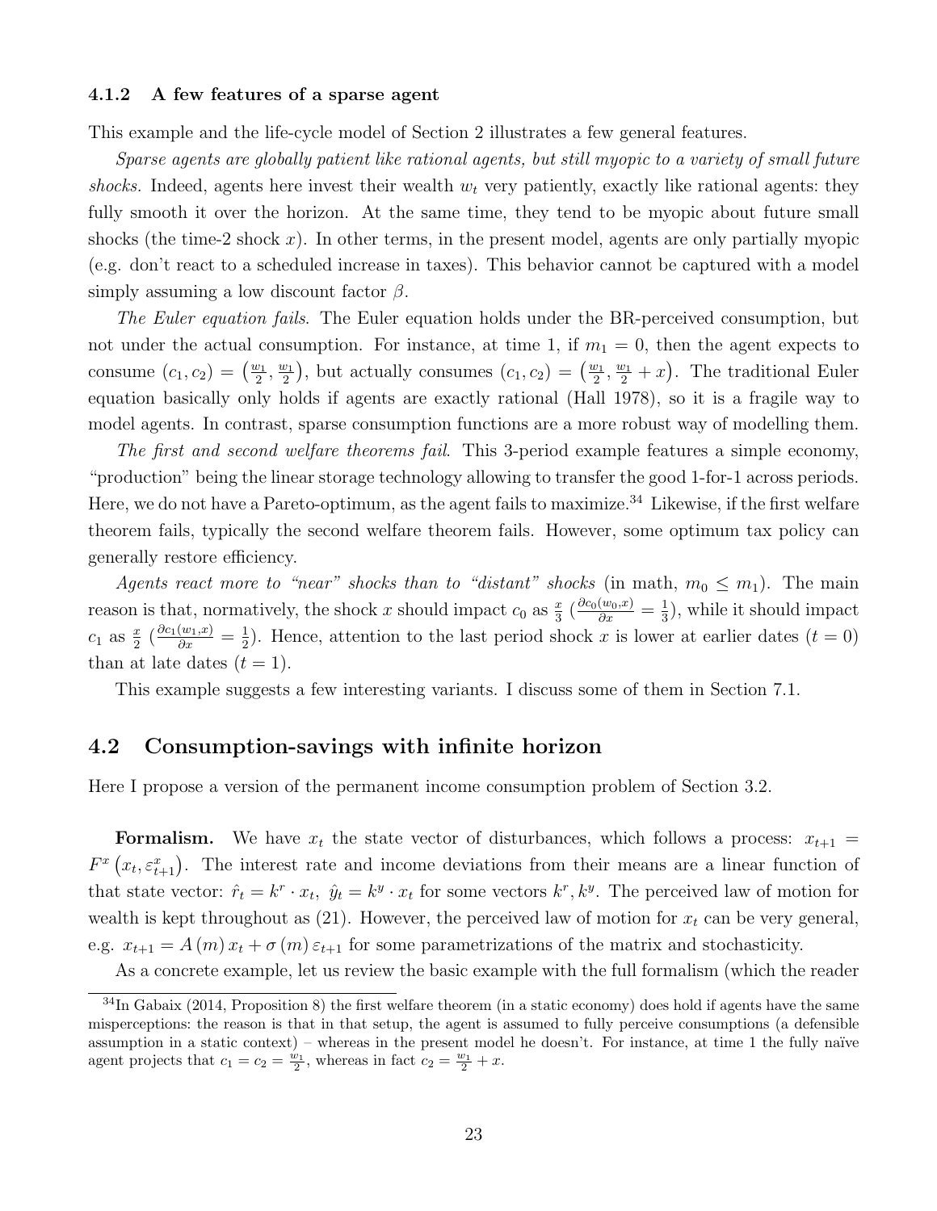### 4.1.2 A few features of a sparse agent

This example and the life-cycle model of Section 2 illustrates a few general features.

*Sparse agents are globally patient like rational agents, but still myopic to a variety of small future shocks.* Indeed, agents here invest their wealth $w_t$ very patiently, exactly like rational agents: they fully smooth it over the horizon. At the same time, they tend to be myopic about future small shocks (the time-2 shock $x$). In other terms, in the present model, agents are only partially myopic (e.g. don't react to a scheduled increase in taxes). This behavior cannot be captured with a model simply assuming a low discount factor $\beta$.

*The Euler equation fails.* The Euler equation holds under the BR-perceived consumption, but not under the actual consumption. For instance, at time 1, if $m_1 = 0$, then the agent expects to consume $(c_1, c_2) = \left(\frac{w_1}{2}, \frac{w_1}{2}\right)$, but actually consumes $(c_1, c_2) = \left(\frac{w_1}{2}, \frac{w_1}{2} + x\right)$. The traditional Euler equation basically only holds if agents are exactly rational (Hall 1978), so it is a fragile way to model agents. In contrast, sparse consumption functions are a more robust way of modelling them.

*The first and second welfare theorems fail.* This 3-period example features a simple economy, "production" being the linear storage technology allowing to transfer the good 1-for-1 across periods. Here, we do not have a Pareto-optimum, as the agent fails to maximize.[34] Likewise, if the first welfare theorem fails, typically the second welfare theorem fails. However, some optimum tax policy can generally restore efficiency.

*Agents react more to "near" shocks than to "distant" shocks* (in math, $m_0 \leq m_1$). The main reason is that, normatively, the shock $x$ should impact $c_0$ as $\frac{x}{3}$ ($\frac{\partial c_0(w_0,x)}{\partial x} = \frac{1}{3}$), while it should impact $c_1$ as $\frac{x}{2}$ ($\frac{\partial c_1(w_1,x)}{\partial x} = \frac{1}{2}$). Hence, attention to the last period shock $x$ is lower at earlier dates ($t = 0$) than at late dates ($t = 1$).

This example suggests a few interesting variants. I discuss some of them in Section 7.1.

## 4.2 Consumption-savings with infinite horizon

Here I propose a version of the permanent income consumption problem of Section 3.2.

**Formalism.** We have $x_t$ the state vector of disturbances, which follows a process: $x_{t+1} = F^x\left(x_t, \varepsilon^x_{t+1}\right)$. The interest rate and income deviations from their means are a linear function of that state vector: $\hat{r}_t = k^r \cdot x_t$, $\hat{y}_t = k^y \cdot x_t$ for some vectors $k^r, k^y$. The perceived law of motion for wealth is kept throughout as (21). However, the perceived law of motion for $x_t$ can be very general, e.g. $x_{t+1} = A(m)\, x_t + \sigma(m)\, \varepsilon_{t+1}$ for some parametrizations of the matrix and stochasticity.

As a concrete example, let us review the basic example with the full formalism (which the reader

[34] In Gabaix (2014, Proposition 8) the first welfare theorem (in a static economy) does hold if agents have the same misperceptions: the reason is that in that setup, the agent is assumed to fully perceive consumptions (a defensible assumption in a static context) – whereas in the present model he doesn't. For instance, at time 1 the fully naïve agent projects that $c_1 = c_2 = \frac{w_1}{2}$, whereas in fact $c_2 = \frac{w_1}{2} + x$.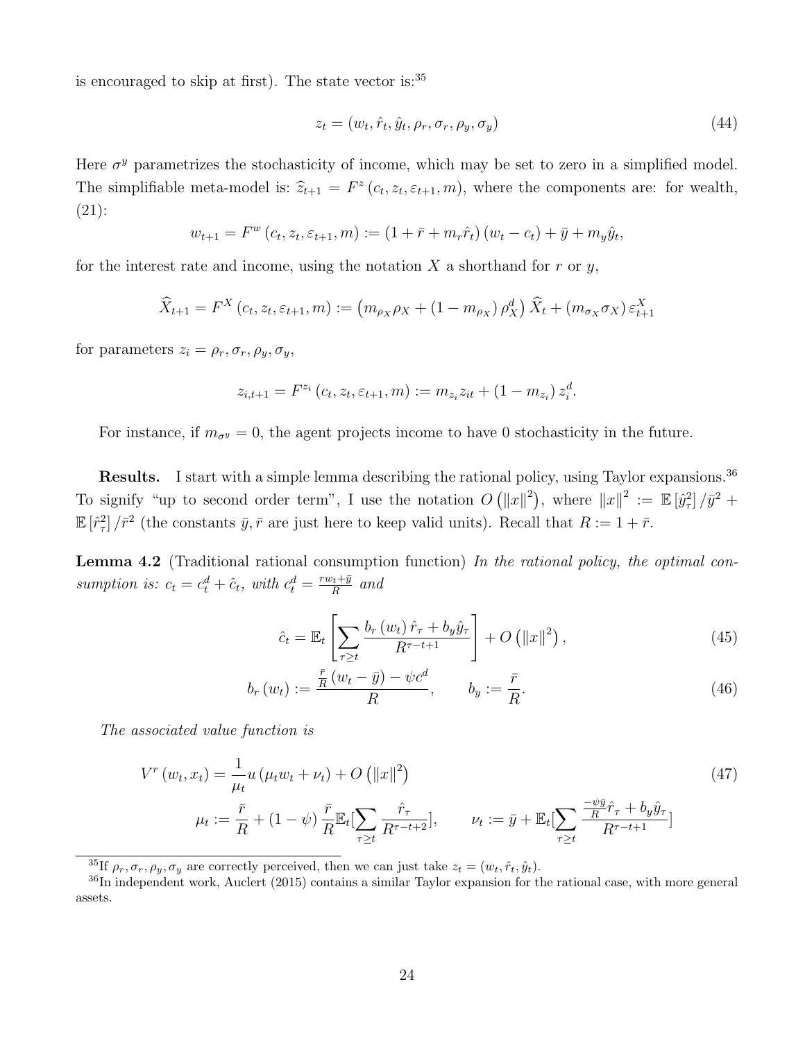is encouraged to skip at first). The state vector is:[35]

$$z_t = (w_t, \hat{r}_t, \hat{y}_t, \rho_r, \sigma_r, \rho_y, \sigma_y) \tag{44}$$

Here $\sigma^y$ parametrizes the stochasticity of income, which may be set to zero in a simplified model. The simplifiable meta-model is: $\widehat{z}_{t+1} = F^z(c_t, z_t, \varepsilon_{t+1}, m)$, where the components are: for wealth, (21):

$$w_{t+1} = F^w(c_t, z_t, \varepsilon_{t+1}, m) := (1 + \bar{r} + m_r \hat{r}_t)(w_t - c_t) + \bar{y} + m_y \hat{y}_t,$$

for the interest rate and income, using the notation $X$ a shorthand for $r$ or $y$,

$$\widehat{X}_{t+1} = F^X(c_t, z_t, \varepsilon_{t+1}, m) := \left(m_{\rho_X} \rho_X + (1 - m_{\rho_X}) \rho_X^d\right) \widehat{X}_t + (m_{\sigma_X} \sigma_X) \varepsilon_{t+1}^X$$

for parameters $z_i = \rho_r, \sigma_r, \rho_y, \sigma_y$,

$$z_{i,t+1} = F^{z_i}(c_t, z_t, \varepsilon_{t+1}, m) := m_{z_i} z_{it} + (1 - m_{z_i}) z_i^d.$$

For instance, if $m_{\sigma^y} = 0$, the agent projects income to have 0 stochasticity in the future.

**Results.** I start with a simple lemma describing the rational policy, using Taylor expansions.[36] To signify "up to second order term", I use the notation $O(\|x\|^2)$, where $\|x\|^2 := \mathbb{E}[\hat{y}_\tau^2]/\bar{y}^2 + \mathbb{E}[\hat{r}_\tau^2]/\bar{r}^2$ (the constants $\bar{y}, \bar{r}$ are just here to keep valid units). Recall that $R := 1 + \bar{r}$.

**Lemma 4.2** (Traditional rational consumption function) *In the rational policy, the optimal consumption is: $c_t = c_t^d + \hat{c}_t$, with $c_t^d = \frac{r w_t + \bar{y}}{R}$ and*

$$\hat{c}_t = \mathbb{E}_t\left[\sum_{\tau \geq t} \frac{b_r(w_t)\hat{r}_\tau + b_y \hat{y}_\tau}{R^{\tau - t + 1}}\right] + O(\|x\|^2), \tag{45}$$

$$b_r(w_t) := \frac{\frac{\bar{r}}{R}(w_t - \bar{y}) - \psi c^d}{R}, \qquad b_y := \frac{\bar{r}}{R}. \tag{46}$$

*The associated value function is*

$$V^r(w_t, x_t) = \frac{1}{\mu_t} u(\mu_t w_t + \nu_t) + O(\|x\|^2) \tag{47}$$

$$\mu_t := \frac{\bar{r}}{R} + (1 - \psi)\frac{\bar{r}}{R}\mathbb{E}_t\left[\sum_{\tau \geq t} \frac{\hat{r}_\tau}{R^{\tau - t + 2}}\right], \qquad \nu_t := \bar{y} + \mathbb{E}_t\left[\sum_{\tau \geq t} \frac{\frac{-\psi \bar{y}}{R}\hat{r}_\tau + b_y \hat{y}_\tau}{R^{\tau - t + 1}}\right]$$

[35] If $\rho_r, \sigma_r, \rho_y, \sigma_y$ are correctly perceived, then we can just take $z_t = (w_t, \hat{r}_t, \hat{y}_t)$.

[36] In independent work, Auclert (2015) contains a similar Taylor expansion for the rational case, with more general assets.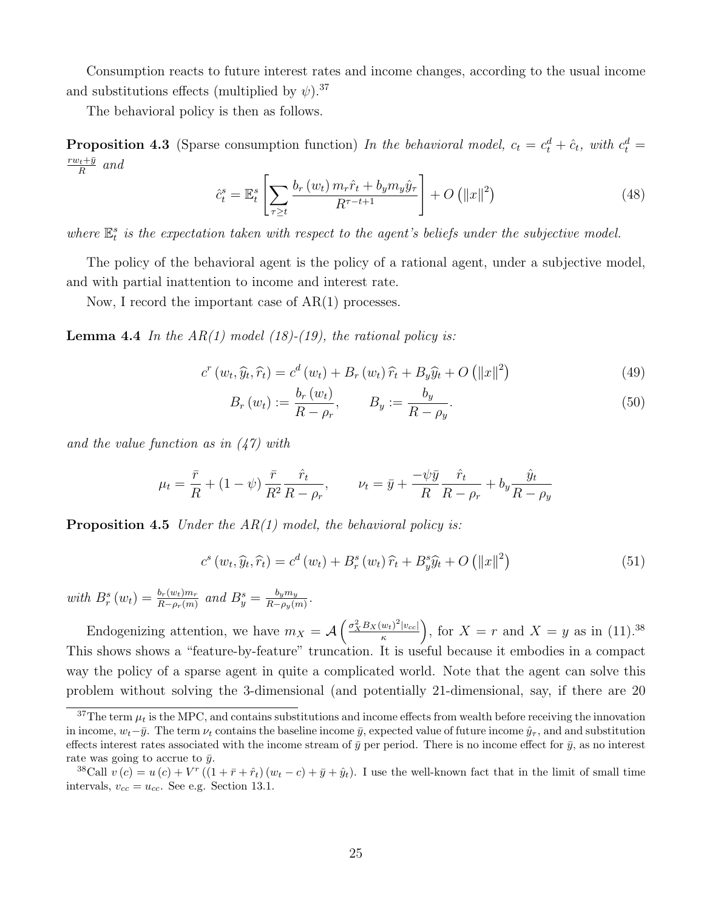Consumption reacts to future interest rates and income changes, according to the usual income and substitutions effects (multiplied by $\psi$).[37]

The behavioral policy is then as follows.

**Proposition 4.3** (Sparse consumption function) *In the behavioral model,* $c_t = c_t^d + \hat{c}_t$, *with* $c_t^d = \frac{rw_t + \bar{y}}{R}$ *and*

$$\hat{c}_t^s = \mathbb{E}_t^s \left[ \sum_{\tau \geq t} \frac{b_r(w_t)\, m_r \hat{r}_t + b_y m_y \hat{y}_\tau}{R^{\tau - t + 1}} \right] + O\left(\|x\|^2\right) \tag{48}$$

*where* $\mathbb{E}_t^s$ *is the expectation taken with respect to the agent's beliefs under the subjective model.*

The policy of the behavioral agent is the policy of a rational agent, under a subjective model, and with partial inattention to income and interest rate.

Now, I record the important case of AR(1) processes.

**Lemma 4.4** *In the AR(1) model (18)-(19), the rational policy is:*

$$c^r\left(w_t, \widehat{y}_t, \widehat{r}_t\right) = c^d\left(w_t\right) + B_r\left(w_t\right)\widehat{r}_t + B_y \widehat{y}_t + O\left(\|x\|^2\right) \tag{49}$$

$$B_r\left(w_t\right) := \frac{b_r\left(w_t\right)}{R - \rho_r}, \qquad B_y := \frac{b_y}{R - \rho_y}. \tag{50}$$

*and the value function as in (47) with*

$$\mu_t = \frac{\bar{r}}{R} + (1 - \psi)\frac{\bar{r}}{R^2}\frac{\hat{r}_t}{R - \rho_r}, \qquad \nu_t = \bar{y} + \frac{-\psi \bar{y}}{R}\frac{\hat{r}_t}{R - \rho_r} + b_y \frac{\hat{y}_t}{R - \rho_y}$$

**Proposition 4.5** *Under the AR(1) model, the behavioral policy is:*

$$c^s\left(w_t, \widehat{y}_t, \widehat{r}_t\right) = c^d\left(w_t\right) + B_r^s\left(w_t\right)\widehat{r}_t + B_y^s \widehat{y}_t + O\left(\|x\|^2\right) \tag{51}$$

*with* $B_r^s\left(w_t\right) = \frac{b_r(w_t) m_r}{R - \rho_r(m)}$ *and* $B_y^s = \frac{b_y m_y}{R - \rho_y(m)}$.

Endogenizing attention, we have $m_X = \mathcal{A}\left(\frac{\sigma_X^2 B_X(w_t)^2 |v_{cc}|}{\kappa}\right)$, for $X = r$ and $X = y$ as in (11).[38] This shows shows a "feature-by-feature" truncation. It is useful because it embodies in a compact way the policy of a sparse agent in quite a complicated world. Note that the agent can solve this problem without solving the 3-dimensional (and potentially 21-dimensional, say, if there are 20

[37] The term $\mu_t$ is the MPC, and contains substitutions and income effects from wealth before receiving the innovation in income, $w_t - \bar{y}$. The term $\nu_t$ contains the baseline income $\bar{y}$, expected value of future income $\hat{y}_\tau$, and and substitution effects interest rates associated with the income stream of $\bar{y}$ per period. There is no income effect for $\bar{y}$, as no interest rate was going to accrue to $\bar{y}$.

[38] Call $v(c) = u(c) + V^r\left((1 + \bar{r} + \hat{r}_t)(w_t - c) + \bar{y} + \hat{y}_t\right)$. I use the well-known fact that in the limit of small time intervals, $v_{cc} = u_{cc}$. See e.g. Section 13.1.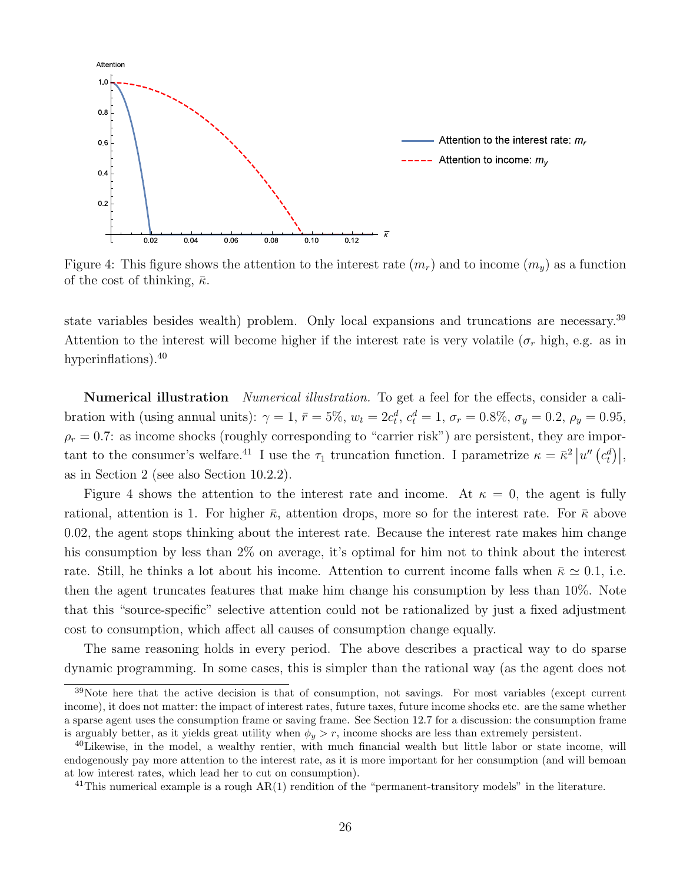Figure 4: This figure shows the attention to the interest rate ($m_r$) and to income ($m_y$) as a function of the cost of thinking, $\bar{\kappa}$.

state variables besides wealth) problem. Only local expansions and truncations are necessary.[39] Attention to the interest will become higher if the interest rate is very volatile ($\sigma_r$ high, e.g. as in hyperinflations).[40]

**Numerical illustration** *Numerical illustration.* To get a feel for the effects, consider a calibration with (using annual units): $\gamma = 1$, $\bar{r} = 5\%$, $w_t = 2c_t^d$, $c_t^d = 1$, $\sigma_r = 0.8\%$, $\sigma_y = 0.2$, $\rho_y = 0.95$, $\rho_r = 0.7$: as income shocks (roughly corresponding to "carrier risk") are persistent, they are important to the consumer's welfare.[41] I use the $\tau_1$ truncation function. I parametrize $\kappa = \bar{\kappa}^2 \left| u''\left(c_t^d\right) \right|$, as in Section 2 (see also Section 10.2.2).

Figure 4 shows the attention to the interest rate and income. At $\kappa = 0$, the agent is fully rational, attention is 1. For higher $\bar{\kappa}$, attention drops, more so for the interest rate. For $\bar{\kappa}$ above 0.02, the agent stops thinking about the interest rate. Because the interest rate makes him change his consumption by less than 2% on average, it's optimal for him not to think about the interest rate. Still, he thinks a lot about his income. Attention to current income falls when $\bar{\kappa} \simeq 0.1$, i.e. then the agent truncates features that make him change his consumption by less than 10%. Note that this "source-specific" selective attention could not be rationalized by just a fixed adjustment cost to consumption, which affect all causes of consumption change equally.

The same reasoning holds in every period. The above describes a practical way to do sparse dynamic programming. In some cases, this is simpler than the rational way (as the agent does not

[39] Note here that the active decision is that of consumption, not savings. For most variables (except current income), it does not matter: the impact of interest rates, future taxes, future income shocks etc. are the same whether a sparse agent uses the consumption frame or saving frame. See Section 12.7 for a discussion: the consumption frame is arguably better, as it yields great utility when $\phi_y > r$, income shocks are less than extremely persistent.

[40] Likewise, in the model, a wealthy rentier, with much financial wealth but little labor or state income, will endogenously pay more attention to the interest rate, as it is more important for her consumption (and will bemoan at low interest rates, which lead her to cut on consumption).

[41] This numerical example is a rough AR(1) rendition of the "permanent-transitory models" in the literature.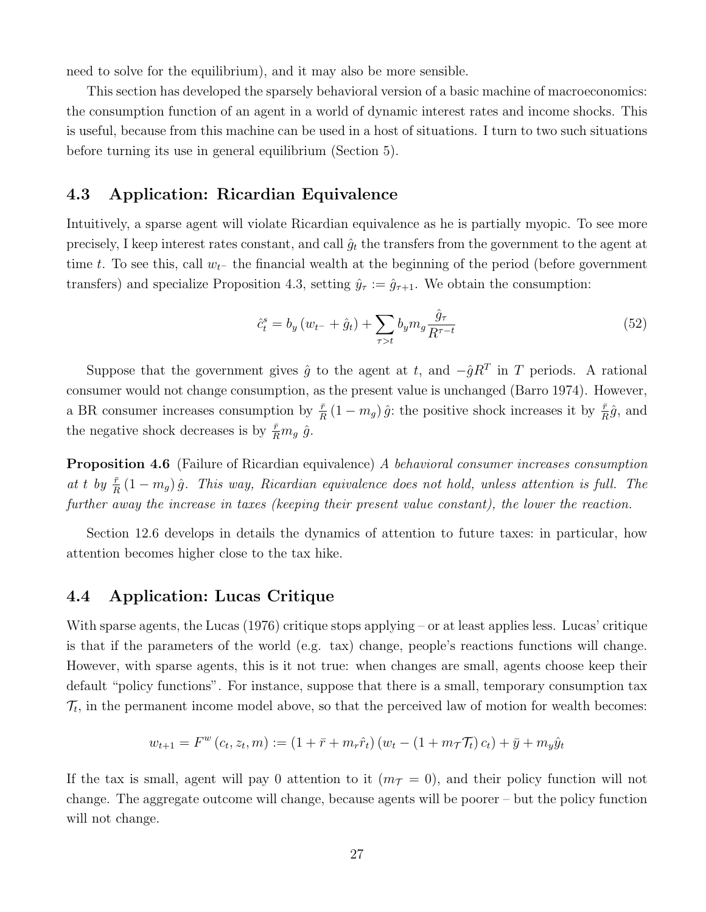need to solve for the equilibrium), and it may also be more sensible.

This section has developed the sparsely behavioral version of a basic machine of macroeconomics: the consumption function of an agent in a world of dynamic interest rates and income shocks. This is useful, because from this machine can be used in a host of situations. I turn to two such situations before turning its use in general equilibrium (Section 5).

## 4.3 Application: Ricardian Equivalence

Intuitively, a sparse agent will violate Ricardian equivalence as he is partially myopic. To see more precisely, I keep interest rates constant, and call $\hat{g}_t$ the transfers from the government to the agent at time $t$. To see this, call $w_{t^-}$ the financial wealth at the beginning of the period (before government transfers) and specialize Proposition 4.3, setting $\hat{y}_\tau := \hat{g}_{\tau+1}$. We obtain the consumption:

$$\hat{c}_t^s = b_y \left(w_{t^-} + \hat{g}_t\right) + \sum_{\tau > t} b_y m_g \frac{\hat{g}_\tau}{R^{\tau - t}} \tag{52}$$

Suppose that the government gives $\hat{g}$ to the agent at $t$, and $-\hat{g}R^T$ in $T$ periods. A rational consumer would not change consumption, as the present value is unchanged (Barro 1974). However, a BR consumer increases consumption by $\frac{\bar{r}}{R}\left(1 - m_g\right)\hat{g}$: the positive shock increases it by $\frac{\bar{r}}{R}\hat{g}$, and the negative shock decreases is by $\frac{\bar{r}}{R}m_g\ \hat{g}$.

**Proposition 4.6** (Failure of Ricardian equivalence) *A behavioral consumer increases consumption at $t$ by $\frac{\bar{r}}{R}\left(1 - m_g\right)\hat{g}$. This way, Ricardian equivalence does not hold, unless attention is full. The further away the increase in taxes (keeping their present value constant), the lower the reaction.*

Section 12.6 develops in details the dynamics of attention to future taxes: in particular, how attention becomes higher close to the tax hike.

## 4.4 Application: Lucas Critique

With sparse agents, the Lucas (1976) critique stops applying – or at least applies less. Lucas' critique is that if the parameters of the world (e.g. tax) change, people's reactions functions will change. However, with sparse agents, this is it not true: when changes are small, agents choose keep their default "policy functions". For instance, suppose that there is a small, temporary consumption tax $\mathcal{T}_t$, in the permanent income model above, so that the perceived law of motion for wealth becomes:

$$w_{t+1} = F^w\left(c_t, z_t, m\right) := \left(1 + \bar{r} + m_r \hat{r}_t\right)\left(w_t - \left(1 + m_{\mathcal{T}} \mathcal{T}_t\right) c_t\right) + \bar{y} + m_y \hat{y}_t$$

If the tax is small, agent will pay 0 attention to it ($m_{\mathcal{T}} = 0$), and their policy function will not change. The aggregate outcome will change, because agents will be poorer – but the policy function will not change.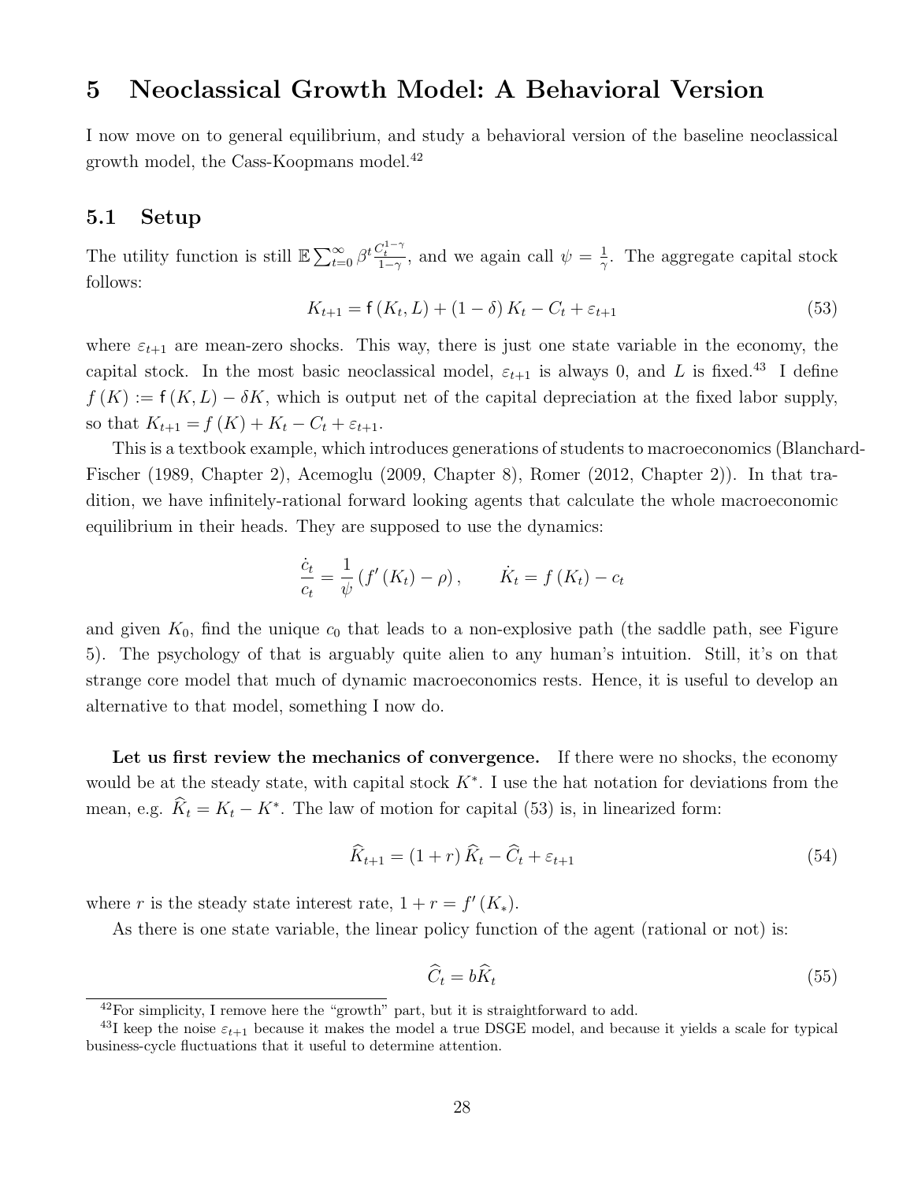## 5 Neoclassical Growth Model: A Behavioral Version

I now move on to general equilibrium, and study a behavioral version of the baseline neoclassical growth model, the Cass-Koopmans model.[42]

### 5.1 Setup

The utility function is still $\mathbb{E}\sum_{t=0}^{\infty}\beta^t \frac{C_t^{1-\gamma}}{1-\gamma}$, and we again call $\psi = \frac{1}{\gamma}$. The aggregate capital stock follows:

$$K_{t+1} = \mathsf{f}(K_t, L) + (1-\delta) K_t - C_t + \varepsilon_{t+1} \tag{53}$$

where $\varepsilon_{t+1}$ are mean-zero shocks. This way, there is just one state variable in the economy, the capital stock. In the most basic neoclassical model, $\varepsilon_{t+1}$ is always 0, and $L$ is fixed.[43] I define $f(K) := \mathsf{f}(K, L) - \delta K$, which is output net of the capital depreciation at the fixed labor supply, so that $K_{t+1} = f(K) + K_t - C_t + \varepsilon_{t+1}$.

This is a textbook example, which introduces generations of students to macroeconomics (Blanchard-Fischer (1989, Chapter 2), Acemoglu (2009, Chapter 8), Romer (2012, Chapter 2)). In that tradition, we have infinitely-rational forward looking agents that calculate the whole macroeconomic equilibrium in their heads. They are supposed to use the dynamics:

$$\frac{\dot{c}_t}{c_t} = \frac{1}{\psi}\left(f'(K_t) - \rho\right), \qquad \dot{K}_t = f(K_t) - c_t$$

and given $K_0$, find the unique $c_0$ that leads to a non-explosive path (the saddle path, see Figure 5). The psychology of that is arguably quite alien to any human's intuition. Still, it's on that strange core model that much of dynamic macroeconomics rests. Hence, it is useful to develop an alternative to that model, something I now do.

**Let us first review the mechanics of convergence.** If there were no shocks, the economy would be at the steady state, with capital stock $K^*$. I use the hat notation for deviations from the mean, e.g. $\widehat{K}_t = K_t - K^*$. The law of motion for capital (53) is, in linearized form:

$$\widehat{K}_{t+1} = (1+r)\widehat{K}_t - \widehat{C}_t + \varepsilon_{t+1} \tag{54}$$

where $r$ is the steady state interest rate, $1 + r = f'(K_*)$.

As there is one state variable, the linear policy function of the agent (rational or not) is:

$$\widehat{C}_t = b\widehat{K}_t \tag{55}$$

[42] For simplicity, I remove here the "growth" part, but it is straightforward to add.

[43] I keep the noise $\varepsilon_{t+1}$ because it makes the model a true DSGE model, and because it yields a scale for typical business-cycle fluctuations that it useful to determine attention.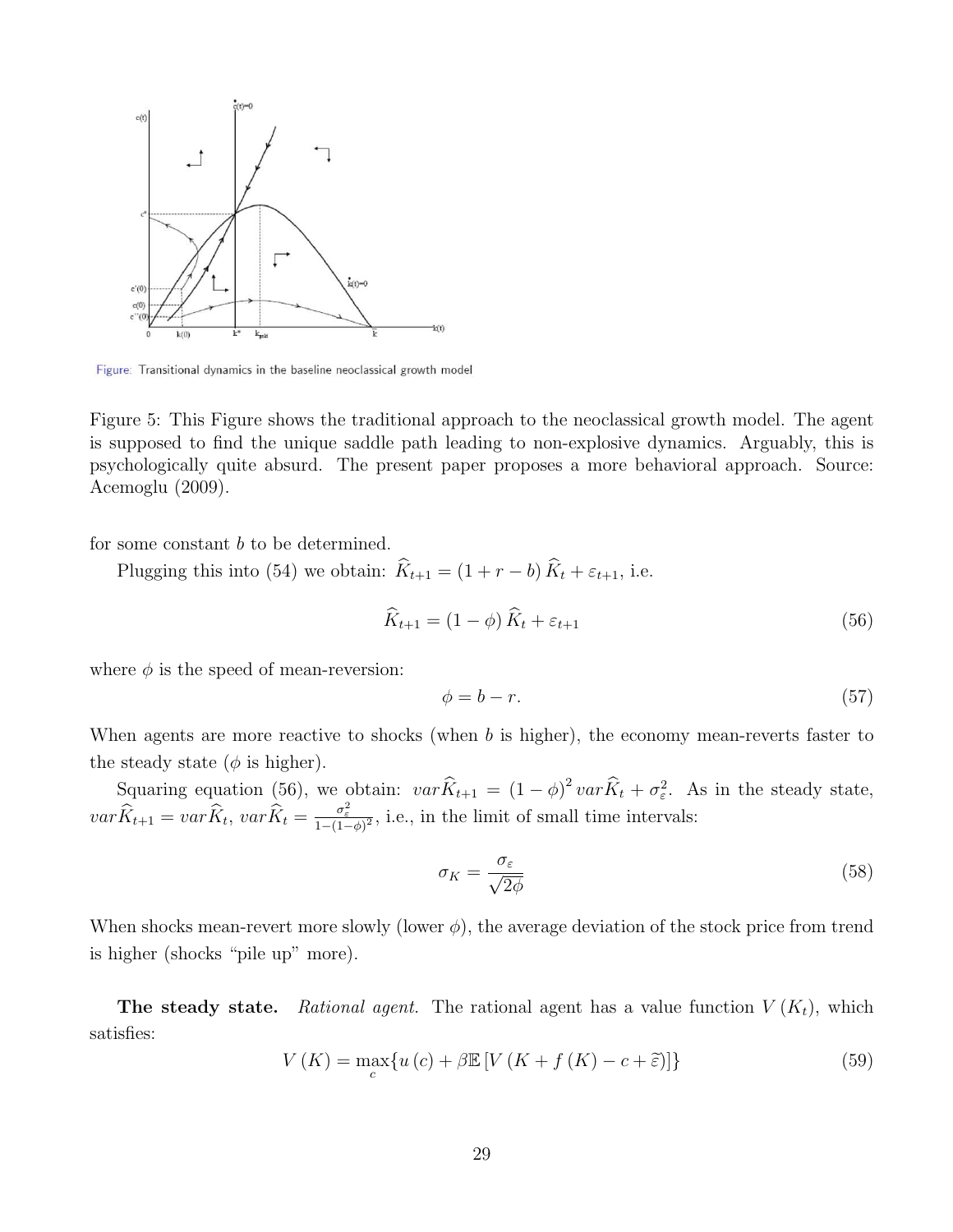Figure: Transitional dynamics in the baseline neoclassical growth model

Figure 5: This Figure shows the traditional approach to the neoclassical growth model. The agent is supposed to find the unique saddle path leading to non-explosive dynamics. Arguably, this is psychologically quite absurd. The present paper proposes a more behavioral approach. Source: Acemoglu (2009).

for some constant $b$ to be determined.

Plugging this into (54) we obtain: $\widehat{K}_{t+1} = (1 + r - b)\,\widehat{K}_t + \varepsilon_{t+1}$, i.e.

$$\widehat{K}_{t+1} = (1 - \phi)\,\widehat{K}_t + \varepsilon_{t+1} \tag{56}$$

where $\phi$ is the speed of mean-reversion:

$$\phi = b - r. \tag{57}$$

When agents are more reactive to shocks (when $b$ is higher), the economy mean-reverts faster to the steady state ($\phi$ is higher).

Squaring equation (56), we obtain: $var\widehat{K}_{t+1} = (1 - \phi)^2\, var\widehat{K}_t + \sigma_\varepsilon^2$. As in the steady state, $var\widehat{K}_{t+1} = var\widehat{K}_t$, $var\widehat{K}_t = \frac{\sigma_\varepsilon^2}{1-(1-\phi)^2}$, i.e., in the limit of small time intervals:

$$\sigma_K = \frac{\sigma_\varepsilon}{\sqrt{2\phi}} \tag{58}$$

When shocks mean-revert more slowly (lower $\phi$), the average deviation of the stock price from trend is higher (shocks "pile up" more).

**The steady state.** *Rational agent.* The rational agent has a value function $V(K_t)$, which satisfies:

$$V(K) = \max_c \{u(c) + \beta \mathbb{E}\left[V\left(K + f(K) - c + \widetilde{\varepsilon}\right)\right]\} \tag{59}$$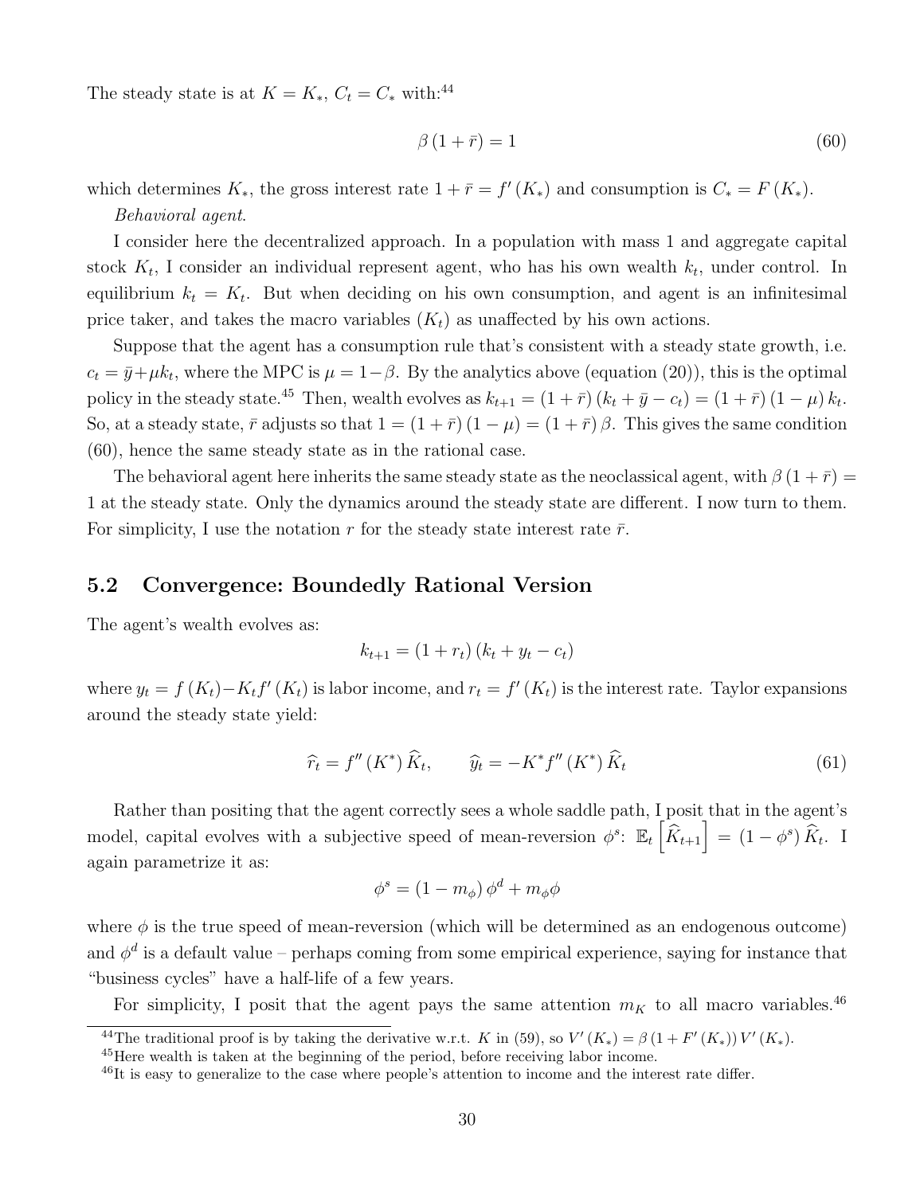The steady state is at $K = K_*$, $C_t = C_*$ with:[44]

$$\beta (1 + \bar{r}) = 1 \tag{60}$$

which determines $K_*$, the gross interest rate $1 + \bar{r} = f'(K_*)$ and consumption is $C_* = F(K_*)$.

*Behavioral agent.*

I consider here the decentralized approach. In a population with mass 1 and aggregate capital stock $K_t$, I consider an individual represent agent, who has his own wealth $k_t$, under control. In equilibrium $k_t = K_t$. But when deciding on his own consumption, and agent is an infinitesimal price taker, and takes the macro variables $(K_t)$ as unaffected by his own actions.

Suppose that the agent has a consumption rule that's consistent with a steady state growth, i.e. $c_t = \bar{y} + \mu k_t$, where the MPC is $\mu = 1 - \beta$. By the analytics above (equation (20)), this is the optimal policy in the steady state.[45] Then, wealth evolves as $k_{t+1} = (1 + \bar{r})(k_t + \bar{y} - c_t) = (1 + \bar{r})(1 - \mu) k_t$. So, at a steady state, $\bar{r}$ adjusts so that $1 = (1 + \bar{r})(1 - \mu) = (1 + \bar{r}) \beta$. This gives the same condition (60), hence the same steady state as in the rational case.

The behavioral agent here inherits the same steady state as the neoclassical agent, with $\beta (1 + \bar{r}) = 1$ at the steady state. Only the dynamics around the steady state are different. I now turn to them. For simplicity, I use the notation $r$ for the steady state interest rate $\bar{r}$.

## 5.2 Convergence: Boundedly Rational Version

The agent's wealth evolves as:

$$k_{t+1} = (1 + r_t)(k_t + y_t - c_t)$$

where $y_t = f(K_t) - K_t f'(K_t)$ is labor income, and $r_t = f'(K_t)$ is the interest rate. Taylor expansions around the steady state yield:

$$\widehat{r}_t = f''(K^*) \widehat{K}_t, \qquad \widehat{y}_t = -K^* f''(K^*) \widehat{K}_t \tag{61}$$

Rather than positing that the agent correctly sees a whole saddle path, I posit that in the agent's model, capital evolves with a subjective speed of mean-reversion $\phi^s$: $\mathbb{E}_t \left[ \widehat{K}_{t+1} \right] = (1 - \phi^s) \widehat{K}_t$. I again parametrize it as:

$$\phi^s = (1 - m_\phi) \phi^d + m_\phi \phi$$

where $\phi$ is the true speed of mean-reversion (which will be determined as an endogenous outcome) and $\phi^d$ is a default value – perhaps coming from some empirical experience, saying for instance that "business cycles" have a half-life of a few years.

For simplicity, I posit that the agent pays the same attention $m_K$ to all macro variables.[46]

[44] The traditional proof is by taking the derivative w.r.t. $K$ in (59), so $V'(K_*) = \beta (1 + F'(K_*)) V'(K_*)$.

[45] Here wealth is taken at the beginning of the period, before receiving labor income.

[46] It is easy to generalize to the case where people's attention to income and the interest rate differ.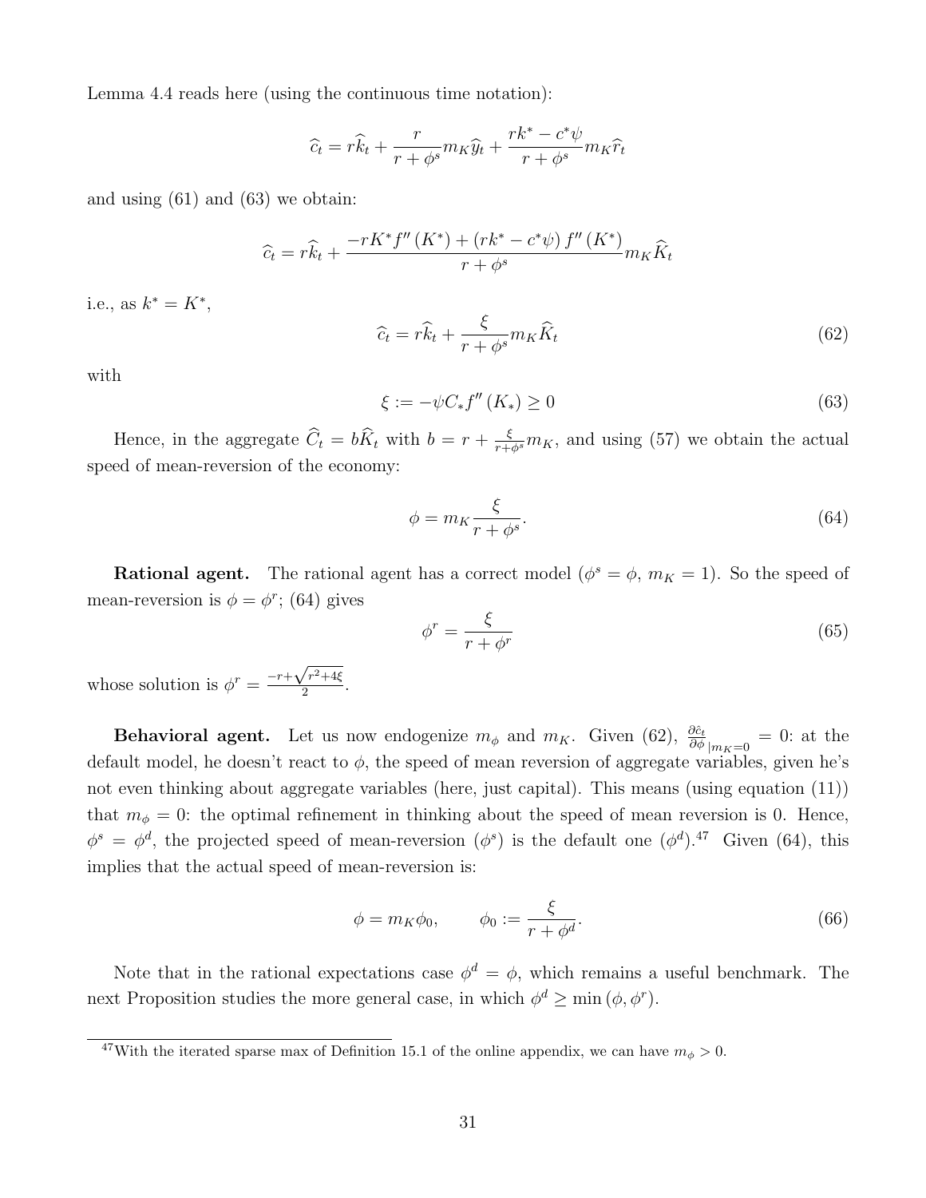Lemma 4.4 reads here (using the continuous time notation):

$$\widehat{c}_t = r\widehat{k}_t + \frac{r}{r+\phi^s} m_K \widehat{y}_t + \frac{rk^* - c^*\psi}{r+\phi^s} m_K \widehat{r}_t$$

and using (61) and (63) we obtain:

$$\widehat{c}_t = r\widehat{k}_t + \frac{-rK^* f''(K^*) + (rk^* - c^*\psi) f''(K^*)}{r+\phi^s} m_K \widehat{K}_t$$

i.e., as $k^* = K^*$,

$$\widehat{c}_t = r\widehat{k}_t + \frac{\xi}{r+\phi^s} m_K \widehat{K}_t \tag{62}$$

with

$$\xi := -\psi C_* f''(K_*) \geq 0 \tag{63}$$

Hence, in the aggregate $\widehat{C}_t = b\widehat{K}_t$ with $b = r + \frac{\xi}{r+\phi^s} m_K$, and using (57) we obtain the actual speed of mean-reversion of the economy:

$$\phi = m_K \frac{\xi}{r+\phi^s}. \tag{64}$$

**Rational agent.** The rational agent has a correct model ($\phi^s = \phi$, $m_K = 1$). So the speed of mean-reversion is $\phi = \phi^r$; (64) gives

$$\phi^r = \frac{\xi}{r+\phi^r} \tag{65}$$

whose solution is $\phi^r = \frac{-r+\sqrt{r^2+4\xi}}{2}$.

**Behavioral agent.** Let us now endogenize $m_\phi$ and $m_K$. Given (62), $\frac{\partial \hat{c}_t}{\partial \phi}_{|m_K=0} = 0$: at the default model, he doesn't react to $\phi$, the speed of mean reversion of aggregate variables, given he's not even thinking about aggregate variables (here, just capital). This means (using equation (11)) that $m_\phi = 0$: the optimal refinement in thinking about the speed of mean reversion is 0. Hence, $\phi^s = \phi^d$, the projected speed of mean-reversion ($\phi^s$) is the default one ($\phi^d$).[47] Given (64), this implies that the actual speed of mean-reversion is:

$$\phi = m_K \phi_0, \qquad \phi_0 := \frac{\xi}{r+\phi^d}. \tag{66}$$

Note that in the rational expectations case $\phi^d = \phi$, which remains a useful benchmark. The next Proposition studies the more general case, in which $\phi^d \geq \min(\phi, \phi^r)$.

[47] With the iterated sparse max of Definition 15.1 of the online appendix, we can have $m_\phi > 0$.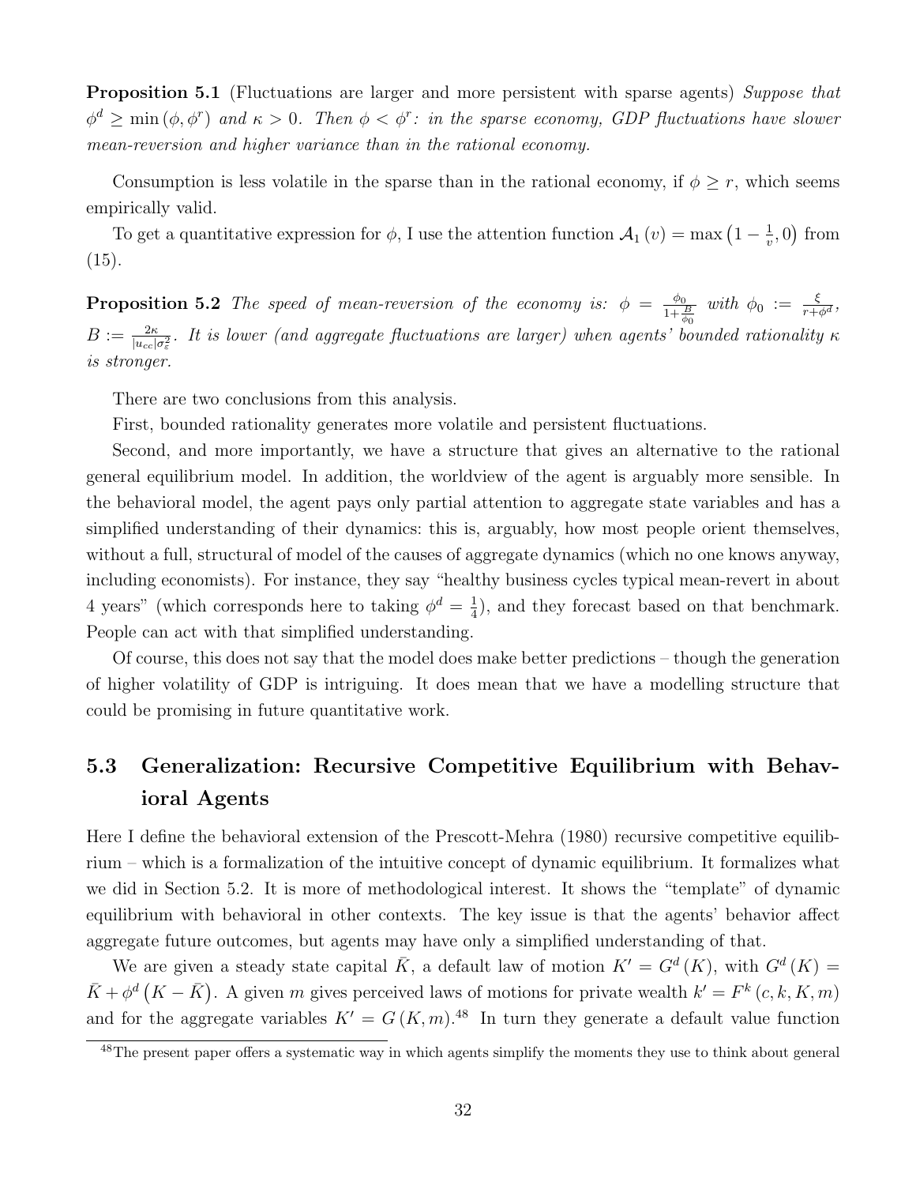**Proposition 5.1** (Fluctuations are larger and more persistent with sparse agents) *Suppose that $\phi^d \geq \min(\phi, \phi^r)$ and $\kappa > 0$. Then $\phi < \phi^r$: in the sparse economy, GDP fluctuations have slower mean-reversion and higher variance than in the rational economy.*

Consumption is less volatile in the sparse than in the rational economy, if $\phi \geq r$, which seems empirically valid.

To get a quantitative expression for $\phi$, I use the attention function $\mathcal{A}_1(v) = \max\left(1 - \frac{1}{v}, 0\right)$ from (15).

**Proposition 5.2** *The speed of mean-reversion of the economy is: $\phi = \frac{\phi_0}{1+\frac{B}{\phi_0}}$ with $\phi_0 := \frac{\xi}{r+\phi^d}$, $B := \frac{2\kappa}{|u_{cc}|\sigma_\varepsilon^2}$. It is lower (and aggregate fluctuations are larger) when agents' bounded rationality $\kappa$ is stronger.*

There are two conclusions from this analysis.

First, bounded rationality generates more volatile and persistent fluctuations.

Second, and more importantly, we have a structure that gives an alternative to the rational general equilibrium model. In addition, the worldview of the agent is arguably more sensible. In the behavioral model, the agent pays only partial attention to aggregate state variables and has a simplified understanding of their dynamics: this is, arguably, how most people orient themselves, without a full, structural of model of the causes of aggregate dynamics (which no one knows anyway, including economists). For instance, they say "healthy business cycles typical mean-revert in about 4 years" (which corresponds here to taking $\phi^d = \frac{1}{4}$), and they forecast based on that benchmark. People can act with that simplified understanding.

Of course, this does not say that the model does make better predictions – though the generation of higher volatility of GDP is intriguing. It does mean that we have a modelling structure that could be promising in future quantitative work.

## 5.3 Generalization: Recursive Competitive Equilibrium with Behavioral Agents

Here I define the behavioral extension of the Prescott-Mehra (1980) recursive competitive equilibrium – which is a formalization of the intuitive concept of dynamic equilibrium. It formalizes what we did in Section 5.2. It is more of methodological interest. It shows the "template" of dynamic equilibrium with behavioral in other contexts. The key issue is that the agents' behavior affect aggregate future outcomes, but agents may have only a simplified understanding of that.

We are given a steady state capital $\bar{K}$, a default law of motion $K' = G^d(K)$, with $G^d(K) = \bar{K} + \phi^d\left(K - \bar{K}\right)$. A given $m$ gives perceived laws of motions for private wealth $k' = F^k(c, k, K, m)$ and for the aggregate variables $K' = G(K, m)$.[48] In turn they generate a default value function

[48] The present paper offers a systematic way in which agents simplify the moments they use to think about general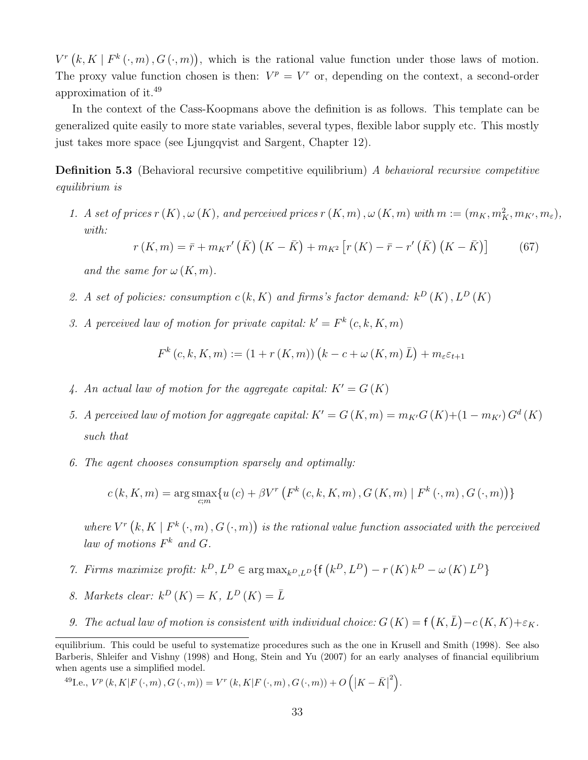$V^r\left(k, K \mid F^k(\cdot, m), G(\cdot, m)\right)$, which is the rational value function under those laws of motion. The proxy value function chosen is then: $V^p = V^r$ or, depending on the context, a second-order approximation of it.[49]

In the context of the Cass-Koopmans above the definition is as follows. This template can be generalized quite easily to more state variables, several types, flexible labor supply etc. This mostly just takes more space (see Ljungqvist and Sargent, Chapter 12).

**Definition 5.3** (Behavioral recursive competitive equilibrium) *A behavioral recursive competitive equilibrium is*

1. *A set of prices $r(K), \omega(K)$, and perceived prices $r(K,m), \omega(K,m)$ with $m := (m_K, m_K^2, m_{K'}, m_\varepsilon)$, with:*

$$r(K,m) = \bar{r} + m_K r'(\bar{K})(K-\bar{K}) + m_{K^2}\left[r(K) - \bar{r} - r'(\bar{K})(K-\bar{K})\right] \tag{67}$$

   *and the same for $\omega(K,m)$.*

2. *A set of policies: consumption $c(k,K)$ and firms's factor demand: $k^D(K), L^D(K)$*

3. *A perceived law of motion for private capital: $k' = F^k(c,k,K,m)$*

$$F^k(c,k,K,m) := (1 + r(K,m))\left(k - c + \omega(K,m)\bar{L}\right) + m_\varepsilon \varepsilon_{t+1}$$

4. *An actual law of motion for the aggregate capital: $K' = G(K)$*

5. *A perceived law of motion for aggregate capital: $K' = G(K,m) = m_{K'}G(K) + (1-m_{K'})G^d(K)$ such that*

6. *The agent chooses consumption sparsely and optimally:*

$$c(k,K,m) = \arg\underset{c;m}{\text{smax}}\{u(c) + \beta V^r\left(F^k(c,k,K,m), G(K,m) \mid F^k(\cdot,m), G(\cdot,m)\right)\}$$

   *where $V^r\left(k, K \mid F^k(\cdot,m), G(\cdot,m)\right)$ is the rational value function associated with the perceived law of motions $F^k$ and $G$.*

7. *Firms maximize profit: $k^D, L^D \in \arg\max_{k^D,L^D}\{\mathsf{f}\left(k^D, L^D\right) - r(K)k^D - \omega(K)L^D\}$*

8. *Markets clear: $k^D(K) = K$, $L^D(K) = \bar{L}$*

9. *The actual law of motion is consistent with individual choice: $G(K) = \mathsf{f}\left(K,\bar{L}\right) - c(K,K) + \varepsilon_K$.*

---

equilibrium. This could be useful to systematize procedures such as the one in Krusell and Smith (1998). See also Barberis, Shleifer and Vishny (1998) and Hong, Stein and Yu (2007) for an early analyses of financial equilibrium when agents use a simplified model.

[49] I.e., $V^p(k,K|F(\cdot,m), G(\cdot,m)) = V^r(k,K|F(\cdot,m), G(\cdot,m)) + O\left(\left|K-\bar{K}\right|^2\right)$.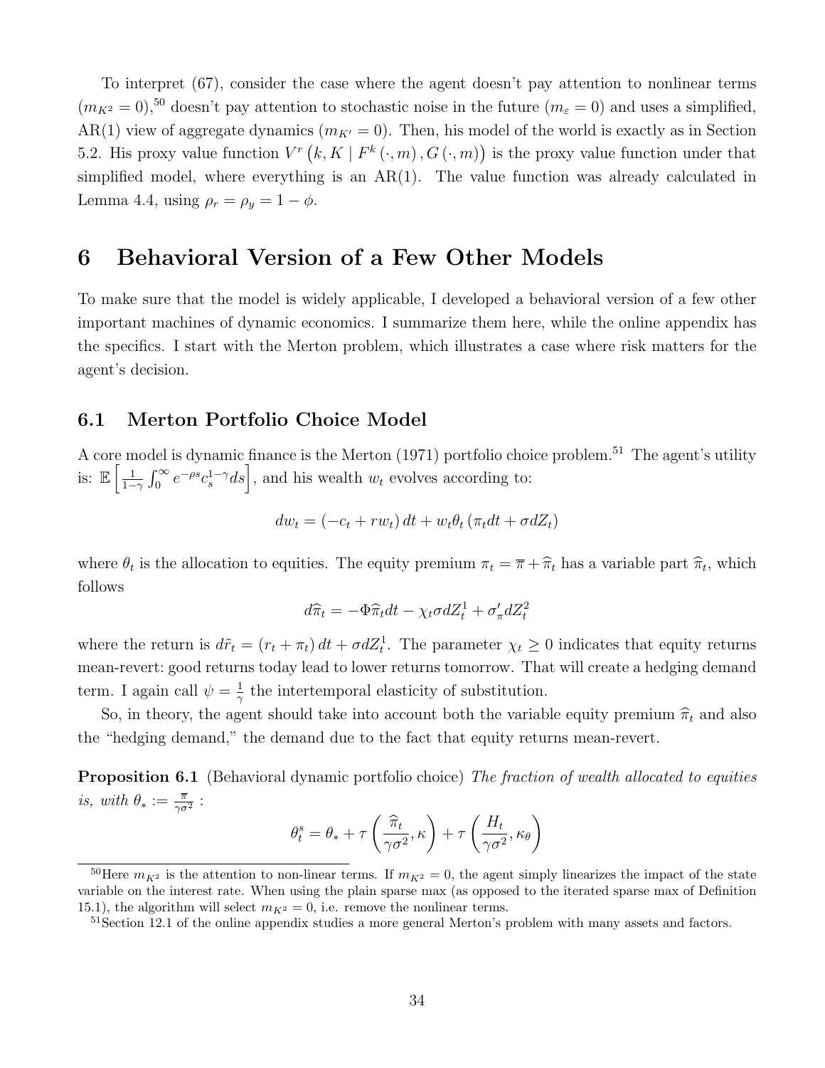To interpret (67), consider the case where the agent doesn't pay attention to nonlinear terms ($m_{K^2} = 0$),[50] doesn't pay attention to stochastic noise in the future ($m_\varepsilon = 0$) and uses a simplified, AR(1) view of aggregate dynamics ($m_{K'} = 0$). Then, his model of the world is exactly as in Section 5.2. His proxy value function $V^r\left(k, K \mid F^k(\cdot, m), G(\cdot, m)\right)$ is the proxy value function under that simplified model, where everything is an AR(1). The value function was already calculated in Lemma 4.4, using $\rho_r = \rho_y = 1 - \phi$.

# 6 Behavioral Version of a Few Other Models

To make sure that the model is widely applicable, I developed a behavioral version of a few other important machines of dynamic economics. I summarize them here, while the online appendix has the specifics. I start with the Merton problem, which illustrates a case where risk matters for the agent's decision.

## 6.1 Merton Portfolio Choice Model

A core model is dynamic finance is the Merton (1971) portfolio choice problem.[51] The agent's utility is: $\mathbb{E}\left[\frac{1}{1-\gamma}\int_0^\infty e^{-\rho s} c_s^{1-\gamma} ds\right]$, and his wealth $w_t$ evolves according to:

$$dw_t = (-c_t + rw_t)\,dt + w_t\theta_t\left(\pi_t dt + \sigma dZ_t\right)$$

where $\theta_t$ is the allocation to equities. The equity premium $\pi_t = \overline{\pi} + \widehat{\pi}_t$ has a variable part $\widehat{\pi}_t$, which follows

$$d\widehat{\pi}_t = -\Phi\widehat{\pi}_t dt - \chi_t \sigma dZ_t^1 + \sigma'_\pi dZ_t^2$$

where the return is $d\tilde{r}_t = (r_t + \pi_t)\,dt + \sigma dZ_t^1$. The parameter $\chi_t \geq 0$ indicates that equity returns mean-revert: good returns today lead to lower returns tomorrow. That will create a hedging demand term. I again call $\psi = \frac{1}{\gamma}$ the intertemporal elasticity of substitution.

So, in theory, the agent should take into account both the variable equity premium $\widehat{\pi}_t$ and also the "hedging demand," the demand due to the fact that equity returns mean-revert.

**Proposition 6.1** (Behavioral dynamic portfolio choice) *The fraction of wealth allocated to equities is, with $\theta_* := \frac{\overline{\pi}}{\gamma\sigma^2}$ :*

$$\theta_t^s = \theta_* + \tau\left(\frac{\widehat{\pi}_t}{\gamma\sigma^2}, \kappa\right) + \tau\left(\frac{H_t}{\gamma\sigma^2}, \kappa_\theta\right)$$

---

[50] Here $m_{K^2}$ is the attention to non-linear terms. If $m_{K^2} = 0$, the agent simply linearizes the impact of the state variable on the interest rate. When using the plain sparse max (as opposed to the iterated sparse max of Definition 15.1), the algorithm will select $m_{K^2} = 0$, i.e. remove the nonlinear terms.

[51] Section 12.1 of the online appendix studies a more general Merton's problem with many assets and factors.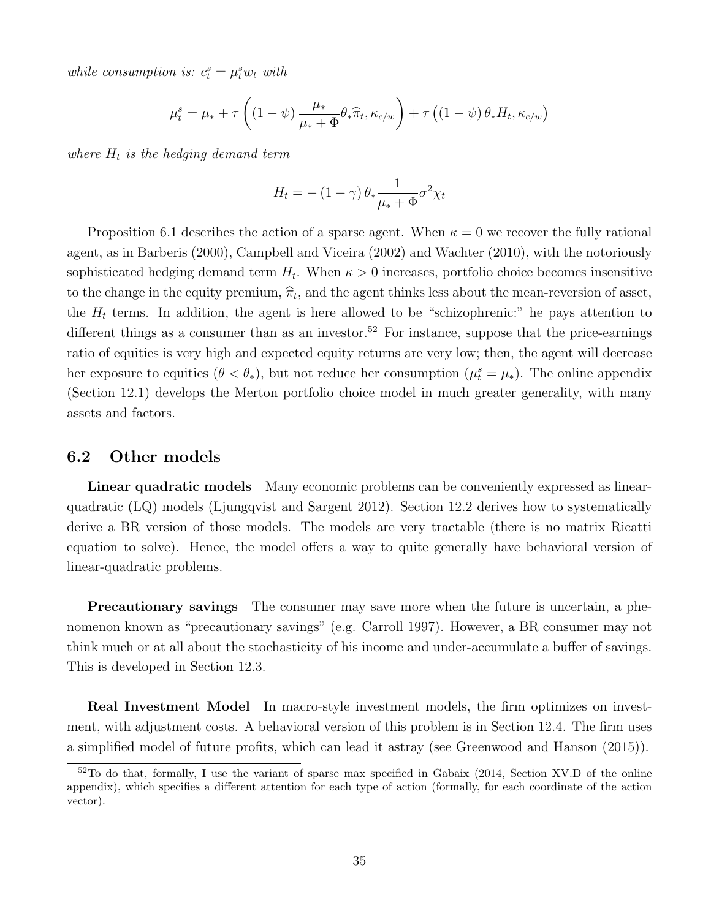*while consumption is:* $c_t^s = \mu_t^s w_t$ *with*

$$\mu_t^s = \mu_* + \tau\left((1-\psi)\frac{\mu_*}{\mu_*+\Phi}\theta_*\widehat{\pi}_t, \kappa_{c/w}\right) + \tau\left((1-\psi)\,\theta_* H_t, \kappa_{c/w}\right)$$

*where* $H_t$ *is the hedging demand term*

$$H_t = -\left(1-\gamma\right)\theta_*\frac{1}{\mu_*+\Phi}\sigma^2\chi_t$$

Proposition 6.1 describes the action of a sparse agent. When $\kappa = 0$ we recover the fully rational agent, as in Barberis (2000), Campbell and Viceira (2002) and Wachter (2010), with the notoriously sophisticated hedging demand term $H_t$. When $\kappa > 0$ increases, portfolio choice becomes insensitive to the change in the equity premium, $\widehat{\pi}_t$, and the agent thinks less about the mean-reversion of asset, the $H_t$ terms. In addition, the agent is here allowed to be "schizophrenic:" he pays attention to different things as a consumer than as an investor.[52] For instance, suppose that the price-earnings ratio of equities is very high and expected equity returns are very low; then, the agent will decrease her exposure to equities ($\theta < \theta_*$), but not reduce her consumption ($\mu_t^s = \mu_*$). The online appendix (Section 12.1) develops the Merton portfolio choice model in much greater generality, with many assets and factors.

## 6.2 Other models

**Linear quadratic models** Many economic problems can be conveniently expressed as linear-quadratic (LQ) models (Ljungqvist and Sargent 2012). Section 12.2 derives how to systematically derive a BR version of those models. The models are very tractable (there is no matrix Ricatti equation to solve). Hence, the model offers a way to quite generally have behavioral version of linear-quadratic problems.

**Precautionary savings** The consumer may save more when the future is uncertain, a phenomenon known as "precautionary savings" (e.g. Carroll 1997). However, a BR consumer may not think much or at all about the stochasticity of his income and under-accumulate a buffer of savings. This is developed in Section 12.3.

**Real Investment Model** In macro-style investment models, the firm optimizes on investment, with adjustment costs. A behavioral version of this problem is in Section 12.4. The firm uses a simplified model of future profits, which can lead it astray (see Greenwood and Hanson (2015)).

[52] To do that, formally, I use the variant of sparse max specified in Gabaix (2014, Section XV.D of the online appendix), which specifies a different attention for each type of action (formally, for each coordinate of the action vector).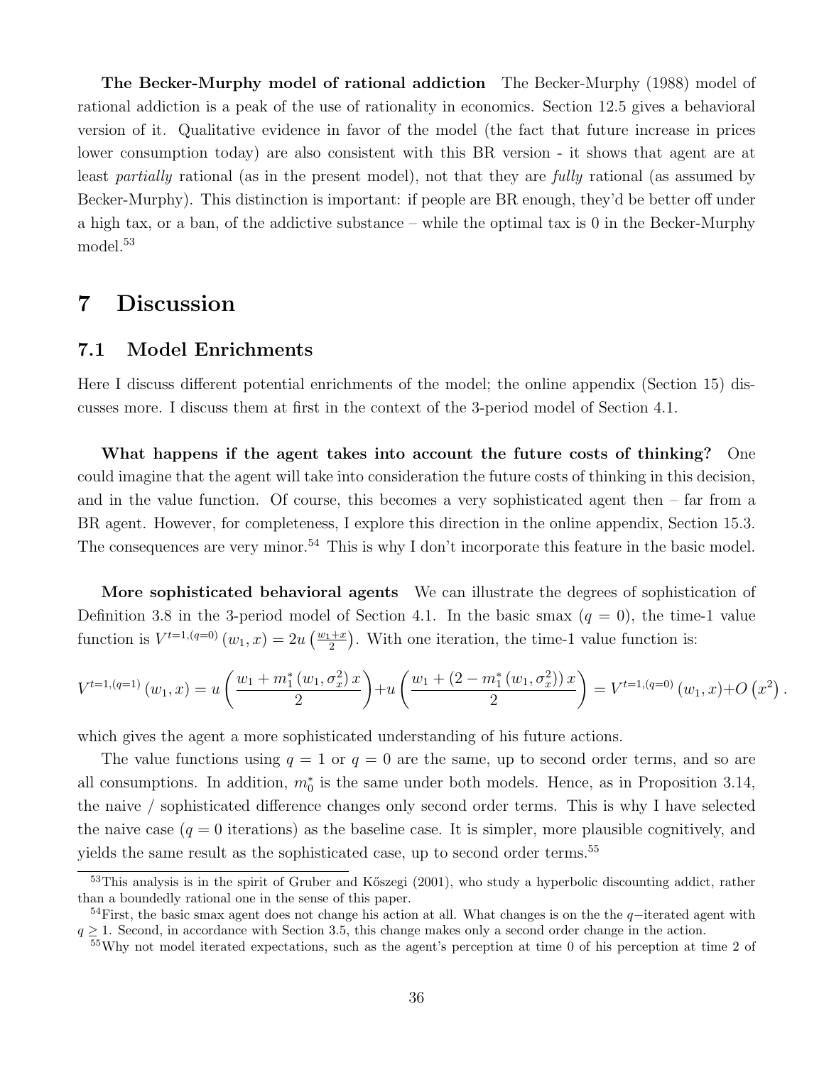**The Becker-Murphy model of rational addiction** The Becker-Murphy (1988) model of rational addiction is a peak of the use of rationality in economics. Section 12.5 gives a behavioral version of it. Qualitative evidence in favor of the model (the fact that future increase in prices lower consumption today) are also consistent with this BR version - it shows that agent are at least *partially* rational (as in the present model), not that they are *fully* rational (as assumed by Becker-Murphy). This distinction is important: if people are BR enough, they'd be better off under a high tax, or a ban, of the addictive substance – while the optimal tax is 0 in the Becker-Murphy model.[53]

# 7 Discussion

## 7.1 Model Enrichments

Here I discuss different potential enrichments of the model; the online appendix (Section 15) discusses more. I discuss them at first in the context of the 3-period model of Section 4.1.

**What happens if the agent takes into account the future costs of thinking?** One could imagine that the agent will take into consideration the future costs of thinking in this decision, and in the value function. Of course, this becomes a very sophisticated agent then – far from a BR agent. However, for completeness, I explore this direction in the online appendix, Section 15.3. The consequences are very minor.[54] This is why I don't incorporate this feature in the basic model.

**More sophisticated behavioral agents** We can illustrate the degrees of sophistication of Definition 3.8 in the 3-period model of Section 4.1. In the basic smax ($q = 0$), the time-1 value function is $V^{t=1,(q=0)}(w_1, x) = 2u\left(\frac{w_1+x}{2}\right)$. With one iteration, the time-1 value function is:

$$V^{t=1,(q=1)}(w_1, x) = u\left(\frac{w_1 + m_1^*(w_1, \sigma_x^2)\, x}{2}\right) + u\left(\frac{w_1 + (2 - m_1^*(w_1, \sigma_x^2))\, x}{2}\right) = V^{t=1,(q=0)}(w_1, x) + O\left(x^2\right).$$

which gives the agent a more sophisticated understanding of his future actions.

The value functions using $q = 1$ or $q = 0$ are the same, up to second order terms, and so are all consumptions. In addition, $m_0^*$ is the same under both models. Hence, as in Proposition 3.14, the naive / sophisticated difference changes only second order terms. This is why I have selected the naive case ($q = 0$ iterations) as the baseline case. It is simpler, more plausible cognitively, and yields the same result as the sophisticated case, up to second order terms.[55]

[53] This analysis is in the spirit of Gruber and Kőszegi (2001), who study a hyperbolic discounting addict, rather than a boundedly rational one in the sense of this paper.

[54] First, the basic smax agent does not change his action at all. What changes is on the the $q-$iterated agent with $q \geq 1$. Second, in accordance with Section 3.5, this change makes only a second order change in the action.

[55] Why not model iterated expectations, such as the agent's perception at time 0 of his perception at time 2 of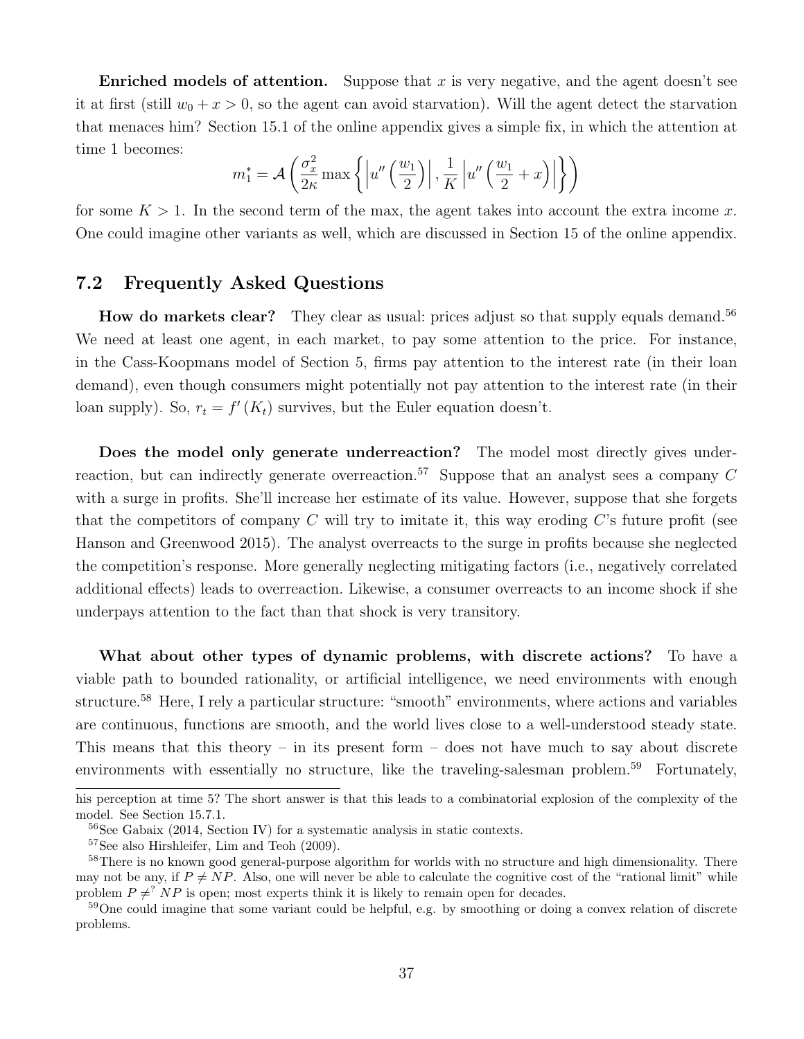**Enriched models of attention.** Suppose that $x$ is very negative, and the agent doesn't see it at first (still $w_0 + x > 0$, so the agent can avoid starvation). Will the agent detect the starvation that menaces him? Section 15.1 of the online appendix gives a simple fix, in which the attention at time 1 becomes:

$$m_1^* = \mathcal{A}\left(\frac{\sigma_x^2}{2\kappa}\max\left\{\left|u''\left(\frac{w_1}{2}\right)\right|, \frac{1}{K}\left|u''\left(\frac{w_1}{2}+x\right)\right|\right\}\right)$$

for some $K > 1$. In the second term of the max, the agent takes into account the extra income $x$. One could imagine other variants as well, which are discussed in Section 15 of the online appendix.

## 7.2 Frequently Asked Questions

**How do markets clear?** They clear as usual: prices adjust so that supply equals demand.[56] We need at least one agent, in each market, to pay some attention to the price. For instance, in the Cass-Koopmans model of Section 5, firms pay attention to the interest rate (in their loan demand), even though consumers might potentially not pay attention to the interest rate (in their loan supply). So, $r_t = f'(K_t)$ survives, but the Euler equation doesn't.

**Does the model only generate underreaction?** The model most directly gives underreaction, but can indirectly generate overreaction.[57] Suppose that an analyst sees a company $C$ with a surge in profits. She'll increase her estimate of its value. However, suppose that she forgets that the competitors of company $C$ will try to imitate it, this way eroding $C$'s future profit (see Hanson and Greenwood 2015). The analyst overreacts to the surge in profits because she neglected the competition's response. More generally neglecting mitigating factors (i.e., negatively correlated additional effects) leads to overreaction. Likewise, a consumer overreacts to an income shock if she underpays attention to the fact than that shock is very transitory.

**What about other types of dynamic problems, with discrete actions?** To have a viable path to bounded rationality, or artificial intelligence, we need environments with enough structure.[58] Here, I rely a particular structure: "smooth" environments, where actions and variables are continuous, functions are smooth, and the world lives close to a well-understood steady state. This means that this theory – in its present form – does not have much to say about discrete environments with essentially no structure, like the traveling-salesman problem.[59] Fortunately,

---

his perception at time 5? The short answer is that this leads to a combinatorial explosion of the complexity of the model. See Section 15.7.1.

[56] See Gabaix (2014, Section IV) for a systematic analysis in static contexts.

[57] See also Hirshleifer, Lim and Teoh (2009).

[58] There is no known good general-purpose algorithm for worlds with no structure and high dimensionality. There may not be any, if $P \neq NP$. Also, one will never be able to calculate the cognitive cost of the "rational limit" while problem $P \neq^? NP$ is open; most experts think it is likely to remain open for decades.

[59] One could imagine that some variant could be helpful, e.g. by smoothing or doing a convex relation of discrete problems.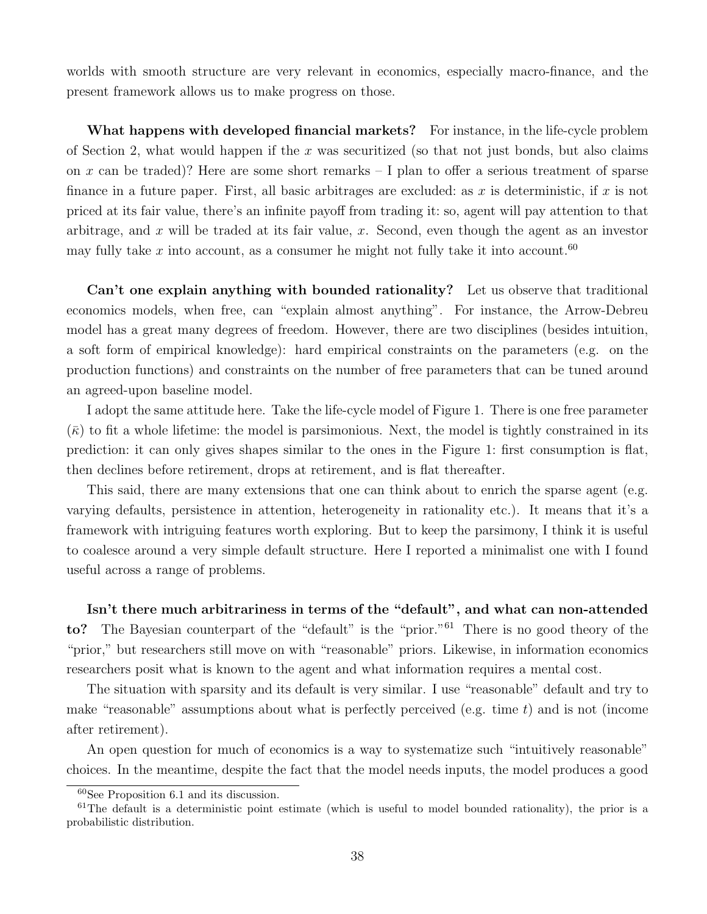worlds with smooth structure are very relevant in economics, especially macro-finance, and the present framework allows us to make progress on those.

**What happens with developed financial markets?** For instance, in the life-cycle problem of Section 2, what would happen if the $x$ was securitized (so that not just bonds, but also claims on $x$ can be traded)? Here are some short remarks – I plan to offer a serious treatment of sparse finance in a future paper. First, all basic arbitrages are excluded: as $x$ is deterministic, if $x$ is not priced at its fair value, there's an infinite payoff from trading it: so, agent will pay attention to that arbitrage, and $x$ will be traded at its fair value, $x$. Second, even though the agent as an investor may fully take $x$ into account, as a consumer he might not fully take it into account.[60]

**Can't one explain anything with bounded rationality?** Let us observe that traditional economics models, when free, can "explain almost anything". For instance, the Arrow-Debreu model has a great many degrees of freedom. However, there are two disciplines (besides intuition, a soft form of empirical knowledge): hard empirical constraints on the parameters (e.g. on the production functions) and constraints on the number of free parameters that can be tuned around an agreed-upon baseline model.

I adopt the same attitude here. Take the life-cycle model of Figure 1. There is one free parameter ($\bar{\kappa}$) to fit a whole lifetime: the model is parsimonious. Next, the model is tightly constrained in its prediction: it can only gives shapes similar to the ones in the Figure 1: first consumption is flat, then declines before retirement, drops at retirement, and is flat thereafter.

This said, there are many extensions that one can think about to enrich the sparse agent (e.g. varying defaults, persistence in attention, heterogeneity in rationality etc.). It means that it's a framework with intriguing features worth exploring. But to keep the parsimony, I think it is useful to coalesce around a very simple default structure. Here I reported a minimalist one with I found useful across a range of problems.

**Isn't there much arbitrariness in terms of the "default", and what can non-attended to?** The Bayesian counterpart of the "default" is the "prior."[61] There is no good theory of the "prior," but researchers still move on with "reasonable" priors. Likewise, in information economics researchers posit what is known to the agent and what information requires a mental cost.

The situation with sparsity and its default is very similar. I use "reasonable" default and try to make "reasonable" assumptions about what is perfectly perceived (e.g. time $t$) and is not (income after retirement).

An open question for much of economics is a way to systematize such "intuitively reasonable" choices. In the meantime, despite the fact that the model needs inputs, the model produces a good

[60] See Proposition 6.1 and its discussion.

[61] The default is a deterministic point estimate (which is useful to model bounded rationality), the prior is a probabilistic distribution.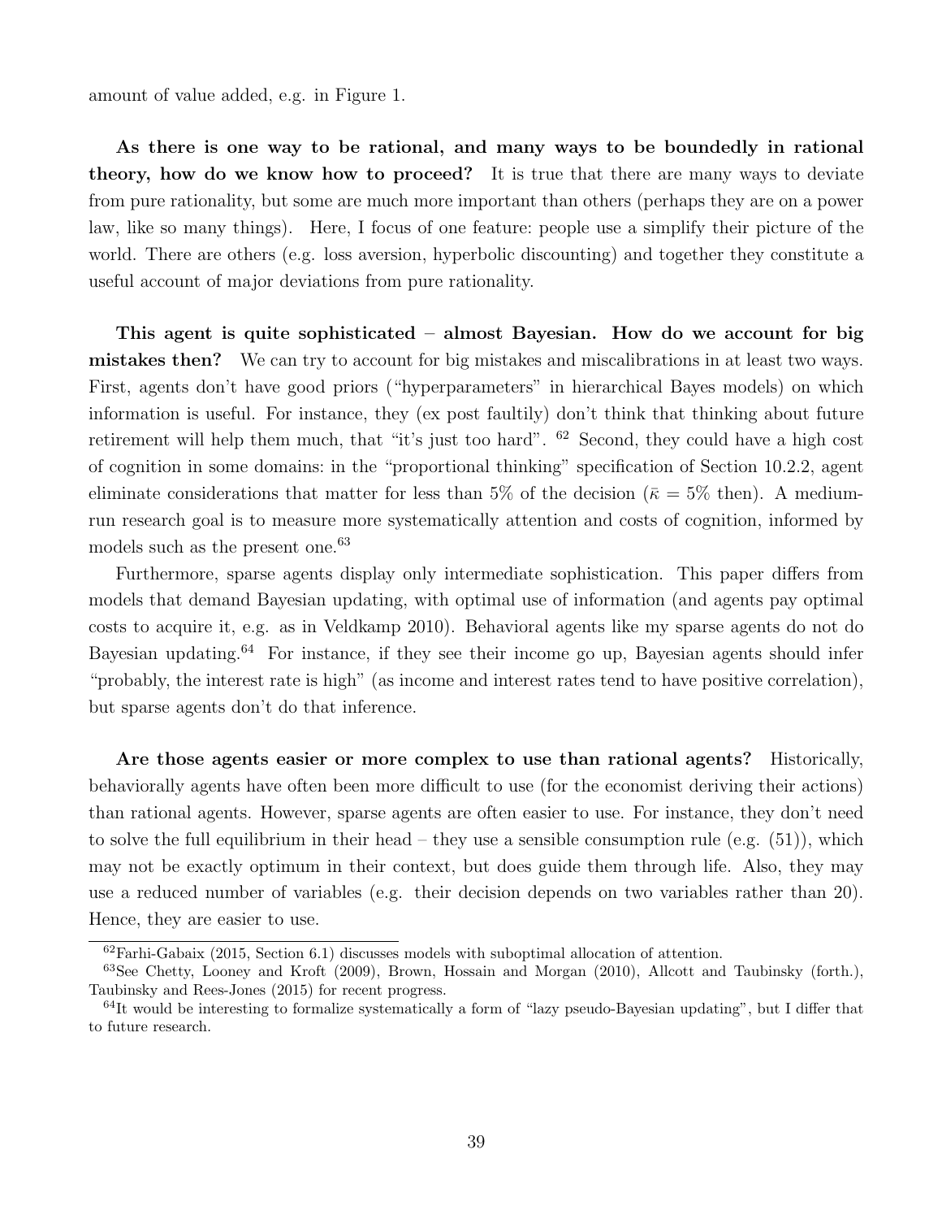amount of value added, e.g. in Figure 1.

**As there is one way to be rational, and many ways to be boundedly in rational theory, how do we know how to proceed?** It is true that there are many ways to deviate from pure rationality, but some are much more important than others (perhaps they are on a power law, like so many things). Here, I focus of one feature: people use a simplify their picture of the world. There are others (e.g. loss aversion, hyperbolic discounting) and together they constitute a useful account of major deviations from pure rationality.

**This agent is quite sophisticated – almost Bayesian. How do we account for big mistakes then?** We can try to account for big mistakes and miscalibrations in at least two ways. First, agents don't have good priors ("hyperparameters" in hierarchical Bayes models) on which information is useful. For instance, they (ex post faultily) don't think that thinking about future retirement will help them much, that "it's just too hard". [62] Second, they could have a high cost of cognition in some domains: in the "proportional thinking" specification of Section 10.2.2, agent eliminate considerations that matter for less than 5% of the decision ($\bar{\kappa} = 5\%$ then). A medium-run research goal is to measure more systematically attention and costs of cognition, informed by models such as the present one.[63]

Furthermore, sparse agents display only intermediate sophistication. This paper differs from models that demand Bayesian updating, with optimal use of information (and agents pay optimal costs to acquire it, e.g. as in Veldkamp 2010). Behavioral agents like my sparse agents do not do Bayesian updating.[64] For instance, if they see their income go up, Bayesian agents should infer "probably, the interest rate is high" (as income and interest rates tend to have positive correlation), but sparse agents don't do that inference.

**Are those agents easier or more complex to use than rational agents?** Historically, behaviorally agents have often been more difficult to use (for the economist deriving their actions) than rational agents. However, sparse agents are often easier to use. For instance, they don't need to solve the full equilibrium in their head – they use a sensible consumption rule (e.g. (51)), which may not be exactly optimum in their context, but does guide them through life. Also, they may use a reduced number of variables (e.g. their decision depends on two variables rather than 20). Hence, they are easier to use.

[62] Farhi-Gabaix (2015, Section 6.1) discusses models with suboptimal allocation of attention.

[63] See Chetty, Looney and Kroft (2009), Brown, Hossain and Morgan (2010), Allcott and Taubinsky (forth.), Taubinsky and Rees-Jones (2015) for recent progress.

[64] It would be interesting to formalize systematically a form of "lazy pseudo-Bayesian updating", but I differ that to future research.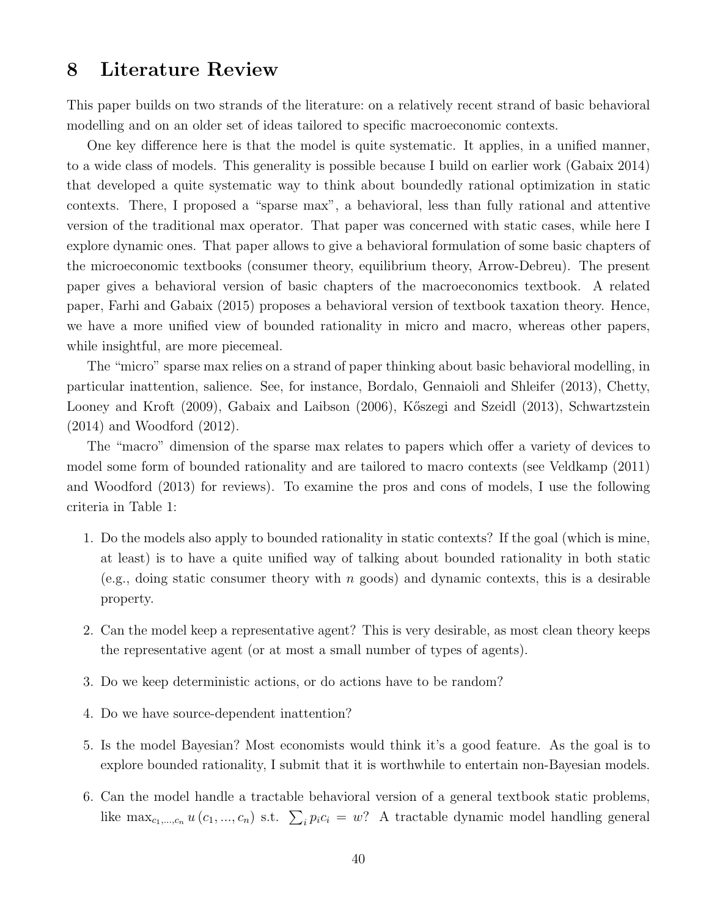# 8 Literature Review

This paper builds on two strands of the literature: on a relatively recent strand of basic behavioral modelling and on an older set of ideas tailored to specific macroeconomic contexts.

One key difference here is that the model is quite systematic. It applies, in a unified manner, to a wide class of models. This generality is possible because I build on earlier work (Gabaix 2014) that developed a quite systematic way to think about boundedly rational optimization in static contexts. There, I proposed a "sparse max", a behavioral, less than fully rational and attentive version of the traditional max operator. That paper was concerned with static cases, while here I explore dynamic ones. That paper allows to give a behavioral formulation of some basic chapters of the microeconomic textbooks (consumer theory, equilibrium theory, Arrow-Debreu). The present paper gives a behavioral version of basic chapters of the macroeconomics textbook. A related paper, Farhi and Gabaix (2015) proposes a behavioral version of textbook taxation theory. Hence, we have a more unified view of bounded rationality in micro and macro, whereas other papers, while insightful, are more piecemeal.

The "micro" sparse max relies on a strand of paper thinking about basic behavioral modelling, in particular inattention, salience. See, for instance, Bordalo, Gennaioli and Shleifer (2013), Chetty, Looney and Kroft (2009), Gabaix and Laibson (2006), Kőszegi and Szeidl (2013), Schwartzstein (2014) and Woodford (2012).

The "macro" dimension of the sparse max relates to papers which offer a variety of devices to model some form of bounded rationality and are tailored to macro contexts (see Veldkamp (2011) and Woodford (2013) for reviews). To examine the pros and cons of models, I use the following criteria in Table 1:

1. Do the models also apply to bounded rationality in static contexts? If the goal (which is mine, at least) is to have a quite unified way of talking about bounded rationality in both static (e.g., doing static consumer theory with $n$ goods) and dynamic contexts, this is a desirable property.

2. Can the model keep a representative agent? This is very desirable, as most clean theory keeps the representative agent (or at most a small number of types of agents).

3. Do we keep deterministic actions, or do actions have to be random?

4. Do we have source-dependent inattention?

5. Is the model Bayesian? Most economists would think it's a good feature. As the goal is to explore bounded rationality, I submit that it is worthwhile to entertain non-Bayesian models.

6. Can the model handle a tractable behavioral version of a general textbook static problems, like $\max_{c_1,...,c_n} u(c_1,...,c_n)$ s.t. $\sum_i p_i c_i = w$? A tractable dynamic model handling general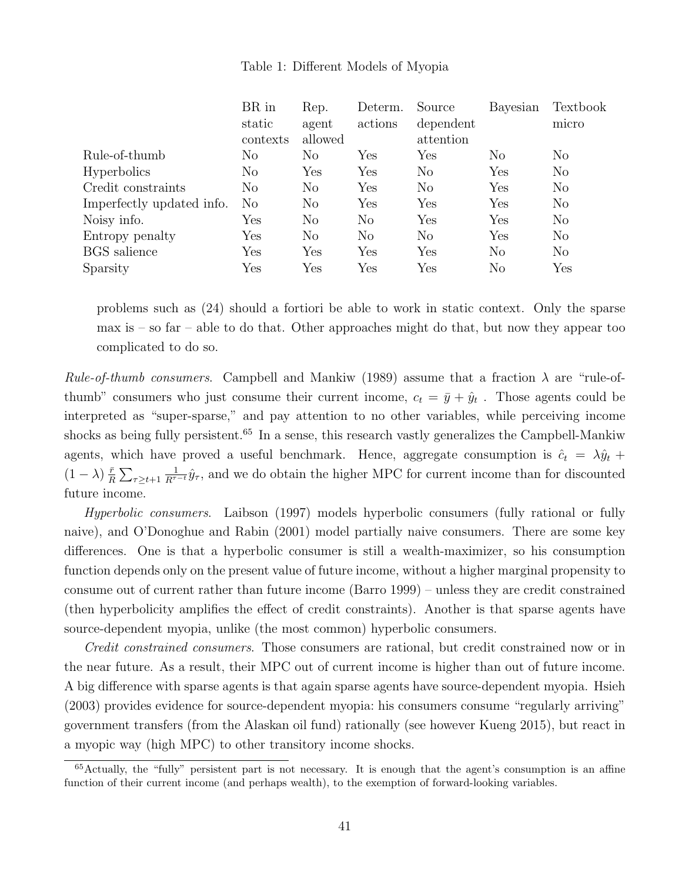Table 1: Different Models of Myopia

| | BR in static contexts | Rep. agent allowed | Determ. actions | Source dependent attention | Bayesian | Textbook micro |
|---|---|---|---|---|---|---|
| Rule-of-thumb | No | No | Yes | Yes | No | No |
| Hyperbolics | No | Yes | Yes | No | Yes | No |
| Credit constraints | No | No | Yes | No | Yes | No |
| Imperfectly updated info. | No | No | Yes | Yes | Yes | No |
| Noisy info. | Yes | No | No | Yes | Yes | No |
| Entropy penalty | Yes | No | No | No | Yes | No |
| BGS salience | Yes | Yes | Yes | Yes | No | No |
| Sparsity | Yes | Yes | Yes | Yes | No | Yes |

problems such as (24) should a fortiori be able to work in static context. Only the sparse max is – so far – able to do that. Other approaches might do that, but now they appear too complicated to do so.

*Rule-of-thumb consumers.* Campbell and Mankiw (1989) assume that a fraction $\lambda$ are "rule-of-thumb" consumers who just consume their current income, $c_t = \bar{y} + \hat{y}_t$ . Those agents could be interpreted as "super-sparse," and pay attention to no other variables, while perceiving income shocks as being fully persistent.[65] In a sense, this research vastly generalizes the Campbell-Mankiw agents, which have proved a useful benchmark. Hence, aggregate consumption is $\hat{c}_t = \lambda \hat{y}_t + (1-\lambda) \frac{\bar{r}}{R} \sum_{\tau \geq t+1} \frac{1}{R^{\tau-t}} \hat{y}_\tau$, and we do obtain the higher MPC for current income than for discounted future income.

*Hyperbolic consumers.* Laibson (1997) models hyperbolic consumers (fully rational or fully naive), and O'Donoghue and Rabin (2001) model partially naive consumers. There are some key differences. One is that a hyperbolic consumer is still a wealth-maximizer, so his consumption function depends only on the present value of future income, without a higher marginal propensity to consume out of current rather than future income (Barro 1999) – unless they are credit constrained (then hyperbolicity amplifies the effect of credit constraints). Another is that sparse agents have source-dependent myopia, unlike (the most common) hyperbolic consumers.

*Credit constrained consumers.* Those consumers are rational, but credit constrained now or in the near future. As a result, their MPC out of current income is higher than out of future income. A big difference with sparse agents is that again sparse agents have source-dependent myopia. Hsieh (2003) provides evidence for source-dependent myopia: his consumers consume "regularly arriving" government transfers (from the Alaskan oil fund) rationally (see however Kueng 2015), but react in a myopic way (high MPC) to other transitory income shocks.

[65] Actually, the "fully" persistent part is not necessary. It is enough that the agent's consumption is an affine function of their current income (and perhaps wealth), to the exemption of forward-looking variables.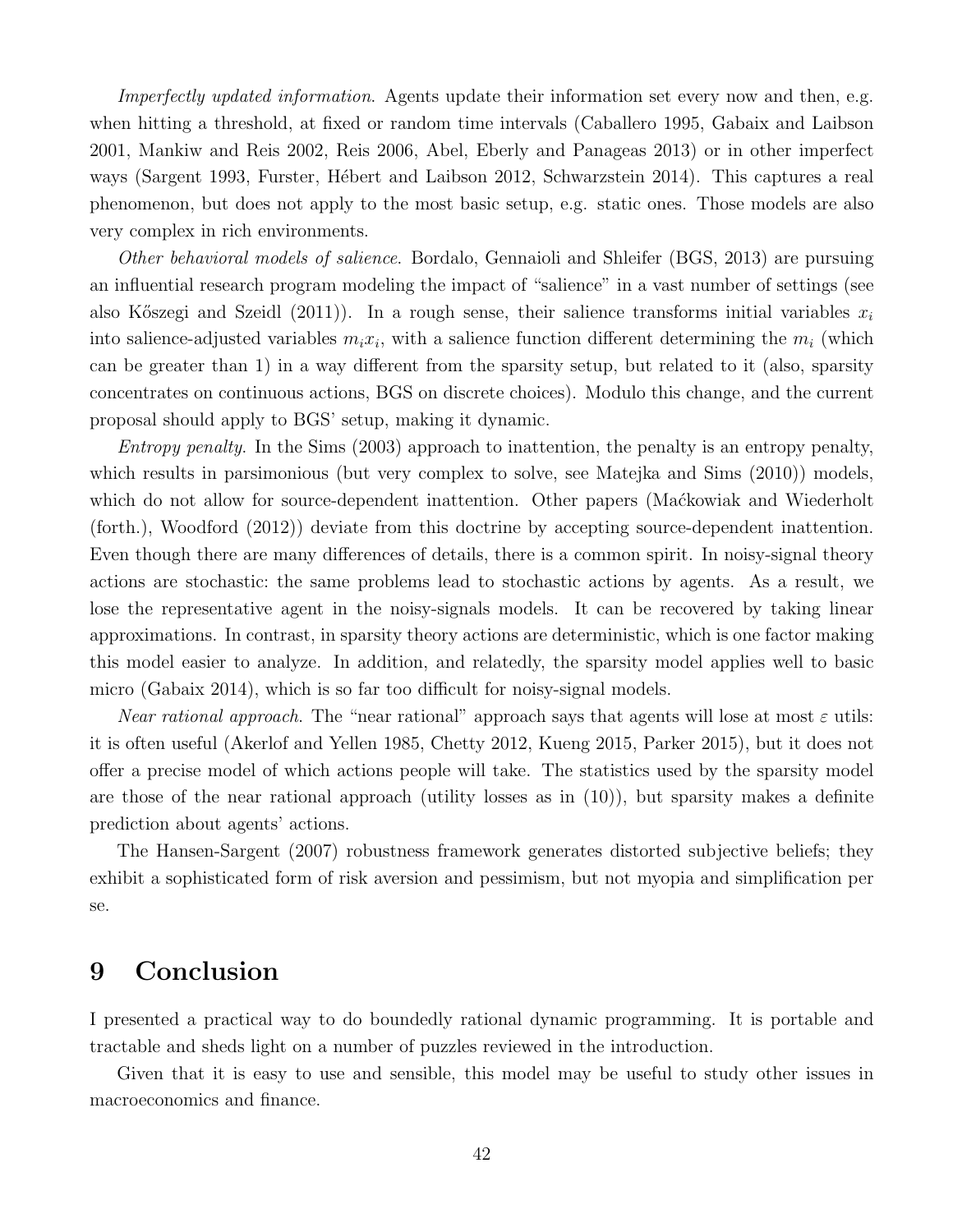*Imperfectly updated information*. Agents update their information set every now and then, e.g. when hitting a threshold, at fixed or random time intervals (Caballero 1995, Gabaix and Laibson 2001, Mankiw and Reis 2002, Reis 2006, Abel, Eberly and Panageas 2013) or in other imperfect ways (Sargent 1993, Furster, Hébert and Laibson 2012, Schwarzstein 2014). This captures a real phenomenon, but does not apply to the most basic setup, e.g. static ones. Those models are also very complex in rich environments.

*Other behavioral models of salience*. Bordalo, Gennaioli and Shleifer (BGS, 2013) are pursuing an influential research program modeling the impact of "salience" in a vast number of settings (see also Kőszegi and Szeidl (2011)). In a rough sense, their salience transforms initial variables $x_i$ into salience-adjusted variables $m_i x_i$, with a salience function different determining the $m_i$ (which can be greater than 1) in a way different from the sparsity setup, but related to it (also, sparsity concentrates on continuous actions, BGS on discrete choices). Modulo this change, and the current proposal should apply to BGS' setup, making it dynamic.

*Entropy penalty*. In the Sims (2003) approach to inattention, the penalty is an entropy penalty, which results in parsimonious (but very complex to solve, see Matejka and Sims (2010)) models, which do not allow for source-dependent inattention. Other papers (Maćkowiak and Wiederholt (forth.), Woodford (2012)) deviate from this doctrine by accepting source-dependent inattention. Even though there are many differences of details, there is a common spirit. In noisy-signal theory actions are stochastic: the same problems lead to stochastic actions by agents. As a result, we lose the representative agent in the noisy-signals models. It can be recovered by taking linear approximations. In contrast, in sparsity theory actions are deterministic, which is one factor making this model easier to analyze. In addition, and relatedly, the sparsity model applies well to basic micro (Gabaix 2014), which is so far too difficult for noisy-signal models.

*Near rational approach*. The "near rational" approach says that agents will lose at most $\varepsilon$ utils: it is often useful (Akerlof and Yellen 1985, Chetty 2012, Kueng 2015, Parker 2015), but it does not offer a precise model of which actions people will take. The statistics used by the sparsity model are those of the near rational approach (utility losses as in (10)), but sparsity makes a definite prediction about agents' actions.

The Hansen-Sargent (2007) robustness framework generates distorted subjective beliefs; they exhibit a sophisticated form of risk aversion and pessimism, but not myopia and simplification per se.

# 9 Conclusion

I presented a practical way to do boundedly rational dynamic programming. It is portable and tractable and sheds light on a number of puzzles reviewed in the introduction.

Given that it is easy to use and sensible, this model may be useful to study other issues in macroeconomics and finance.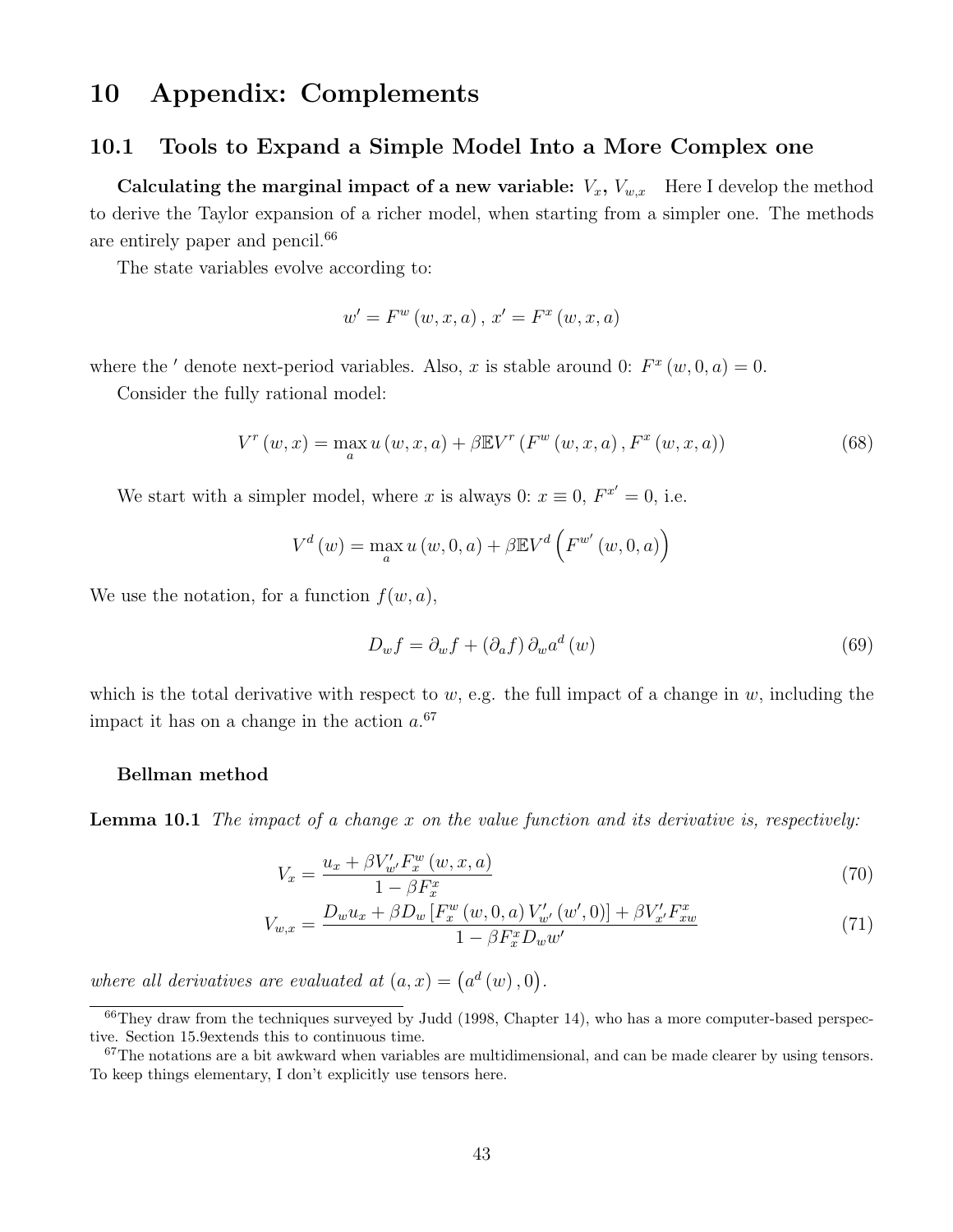# 10 Appendix: Complements

## 10.1 Tools to Expand a Simple Model Into a More Complex one

**Calculating the marginal impact of a new variable: $V_x$, $V_{w,x}$** Here I develop the method to derive the Taylor expansion of a richer model, when starting from a simpler one. The methods are entirely paper and pencil.[66]

The state variables evolve according to:

$$w' = F^w(w, x, a), \; x' = F^x(w, x, a)$$

where the $'$ denote next-period variables. Also, $x$ is stable around 0: $F^x(w, 0, a) = 0$.

Consider the fully rational model:

$$V^r(w, x) = \max_a u(w, x, a) + \beta \mathbb{E} V^r(F^w(w, x, a), F^x(w, x, a)) \tag{68}$$

We start with a simpler model, where $x$ is always 0: $x \equiv 0$, $F^{x'} = 0$, i.e.

$$V^d(w) = \max_a u(w, 0, a) + \beta \mathbb{E} V^d\left(F^{w'}(w, 0, a)\right)$$

We use the notation, for a function $f(w, a)$,

$$D_w f = \partial_w f + (\partial_a f) \partial_w a^d(w) \tag{69}$$

which is the total derivative with respect to $w$, e.g. the full impact of a change in $w$, including the impact it has on a change in the action $a$.[67]

**Bellman method**

**Lemma 10.1** *The impact of a change $x$ on the value function and its derivative is, respectively:*

$$V_x = \frac{u_x + \beta V'_{w'} F^w_x(w, x, a)}{1 - \beta F^x_x} \tag{70}$$

$$V_{w,x} = \frac{D_w u_x + \beta D_w\left[F^w_x(w, 0, a) V'_{w'}(w', 0)\right] + \beta V'_{x'} F^x_{xw}}{1 - \beta F^x_x D_w w'} \tag{71}$$

*where all derivatives are evaluated at $(a, x) = \left(a^d(w), 0\right)$.*

---

[66] They draw from the techniques surveyed by Judd (1998, Chapter 14), who has a more computer-based perspective. Section 15.9extends this to continuous time.

[67] The notations are a bit awkward when variables are multidimensional, and can be made clearer by using tensors. To keep things elementary, I don't explicitly use tensors here.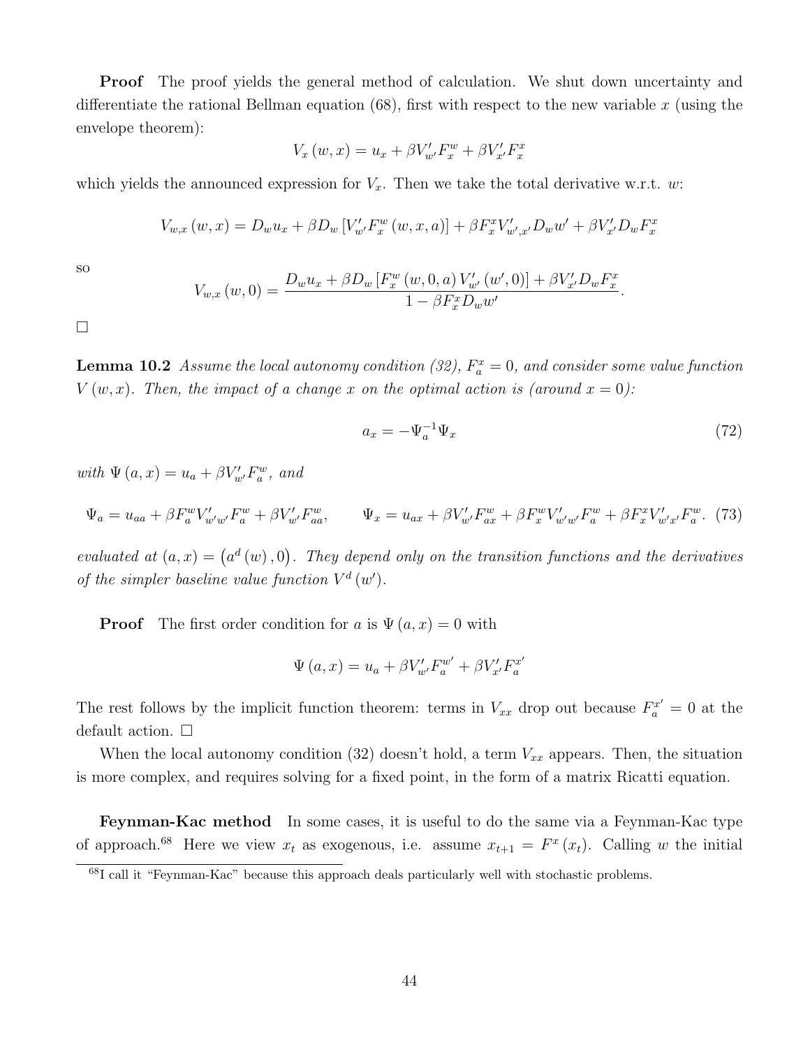**Proof** The proof yields the general method of calculation. We shut down uncertainty and differentiate the rational Bellman equation (68), first with respect to the new variable $x$ (using the envelope theorem):

$$V_x(w,x) = u_x + \beta V'_{w'} F^w_x + \beta V'_{x'} F^x_x$$

which yields the announced expression for $V_x$. Then we take the total derivative w.r.t. $w$:

$$V_{w,x}(w,x) = D_w u_x + \beta D_w \left[ V'_{w'} F^w_x(w,x,a) \right] + \beta F^x_x V'_{w',x'} D_w w' + \beta V'_{x'} D_w F^x_x$$

so

$$V_{w,x}(w,0) = \frac{D_w u_x + \beta D_w \left[ F^w_x(w,0,a) V'_{w'}(w',0) \right] + \beta V'_{x'} D_w F^x_x}{1 - \beta F^x_x D_w w'}.$$

□

**Lemma 10.2** *Assume the local autonomy condition (32), $F^x_a = 0$, and consider some value function $V(w,x)$. Then, the impact of a change $x$ on the optimal action is (around $x = 0$):*

$$a_x = -\Psi_a^{-1} \Psi_x \tag{72}$$

*with $\Psi(a,x) = u_a + \beta V'_{w'} F^w_a$, and*

$$\Psi_a = u_{aa} + \beta F^w_a V'_{w'w'} F^w_a + \beta V'_{w'} F^w_{aa}, \qquad \Psi_x = u_{ax} + \beta V'_{w'} F^w_{ax} + \beta F^w_x V'_{w'w'} F^w_a + \beta F^x_x V'_{w'x'} F^w_a. \tag{73}$$

*evaluated at $(a,x) = \left(a^d(w), 0\right)$. They depend only on the transition functions and the derivatives of the simpler baseline value function $V^d(w')$.*

**Proof** The first order condition for $a$ is $\Psi(a,x) = 0$ with

$$\Psi(a,x) = u_a + \beta V'_{w'} F^{w'}_a + \beta V'_{x'} F^{x'}_a$$

The rest follows by the implicit function theorem: terms in $V_{xx}$ drop out because $F^{x'}_a = 0$ at the default action. □

When the local autonomy condition (32) doesn't hold, a term $V_{xx}$ appears. Then, the situation is more complex, and requires solving for a fixed point, in the form of a matrix Ricatti equation.

**Feynman-Kac method** In some cases, it is useful to do the same via a Feynman-Kac type of approach.[68] Here we view $x_t$ as exogenous, i.e. assume $x_{t+1} = F^x(x_t)$. Calling $w$ the initial

[68] I call it "Feynman-Kac" because this approach deals particularly well with stochastic problems.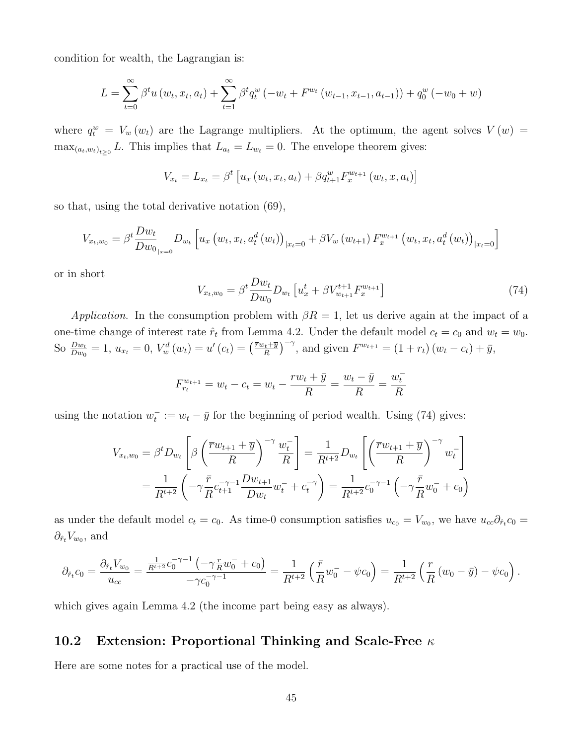condition for wealth, the Lagrangian is:

$$L = \sum_{t=0}^{\infty} \beta^t u(w_t, x_t, a_t) + \sum_{t=1}^{\infty} \beta^t q_t^w \left(-w_t + F^{w_t}(w_{t-1}, x_{t-1}, a_{t-1})\right) + q_0^w(-w_0 + w)$$

where $q_t^w = V_w(w_t)$ are the Lagrange multipliers. At the optimum, the agent solves $V(w) = \max_{(a_t, w_t)_{t \geq 0}} L$. This implies that $L_{a_t} = L_{w_t} = 0$. The envelope theorem gives:

$$V_{x_t} = L_{x_t} = \beta^t \left[u_x(w_t, x_t, a_t) + \beta q_{t+1}^w F_x^{w_{t+1}}(w_t, x, a_t)\right]$$

so that, using the total derivative notation (69),

$$V_{x_t, w_0} = \beta^t \frac{Dw_t}{Dw_0}_{|x=0} D_{w_t}\left[u_x\left(w_t, x_t, a_t^d(w_t)\right)_{|x_t=0} + \beta V_w(w_{t+1}) F_x^{w_{t+1}}\left(w_t, x_t, a_t^d(w_t)\right)_{|x_t=0}\right]$$

or in short

$$V_{x_t, w_0} = \beta^t \frac{Dw_t}{Dw_0} D_{w_t}\left[u_x^t + \beta V_{w_{t+1}}^{t+1} F_x^{w_{t+1}}\right] \tag{74}$$

*Application.* In the consumption problem with $\beta R = 1$, let us derive again at the impact of a one-time change of interest rate $\hat{r}_t$ from Lemma 4.2. Under the default model $c_t = c_0$ and $w_t = w_0$. So $\frac{Dw_t}{Dw_0} = 1$, $u_{x_t} = 0$, $V_w^d(w_t) = u'(c_t) = \left(\frac{\overline{r}w_t + \overline{y}}{R}\right)^{-\gamma}$, and given $F^{w_{t+1}} = (1 + r_t)(w_t - c_t) + \bar{y}$,

$$F_{r_t}^{w_{t+1}} = w_t - c_t = w_t - \frac{rw_t + \bar{y}}{R} = \frac{w_t - \bar{y}}{R} = \frac{w_t^-}{R}$$

using the notation $w_t^- := w_t - \bar{y}$ for the beginning of period wealth. Using (74) gives:

$$\begin{aligned}
V_{x_t, w_0} &= \beta^t D_{w_t}\left[\beta\left(\frac{\overline{r}w_{t+1} + \overline{y}}{R}\right)^{-\gamma} \frac{w_t^-}{R}\right] = \frac{1}{R^{t+2}} D_{w_t}\left[\left(\frac{\overline{r}w_{t+1} + \overline{y}}{R}\right)^{-\gamma} w_t^-\right] \\
&= \frac{1}{R^{t+2}}\left(-\gamma \frac{\bar{r}}{R} c_{t+1}^{-\gamma-1} \frac{Dw_{t+1}}{Dw_t} w_t^- + c_t^{-\gamma}\right) = \frac{1}{R^{t+2}} c_0^{-\gamma-1}\left(-\gamma \frac{\bar{r}}{R} w_0^- + c_0\right)
\end{aligned}$$

as under the default model $c_t = c_0$. As time-0 consumption satisfies $u_{c_0} = V_{w_0}$, we have $u_{cc}\partial_{\hat{r}_t} c_0 = \partial_{\hat{r}_t} V_{w_0}$, and

$$\partial_{\hat{r}_t} c_0 = \frac{\partial_{\hat{r}_t} V_{w_0}}{u_{cc}} = \frac{\frac{1}{R^{t+2}} c_0^{-\gamma-1}\left(-\gamma \frac{\bar{r}}{R} w_0^- + c_0\right)}{-\gamma c_0^{-\gamma-1}} = \frac{1}{R^{t+2}}\left(\frac{\bar{r}}{R} w_0^- - \psi c_0\right) = \frac{1}{R^{t+2}}\left(\frac{r}{R}(w_0 - \bar{y}) - \psi c_0\right).$$

which gives again Lemma 4.2 (the income part being easy as always).

## 10.2 Extension: Proportional Thinking and Scale-Free $\kappa$

Here are some notes for a practical use of the model.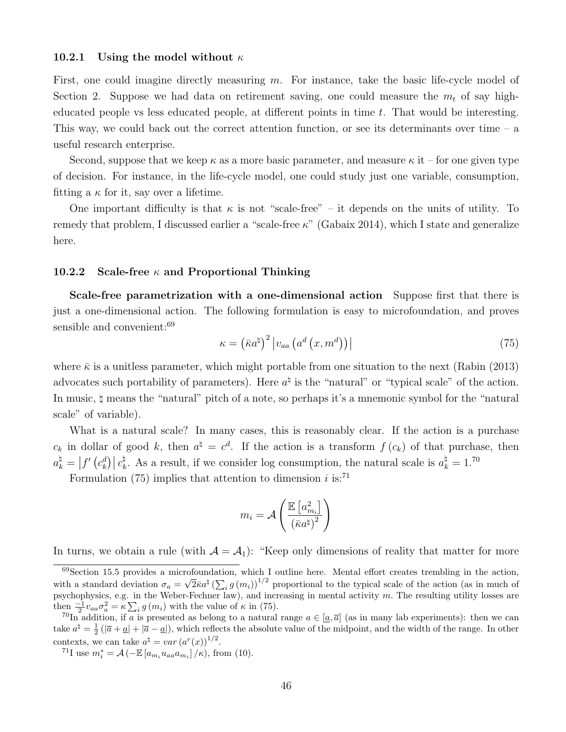### 10.2.1 Using the model without $\kappa$

First, one could imagine directly measuring $m$. For instance, take the basic life-cycle model of Section 2. Suppose we had data on retirement saving, one could measure the $m_t$ of say high-educated people vs less educated people, at different points in time $t$. That would be interesting. This way, we could back out the correct attention function, or see its determinants over time – a useful research enterprise.

Second, suppose that we keep $\kappa$ as a more basic parameter, and measure $\kappa$ it – for one given type of decision. For instance, in the life-cycle model, one could study just one variable, consumption, fitting a $\kappa$ for it, say over a lifetime.

One important difficulty is that $\kappa$ is not "scale-free" – it depends on the units of utility. To remedy that problem, I discussed earlier a "scale-free $\kappa$" (Gabaix 2014), which I state and generalize here.

### 10.2.2 Scale-free $\kappa$ and Proportional Thinking

**Scale-free parametrization with a one-dimensional action** Suppose first that there is just a one-dimensional action. The following formulation is easy to microfoundation, and proves sensible and convenient:[69]

$$\kappa = \left(\bar{\kappa} a^{\natural}\right)^2 \left| v_{aa}\left(a^d\left(x, m^d\right)\right)\right| \tag{75}$$

where $\bar{\kappa}$ is a unitless parameter, which might portable from one situation to the next (Rabin (2013) advocates such portability of parameters). Here $a^{\natural}$ is the "natural" or "typical scale" of the action. In music, $\natural$ means the "natural" pitch of a note, so perhaps it's a mnemonic symbol for the "natural scale" of variable).

What is a natural scale? In many cases, this is reasonably clear. If the action is a purchase $c_k$ in dollar of good $k$, then $a^{\natural} = c^d$. If the action is a transform $f(c_k)$ of that purchase, then $a_k^{\natural} = \left|f'\left(c_k^d\right)\right| c_k^{\natural}$. As a result, if we consider log consumption, the natural scale is $a_k^{\natural} = 1$.[70]

Formulation (75) implies that attention to dimension $i$ is:[71]

$$m_i = \mathcal{A}\left(\frac{\mathbb{E}\left[a_{m_i}^2\right]}{\left(\bar{\kappa} a^{\natural}\right)^2}\right)$$

In turns, we obtain a rule (with $\mathcal{A} = \mathcal{A}_1$): "Keep only dimensions of reality that matter for more

---

[69] Section 15.5 provides a microfoundation, which I outline here. Mental effort creates trembling in the action, with a standard deviation $\sigma_a = \sqrt{2}\bar{\kappa} a^{\natural} \left(\sum_i g(m_i)\right)^{1/2}$ proportional to the typical scale of the action (as in much of psychophysics, e.g. in the Weber-Fechner law), and increasing in mental activity $m$. The resulting utility losses are then $\frac{-1}{2} v_{aa} \sigma_a^2 = \kappa \sum_i g(m_i)$ with the value of $\kappa$ in (75).

[70] In addition, if $a$ is presented as belong to a natural range $a \in [\underline{a}, \overline{a}]$ (as in many lab experiments): then we can take $a^{\natural} = \frac{1}{2}\left(|\overline{a} + \underline{a}| + |\overline{a} - \underline{a}|\right)$, which reflects the absolute value of the midpoint, and the width of the range. In other contexts, we can take $a^{\natural} = var\left(a^r(x)\right)^{1/2}$.

[71] I use $m_i^* = \mathcal{A}\left(-\mathbb{E}\left[a_{m_i} u_{aa} a_{m_i}\right]/\kappa\right)$, from (10).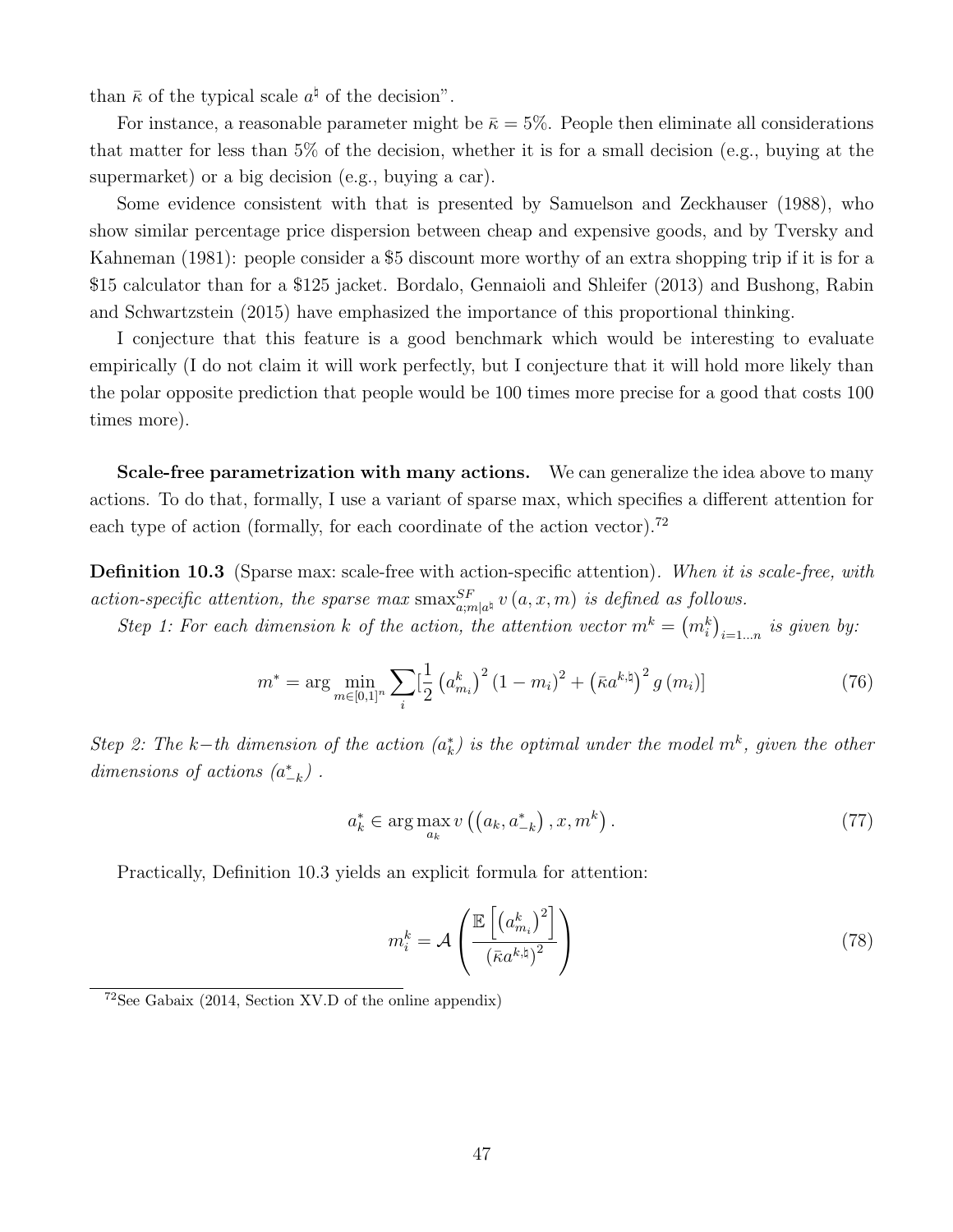than $\bar{\kappa}$ of the typical scale $a^{\natural}$ of the decision".

For instance, a reasonable parameter might be $\bar{\kappa} = 5\%$. People then eliminate all considerations that matter for less than 5% of the decision, whether it is for a small decision (e.g., buying at the supermarket) or a big decision (e.g., buying a car).

Some evidence consistent with that is presented by Samuelson and Zeckhauser (1988), who show similar percentage price dispersion between cheap and expensive goods, and by Tversky and Kahneman (1981): people consider a \$5 discount more worthy of an extra shopping trip if it is for a \$15 calculator than for a \$125 jacket. Bordalo, Gennaioli and Shleifer (2013) and Bushong, Rabin and Schwartzstein (2015) have emphasized the importance of this proportional thinking.

I conjecture that this feature is a good benchmark which would be interesting to evaluate empirically (I do not claim it will work perfectly, but I conjecture that it will hold more likely than the polar opposite prediction that people would be 100 times more precise for a good that costs 100 times more).

**Scale-free parametrization with many actions.** We can generalize the idea above to many actions. To do that, formally, I use a variant of sparse max, which specifies a different attention for each type of action (formally, for each coordinate of the action vector).[72]

**Definition 10.3** (Sparse max: scale-free with action-specific attention). *When it is scale-free, with action-specific attention, the sparse max* $\text{smax}^{SF}_{a;m|a^{\natural}}\, v(a, x, m)$ *is defined as follows.*

*Step 1: For each dimension $k$ of the action, the attention vector $m^k = \left(m_i^k\right)_{i=1...n}$ is given by:*

$$m^* = \arg\min_{m\in[0,1]^n} \sum_i \left[\frac{1}{2}\left(a^k_{m_i}\right)^2 (1-m_i)^2 + \left(\bar{\kappa} a^{k,\natural}\right)^2 g(m_i)\right] \tag{76}$$

*Step 2: The $k-$th dimension of the action ($a^*_k$) is the optimal under the model $m^k$, given the other dimensions of actions ($a^*_{-k}$) .*

$$a^*_k \in \arg\max_{a_k} v\left(\left(a_k, a^*_{-k}\right), x, m^k\right). \tag{77}$$

Practically, Definition 10.3 yields an explicit formula for attention:

$$m^k_i = \mathcal{A}\left(\frac{\mathbb{E}\left[\left(a^k_{m_i}\right)^2\right]}{\left(\bar{\kappa} a^{k,\natural}\right)^2}\right) \tag{78}$$

[72] See Gabaix (2014, Section XV.D of the online appendix)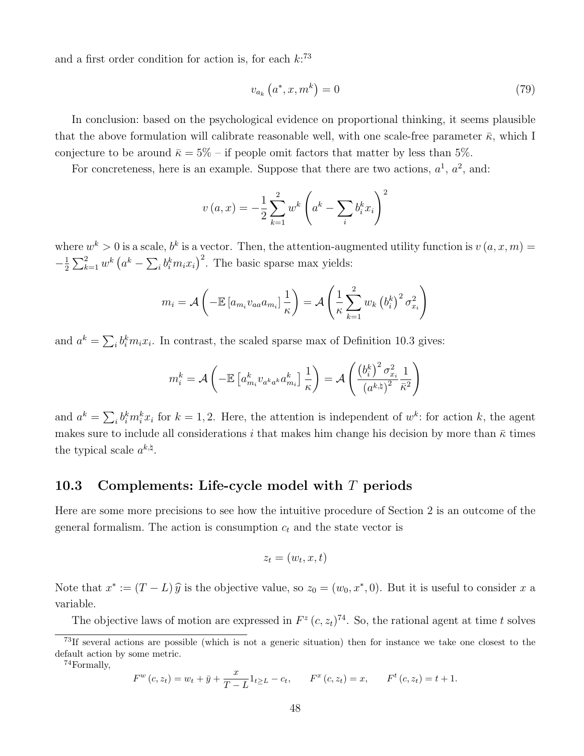and a first order condition for action is, for each $k$:[73]

$$v_{a_k}\left(a^*, x, m^k\right) = 0 \tag{79}$$

In conclusion: based on the psychological evidence on proportional thinking, it seems plausible that the above formulation will calibrate reasonable well, with one scale-free parameter $\bar{\kappa}$, which I conjecture to be around $\bar{\kappa} = 5\%$ – if people omit factors that matter by less than 5%.

For concreteness, here is an example. Suppose that there are two actions, $a^1$, $a^2$, and:

$$v(a, x) = -\frac{1}{2}\sum_{k=1}^{2} w^k \left(a^k - \sum_i b_i^k x_i\right)^2$$

where $w^k > 0$ is a scale, $b^k$ is a vector. Then, the attention-augmented utility function is $v(a, x, m) = -\frac{1}{2}\sum_{k=1}^{2} w^k \left(a^k - \sum_i b_i^k m_i x_i\right)^2$. The basic sparse max yields:

$$m_i = \mathcal{A}\left(-\mathbb{E}\left[a_{m_i} v_{aa} a_{m_i}\right]\frac{1}{\kappa}\right) = \mathcal{A}\left(\frac{1}{\kappa}\sum_{k=1}^{2} w_k \left(b_i^k\right)^2 \sigma_{x_i}^2\right)$$

and $a^k = \sum_i b_i^k m_i x_i$. In contrast, the scaled sparse max of Definition 10.3 gives:

$$m_i^k = \mathcal{A}\left(-\mathbb{E}\left[a_{m_i}^k v_{a^k a^k} a_{m_i}^k\right]\frac{1}{\kappa}\right) = \mathcal{A}\left(\frac{\left(b_i^k\right)^2 \sigma_{x_i}^2}{\left(a^{k,\natural}\right)^2}\frac{1}{\bar{\kappa}^2}\right)$$

and $a^k = \sum_i b_i^k m_i^k x_i$ for $k = 1, 2$. Here, the attention is independent of $w^k$: for action $k$, the agent makes sure to include all considerations $i$ that makes him change his decision by more than $\bar{\kappa}$ times the typical scale $a^{k,\natural}$.

## 10.3 Complements: Life-cycle model with $T$ periods

Here are some more precisions to see how the intuitive procedure of Section 2 is an outcome of the general formalism. The action is consumption $c_t$ and the state vector is

$$z_t = (w_t, x, t)$$

Note that $x^* := (T - L)\,\widehat{y}$ is the objective value, so $z_0 = (w_0, x^*, 0)$. But it is useful to consider $x$ a variable.

The objective laws of motion are expressed in $F^z(c, z_t)$[74]. So, the rational agent at time $t$ solves

[73] If several actions are possible (which is not a generic situation) then for instance we take one closest to the default action by some metric.

[74] Formally,

$$F^w(c, z_t) = w_t + \bar{y} + \frac{x}{T - L}1_{t \geq L} - c_t, \qquad F^x(c, z_t) = x, \qquad F^t(c, z_t) = t + 1.$$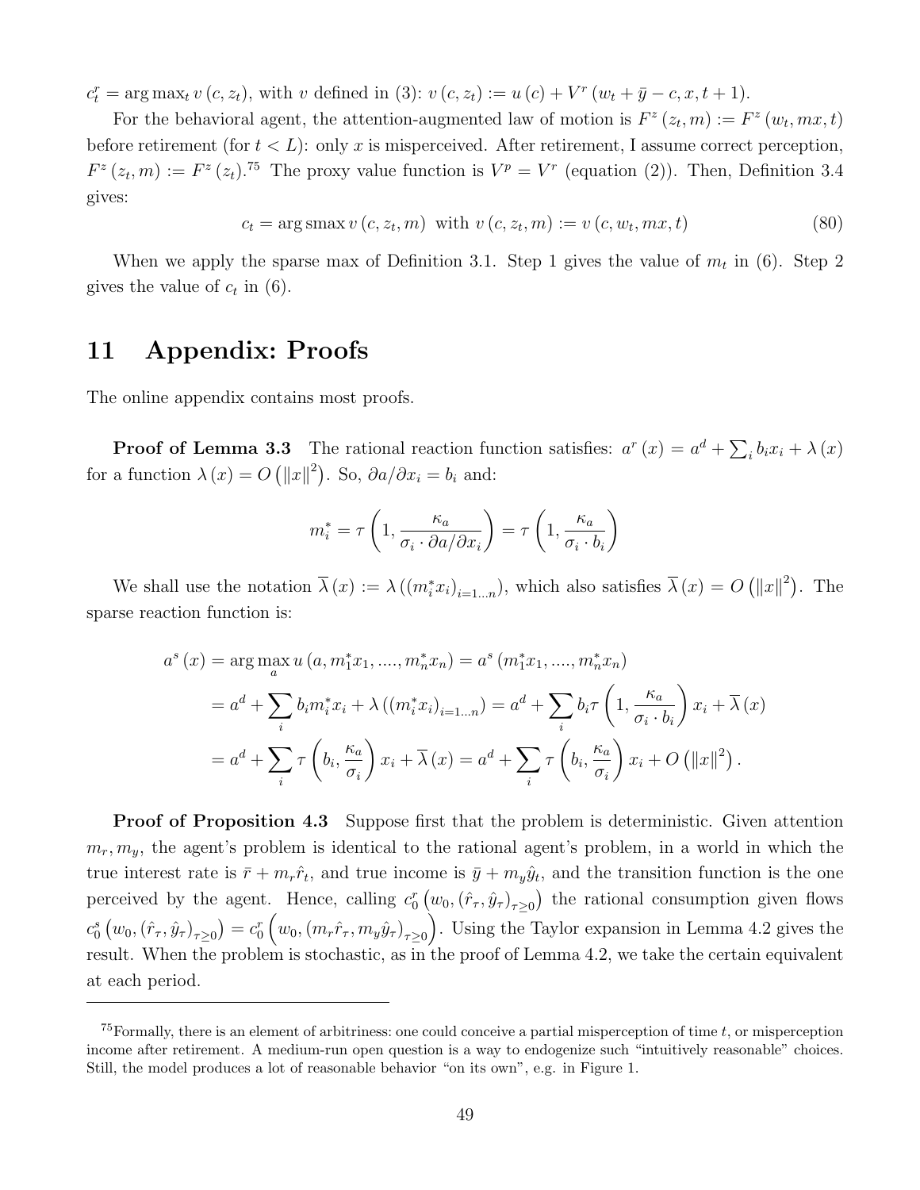$c_t^r = \arg\max_t v(c, z_t)$, with $v$ defined in (3): $v(c, z_t) := u(c) + V^r(w_t + \bar{y} - c, x, t+1)$.

For the behavioral agent, the attention-augmented law of motion is $F^z(z_t, m) := F^z(w_t, mx, t)$ before retirement (for $t < L$): only $x$ is misperceived. After retirement, I assume correct perception, $F^z(z_t, m) := F^z(z_t)$.[75] The proxy value function is $V^p = V^r$ (equation (2)). Then, Definition 3.4 gives:

$$c_t = \arg \text{smax}\, v(c, z_t, m) \;\text{ with } v(c, z_t, m) := v(c, w_t, mx, t) \tag{80}$$

When we apply the sparse max of Definition 3.1. Step 1 gives the value of $m_t$ in (6). Step 2 gives the value of $c_t$ in (6).

# 11 Appendix: Proofs

The online appendix contains most proofs.

**Proof of Lemma 3.3** The rational reaction function satisfies: $a^r(x) = a^d + \sum_i b_i x_i + \lambda(x)$ for a function $\lambda(x) = O(\|x\|^2)$. So, $\partial a / \partial x_i = b_i$ and:

$$m_i^* = \tau\left(1, \frac{\kappa_a}{\sigma_i \cdot \partial a / \partial x_i}\right) = \tau\left(1, \frac{\kappa_a}{\sigma_i \cdot b_i}\right)$$

We shall use the notation $\overline{\lambda}(x) := \lambda\left((m_i^* x_i)_{i=1...n}\right)$, which also satisfies $\overline{\lambda}(x) = O(\|x\|^2)$. The sparse reaction function is:

$$\begin{aligned}
a^s(x) &= \arg\max_a u(a, m_1^* x_1, ...., m_n^* x_n) = a^s(m_1^* x_1, ...., m_n^* x_n) \\
&= a^d + \sum_i b_i m_i^* x_i + \lambda\left((m_i^* x_i)_{i=1...n}\right) = a^d + \sum_i b_i \tau\left(1, \frac{\kappa_a}{\sigma_i \cdot b_i}\right) x_i + \overline{\lambda}(x) \\
&= a^d + \sum_i \tau\left(b_i, \frac{\kappa_a}{\sigma_i}\right) x_i + \overline{\lambda}(x) = a^d + \sum_i \tau\left(b_i, \frac{\kappa_a}{\sigma_i}\right) x_i + O\left(\|x\|^2\right).
\end{aligned}$$

**Proof of Proposition 4.3** Suppose first that the problem is deterministic. Given attention $m_r, m_y$, the agent's problem is identical to the rational agent's problem, in a world in which the true interest rate is $\bar{r} + m_r \hat{r}_t$, and true income is $\bar{y} + m_y \hat{y}_t$, and the transition function is the one perceived by the agent. Hence, calling $c_0^r\left(w_0, (\hat{r}_\tau, \hat{y}_\tau)_{\tau \geq 0}\right)$ the rational consumption given flows $c_0^s\left(w_0, (\hat{r}_\tau, \hat{y}_\tau)_{\tau \geq 0}\right) = c_0^r\left(w_0, (m_r \hat{r}_\tau, m_y \hat{y}_\tau)_{\tau \geq 0}\right)$. Using the Taylor expansion in Lemma 4.2 gives the result. When the problem is stochastic, as in the proof of Lemma 4.2, we take the certain equivalent at each period.

---

[75] Formally, there is an element of arbitriness: one could conceive a partial misperception of time $t$, or misperception income after retirement. A medium-run open question is a way to endogenize such "intuitively reasonable" choices. Still, the model produces a lot of reasonable behavior "on its own", e.g. in Figure 1.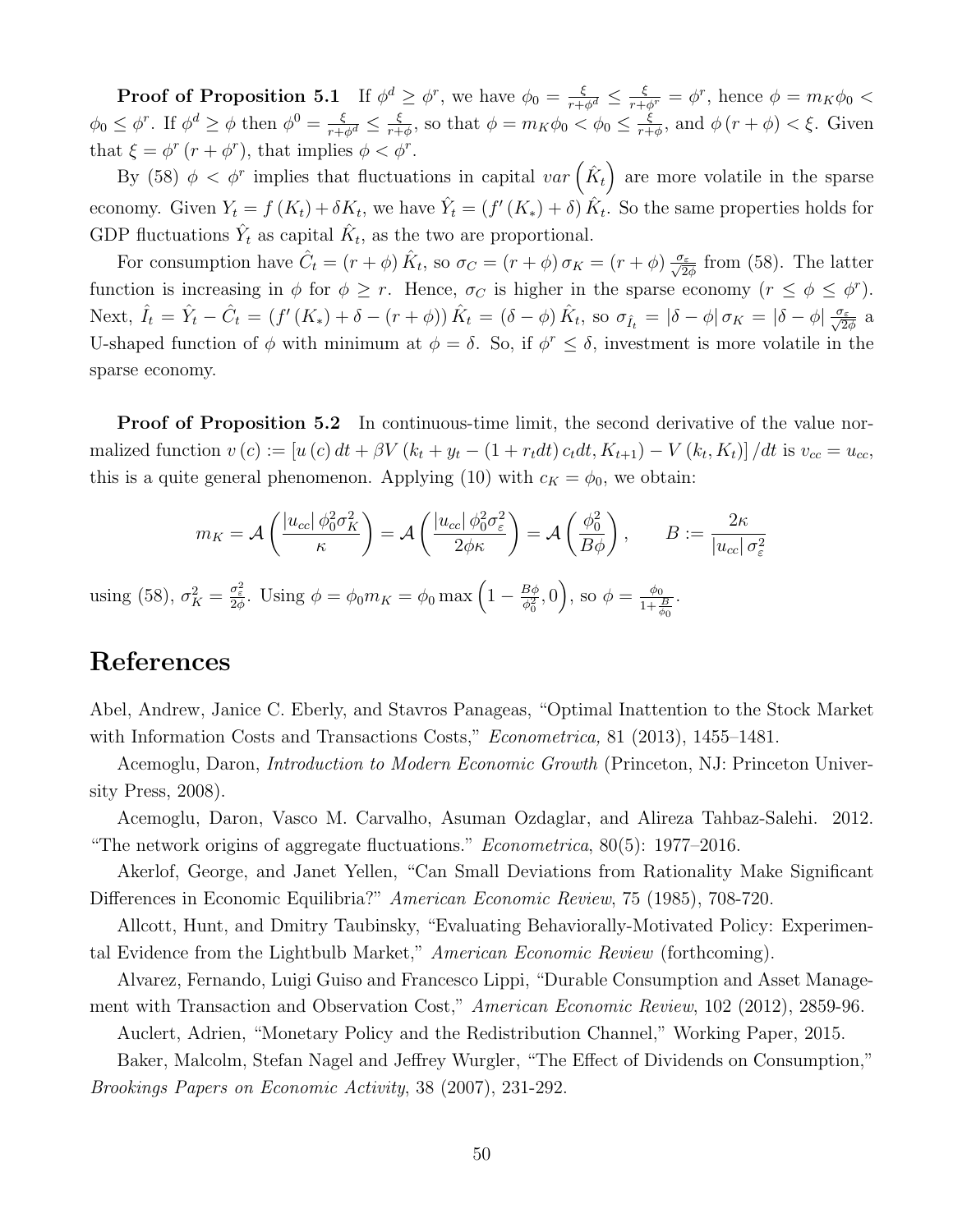**Proof of Proposition 5.1** If $\phi^d \geq \phi^r$, we have $\phi_0 = \frac{\xi}{r+\phi^d} \leq \frac{\xi}{r+\phi^r} = \phi^r$, hence $\phi = m_K \phi_0 < \phi_0 \leq \phi^r$. If $\phi^d \geq \phi$ then $\phi^0 = \frac{\xi}{r+\phi^d} \leq \frac{\xi}{r+\phi}$, so that $\phi = m_K \phi_0 < \phi_0 \leq \frac{\xi}{r+\phi}$, and $\phi(r+\phi) < \xi$. Given that $\xi = \phi^r(r+\phi^r)$, that implies $\phi < \phi^r$.

By (58) $\phi < \phi^r$ implies that fluctuations in capital $var\left(\hat{K}_t\right)$ are more volatile in the sparse economy. Given $Y_t = f(K_t) + \delta K_t$, we have $\hat{Y}_t = (f'(K_*) + \delta)\hat{K}_t$. So the same properties holds for GDP fluctuations $\hat{Y}_t$ as capital $\hat{K}_t$, as the two are proportional.

For consumption have $\hat{C}_t = (r+\phi)\hat{K}_t$, so $\sigma_C = (r+\phi)\sigma_K = (r+\phi)\frac{\sigma_\varepsilon}{\sqrt{2\phi}}$ from (58). The latter function is increasing in $\phi$ for $\phi \geq r$. Hence, $\sigma_C$ is higher in the sparse economy ($r \leq \phi \leq \phi^r$). Next, $\hat{I}_t = \hat{Y}_t - \hat{C}_t = (f'(K_*) + \delta - (r+\phi))\hat{K}_t = (\delta - \phi)\hat{K}_t$, so $\sigma_{\hat{I}_t} = |\delta - \phi|\sigma_K = |\delta - \phi|\frac{\sigma_\varepsilon}{\sqrt{2\phi}}$ a U-shaped function of $\phi$ with minimum at $\phi = \delta$. So, if $\phi^r \leq \delta$, investment is more volatile in the sparse economy.

**Proof of Proposition 5.2** In continuous-time limit, the second derivative of the value normalized function $v(c) := [u(c)\,dt + \beta V(k_t + y_t - (1+r_t dt)\,c_t dt, K_{t+1}) - V(k_t, K_t)]/dt$ is $v_{cc} = u_{cc}$, this is a quite general phenomenon. Applying (10) with $c_K = \phi_0$, we obtain:

$$m_K = \mathcal{A}\left(\frac{|u_{cc}|\,\phi_0^2\sigma_K^2}{\kappa}\right) = \mathcal{A}\left(\frac{|u_{cc}|\,\phi_0^2\sigma_\varepsilon^2}{2\phi\kappa}\right) = \mathcal{A}\left(\frac{\phi_0^2}{B\phi}\right), \qquad B := \frac{2\kappa}{|u_{cc}|\,\sigma_\varepsilon^2}$$

using (58), $\sigma_K^2 = \frac{\sigma_\varepsilon^2}{2\phi}$. Using $\phi = \phi_0 m_K = \phi_0 \max\left(1 - \frac{B\phi}{\phi_0^2}, 0\right)$, so $\phi = \frac{\phi_0}{1+\frac{B}{\phi_0}}$.

# References

Abel, Andrew, Janice C. Eberly, and Stavros Panageas, "Optimal Inattention to the Stock Market with Information Costs and Transactions Costs," *Econometrica,* 81 (2013), 1455–1481.

Acemoglu, Daron, *Introduction to Modern Economic Growth* (Princeton, NJ: Princeton University Press, 2008).

Acemoglu, Daron, Vasco M. Carvalho, Asuman Ozdaglar, and Alireza Tahbaz-Salehi. 2012. "The network origins of aggregate fluctuations." *Econometrica*, 80(5): 1977–2016.

Akerlof, George, and Janet Yellen, "Can Small Deviations from Rationality Make Significant Differences in Economic Equilibria?" *American Economic Review*, 75 (1985), 708-720.

Allcott, Hunt, and Dmitry Taubinsky, "Evaluating Behaviorally-Motivated Policy: Experimental Evidence from the Lightbulb Market," *American Economic Review* (forthcoming).

Alvarez, Fernando, Luigi Guiso and Francesco Lippi, "Durable Consumption and Asset Management with Transaction and Observation Cost," *American Economic Review*, 102 (2012), 2859-96.

Auclert, Adrien, "Monetary Policy and the Redistribution Channel," Working Paper, 2015.

Baker, Malcolm, Stefan Nagel and Jeffrey Wurgler, "The Effect of Dividends on Consumption," *Brookings Papers on Economic Activity*, 38 (2007), 231-292.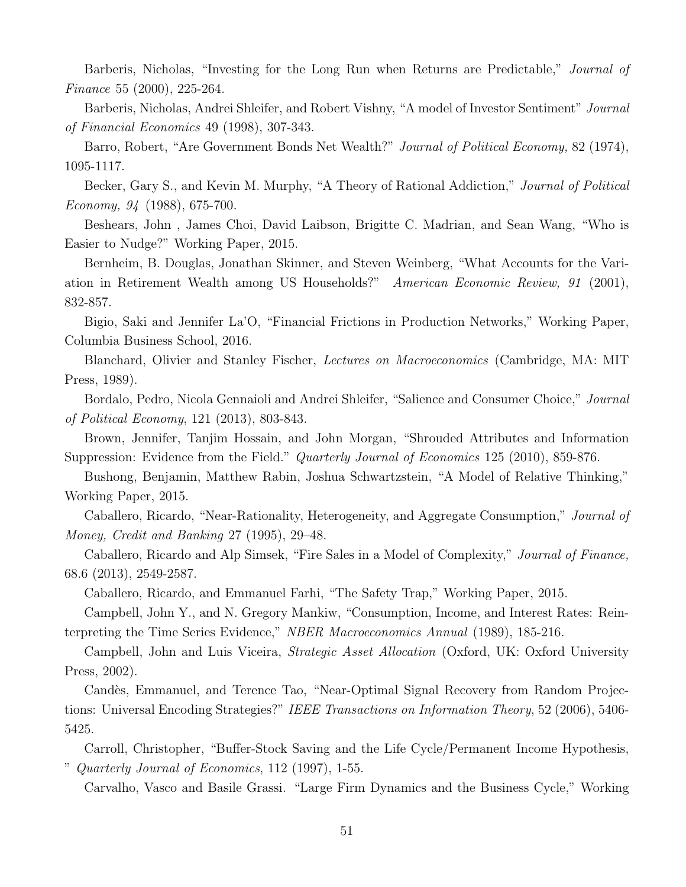Barberis, Nicholas, "Investing for the Long Run when Returns are Predictable," *Journal of Finance* 55 (2000), 225-264.

Barberis, Nicholas, Andrei Shleifer, and Robert Vishny, "A model of Investor Sentiment" *Journal of Financial Economics* 49 (1998), 307-343.

Barro, Robert, "Are Government Bonds Net Wealth?" *Journal of Political Economy,* 82 (1974), 1095-1117.

Becker, Gary S., and Kevin M. Murphy, "A Theory of Rational Addiction," *Journal of Political Economy, 94* (1988), 675-700.

Beshears, John , James Choi, David Laibson, Brigitte C. Madrian, and Sean Wang, "Who is Easier to Nudge?" Working Paper, 2015.

Bernheim, B. Douglas, Jonathan Skinner, and Steven Weinberg, "What Accounts for the Variation in Retirement Wealth among US Households?" *American Economic Review, 91* (2001), 832-857.

Bigio, Saki and Jennifer La'O, "Financial Frictions in Production Networks," Working Paper, Columbia Business School, 2016.

Blanchard, Olivier and Stanley Fischer, *Lectures on Macroeconomics* (Cambridge, MA: MIT Press, 1989).

Bordalo, Pedro, Nicola Gennaioli and Andrei Shleifer, "Salience and Consumer Choice," *Journal of Political Economy*, 121 (2013), 803-843.

Brown, Jennifer, Tanjim Hossain, and John Morgan, "Shrouded Attributes and Information Suppression: Evidence from the Field." *Quarterly Journal of Economics* 125 (2010), 859-876.

Bushong, Benjamin, Matthew Rabin, Joshua Schwartzstein, "A Model of Relative Thinking," Working Paper, 2015.

Caballero, Ricardo, "Near-Rationality, Heterogeneity, and Aggregate Consumption," *Journal of Money, Credit and Banking* 27 (1995), 29–48.

Caballero, Ricardo and Alp Simsek, "Fire Sales in a Model of Complexity," *Journal of Finance,* 68.6 (2013), 2549-2587.

Caballero, Ricardo, and Emmanuel Farhi, "The Safety Trap," Working Paper, 2015.

Campbell, John Y., and N. Gregory Mankiw, "Consumption, Income, and Interest Rates: Reinterpreting the Time Series Evidence," *NBER Macroeconomics Annual* (1989), 185-216.

Campbell, John and Luis Viceira, *Strategic Asset Allocation* (Oxford, UK: Oxford University Press, 2002).

Candès, Emmanuel, and Terence Tao, "Near-Optimal Signal Recovery from Random Projections: Universal Encoding Strategies?" *IEEE Transactions on Information Theory*, 52 (2006), 5406-5425.

Carroll, Christopher, "Buffer-Stock Saving and the Life Cycle/Permanent Income Hypothesis, " *Quarterly Journal of Economics*, 112 (1997), 1-55.

Carvalho, Vasco and Basile Grassi. "Large Firm Dynamics and the Business Cycle," Working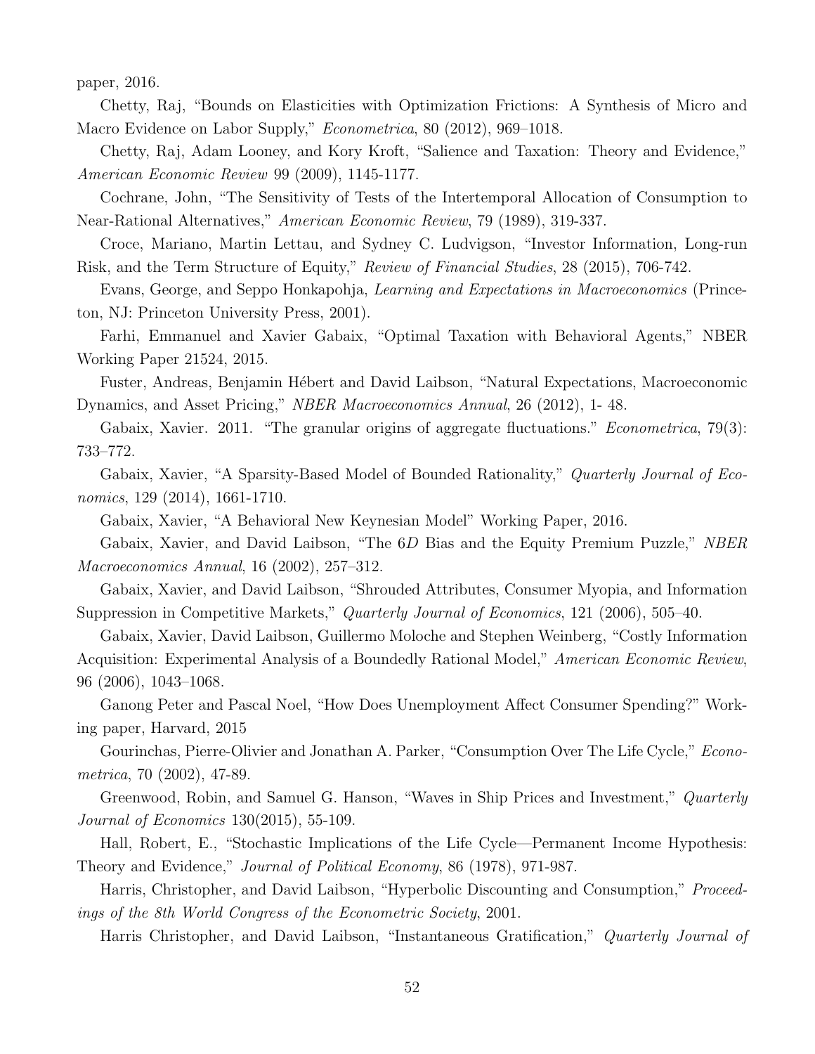paper, 2016.

Chetty, Raj, "Bounds on Elasticities with Optimization Frictions: A Synthesis of Micro and Macro Evidence on Labor Supply," *Econometrica*, 80 (2012), 969–1018.

Chetty, Raj, Adam Looney, and Kory Kroft, "Salience and Taxation: Theory and Evidence," *American Economic Review* 99 (2009), 1145-1177.

Cochrane, John, "The Sensitivity of Tests of the Intertemporal Allocation of Consumption to Near-Rational Alternatives," *American Economic Review*, 79 (1989), 319-337.

Croce, Mariano, Martin Lettau, and Sydney C. Ludvigson, "Investor Information, Long-run Risk, and the Term Structure of Equity," *Review of Financial Studies*, 28 (2015), 706-742.

Evans, George, and Seppo Honkapohja, *Learning and Expectations in Macroeconomics* (Princeton, NJ: Princeton University Press, 2001).

Farhi, Emmanuel and Xavier Gabaix, "Optimal Taxation with Behavioral Agents," NBER Working Paper 21524, 2015.

Fuster, Andreas, Benjamin Hébert and David Laibson, "Natural Expectations, Macroeconomic Dynamics, and Asset Pricing," *NBER Macroeconomics Annual*, 26 (2012), 1- 48.

Gabaix, Xavier. 2011. "The granular origins of aggregate fluctuations." *Econometrica*, 79(3): 733–772.

Gabaix, Xavier, "A Sparsity-Based Model of Bounded Rationality," *Quarterly Journal of Economics*, 129 (2014), 1661-1710.

Gabaix, Xavier, "A Behavioral New Keynesian Model" Working Paper, 2016.

Gabaix, Xavier, and David Laibson, "The 6*D* Bias and the Equity Premium Puzzle," *NBER Macroeconomics Annual*, 16 (2002), 257–312.

Gabaix, Xavier, and David Laibson, "Shrouded Attributes, Consumer Myopia, and Information Suppression in Competitive Markets," *Quarterly Journal of Economics*, 121 (2006), 505–40.

Gabaix, Xavier, David Laibson, Guillermo Moloche and Stephen Weinberg, "Costly Information Acquisition: Experimental Analysis of a Boundedly Rational Model," *American Economic Review*, 96 (2006), 1043–1068.

Ganong Peter and Pascal Noel, "How Does Unemployment Affect Consumer Spending?" Working paper, Harvard, 2015

Gourinchas, Pierre-Olivier and Jonathan A. Parker, "Consumption Over The Life Cycle," *Econometrica*, 70 (2002), 47-89.

Greenwood, Robin, and Samuel G. Hanson, "Waves in Ship Prices and Investment," *Quarterly Journal of Economics* 130(2015), 55-109.

Hall, Robert, E., "Stochastic Implications of the Life Cycle—Permanent Income Hypothesis: Theory and Evidence," *Journal of Political Economy*, 86 (1978), 971-987.

Harris, Christopher, and David Laibson, "Hyperbolic Discounting and Consumption," *Proceedings of the 8th World Congress of the Econometric Society*, 2001.

Harris Christopher, and David Laibson, "Instantaneous Gratification," *Quarterly Journal of*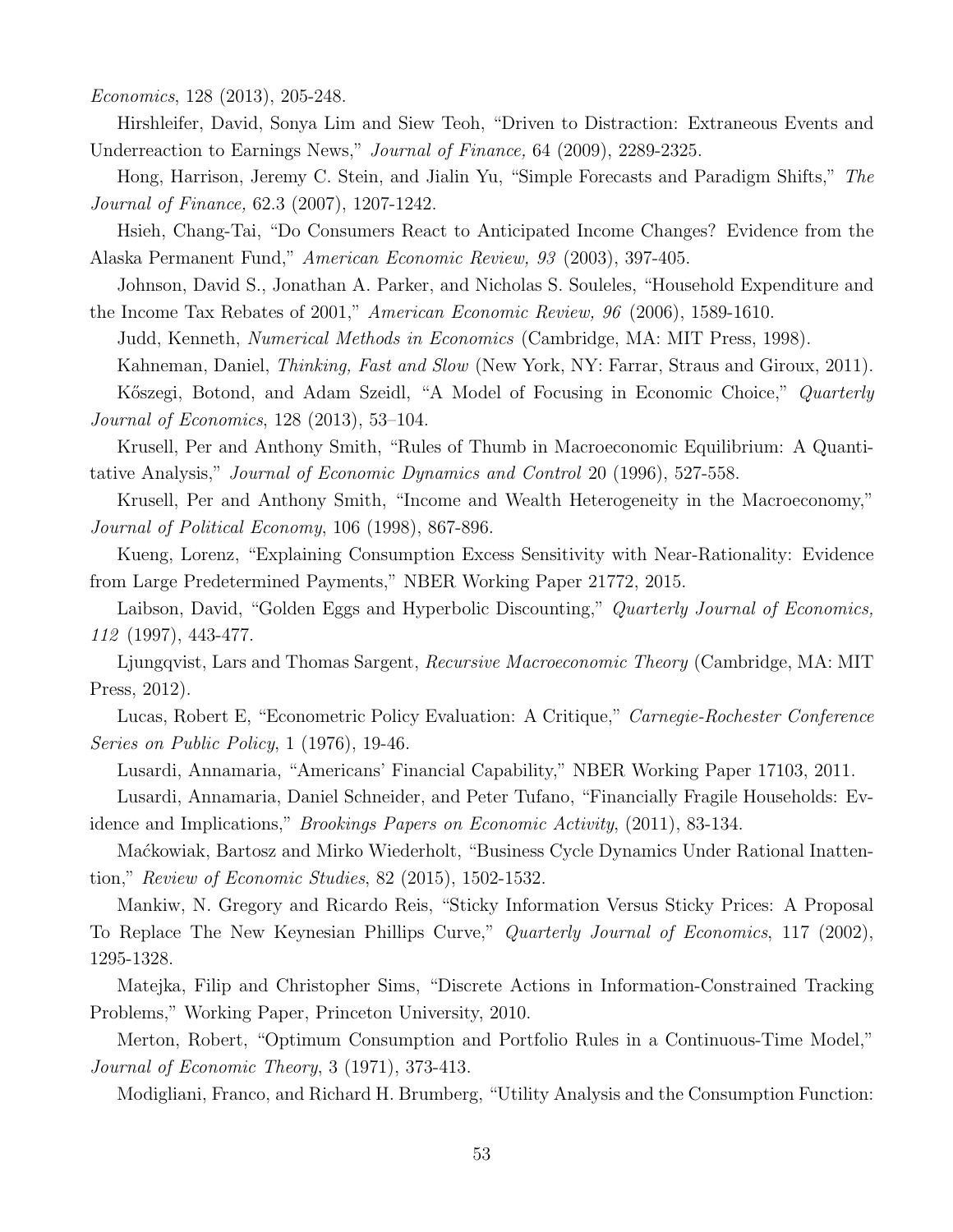*Economics*, 128 (2013), 205-248.

Hirshleifer, David, Sonya Lim and Siew Teoh, "Driven to Distraction: Extraneous Events and Underreaction to Earnings News," *Journal of Finance,* 64 (2009), 2289-2325.

Hong, Harrison, Jeremy C. Stein, and Jialin Yu, "Simple Forecasts and Paradigm Shifts," *The Journal of Finance,* 62.3 (2007), 1207-1242.

Hsieh, Chang-Tai, "Do Consumers React to Anticipated Income Changes? Evidence from the Alaska Permanent Fund," *American Economic Review, 93* (2003), 397-405.

Johnson, David S., Jonathan A. Parker, and Nicholas S. Souleles, "Household Expenditure and the Income Tax Rebates of 2001," *American Economic Review, 96* (2006), 1589-1610.

Judd, Kenneth, *Numerical Methods in Economics* (Cambridge, MA: MIT Press, 1998).

Kahneman, Daniel, *Thinking, Fast and Slow* (New York, NY: Farrar, Straus and Giroux, 2011).

Kőszegi, Botond, and Adam Szeidl, "A Model of Focusing in Economic Choice," *Quarterly Journal of Economics*, 128 (2013), 53–104.

Krusell, Per and Anthony Smith, "Rules of Thumb in Macroeconomic Equilibrium: A Quantitative Analysis," *Journal of Economic Dynamics and Control* 20 (1996), 527-558.

Krusell, Per and Anthony Smith, "Income and Wealth Heterogeneity in the Macroeconomy," *Journal of Political Economy*, 106 (1998), 867-896.

Kueng, Lorenz, "Explaining Consumption Excess Sensitivity with Near-Rationality: Evidence from Large Predetermined Payments," NBER Working Paper 21772, 2015.

Laibson, David, "Golden Eggs and Hyperbolic Discounting," *Quarterly Journal of Economics, 112* (1997), 443-477.

Ljungqvist, Lars and Thomas Sargent, *Recursive Macroeconomic Theory* (Cambridge, MA: MIT Press, 2012).

Lucas, Robert E, "Econometric Policy Evaluation: A Critique," *Carnegie-Rochester Conference Series on Public Policy*, 1 (1976), 19-46.

Lusardi, Annamaria, "Americans' Financial Capability," NBER Working Paper 17103, 2011.

Lusardi, Annamaria, Daniel Schneider, and Peter Tufano, "Financially Fragile Households: Evidence and Implications," *Brookings Papers on Economic Activity*, (2011), 83-134.

Maćkowiak, Bartosz and Mirko Wiederholt, "Business Cycle Dynamics Under Rational Inattention," *Review of Economic Studies*, 82 (2015), 1502-1532.

Mankiw, N. Gregory and Ricardo Reis, "Sticky Information Versus Sticky Prices: A Proposal To Replace The New Keynesian Phillips Curve," *Quarterly Journal of Economics*, 117 (2002), 1295-1328.

Matejka, Filip and Christopher Sims, "Discrete Actions in Information-Constrained Tracking Problems," Working Paper, Princeton University, 2010.

Merton, Robert, "Optimum Consumption and Portfolio Rules in a Continuous-Time Model," *Journal of Economic Theory*, 3 (1971), 373-413.

Modigliani, Franco, and Richard H. Brumberg, "Utility Analysis and the Consumption Function: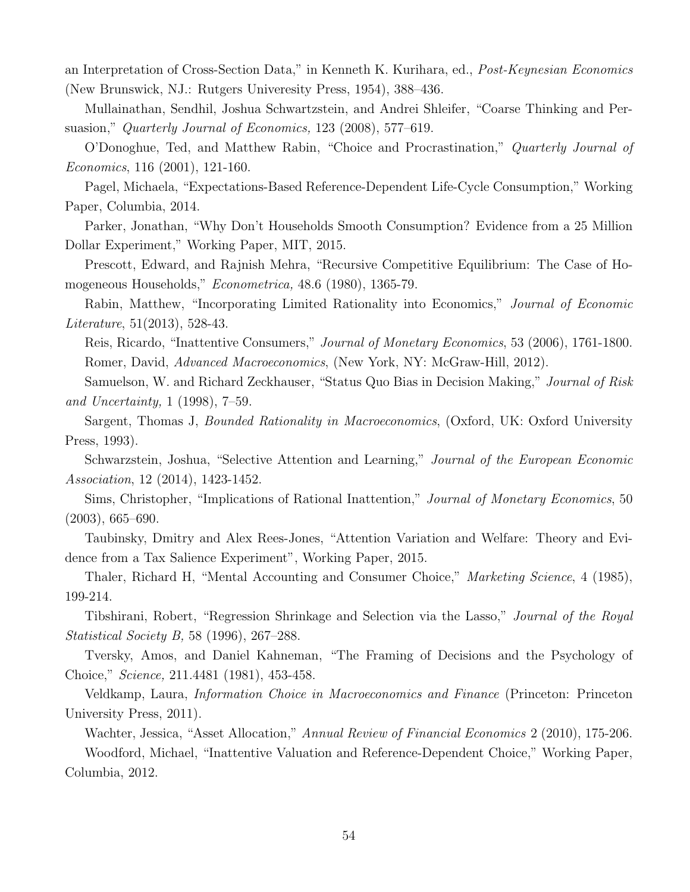an Interpretation of Cross-Section Data," in Kenneth K. Kurihara, ed., *Post-Keynesian Economics* (New Brunswick, NJ.: Rutgers Univeresity Press, 1954), 388–436.

Mullainathan, Sendhil, Joshua Schwartzstein, and Andrei Shleifer, "Coarse Thinking and Persuasion," *Quarterly Journal of Economics,* 123 (2008), 577–619.

O'Donoghue, Ted, and Matthew Rabin, "Choice and Procrastination," *Quarterly Journal of Economics*, 116 (2001), 121-160.

Pagel, Michaela, "Expectations-Based Reference-Dependent Life-Cycle Consumption," Working Paper, Columbia, 2014.

Parker, Jonathan, "Why Don't Households Smooth Consumption? Evidence from a 25 Million Dollar Experiment," Working Paper, MIT, 2015.

Prescott, Edward, and Rajnish Mehra, "Recursive Competitive Equilibrium: The Case of Homogeneous Households," *Econometrica,* 48.6 (1980), 1365-79.

Rabin, Matthew, "Incorporating Limited Rationality into Economics," *Journal of Economic Literature*, 51(2013), 528-43.

Reis, Ricardo, "Inattentive Consumers," *Journal of Monetary Economics*, 53 (2006), 1761-1800.

Romer, David, *Advanced Macroeconomics*, (New York, NY: McGraw-Hill, 2012).

Samuelson, W. and Richard Zeckhauser, "Status Quo Bias in Decision Making," *Journal of Risk and Uncertainty,* 1 (1998), 7–59.

Sargent, Thomas J, *Bounded Rationality in Macroeconomics*, (Oxford, UK: Oxford University Press, 1993).

Schwarzstein, Joshua, "Selective Attention and Learning," *Journal of the European Economic Association*, 12 (2014), 1423-1452.

Sims, Christopher, "Implications of Rational Inattention," *Journal of Monetary Economics*, 50 (2003), 665–690.

Taubinsky, Dmitry and Alex Rees-Jones, "Attention Variation and Welfare: Theory and Evidence from a Tax Salience Experiment", Working Paper, 2015.

Thaler, Richard H, "Mental Accounting and Consumer Choice," *Marketing Science*, 4 (1985), 199-214.

Tibshirani, Robert, "Regression Shrinkage and Selection via the Lasso," *Journal of the Royal Statistical Society B,* 58 (1996), 267–288.

Tversky, Amos, and Daniel Kahneman, "The Framing of Decisions and the Psychology of Choice," *Science,* 211.4481 (1981), 453-458.

Veldkamp, Laura, *Information Choice in Macroeconomics and Finance* (Princeton: Princeton University Press, 2011).

Wachter, Jessica, "Asset Allocation," *Annual Review of Financial Economics* 2 (2010), 175-206.

Woodford, Michael, "Inattentive Valuation and Reference-Dependent Choice," Working Paper, Columbia, 2012.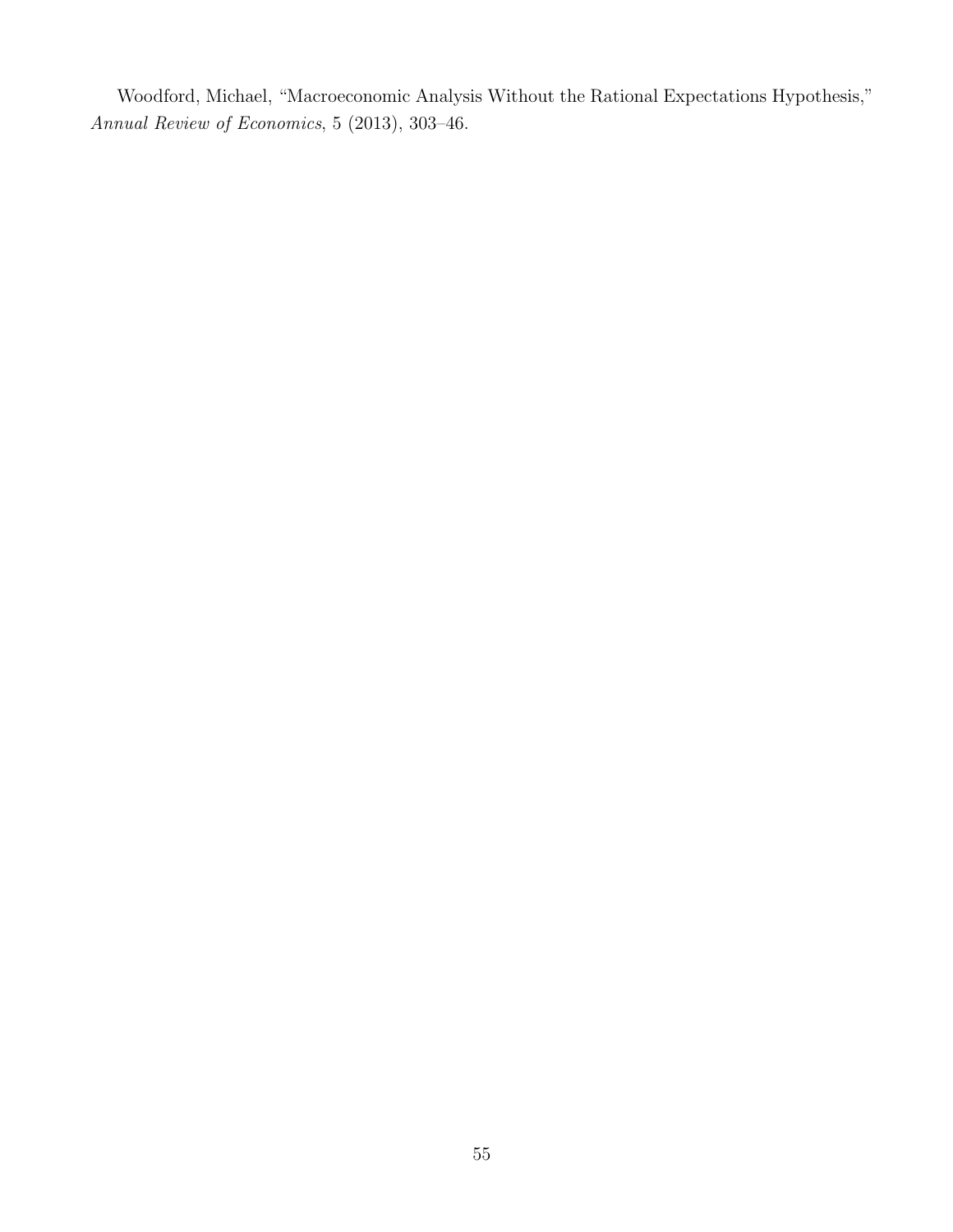Woodford, Michael, "Macroeconomic Analysis Without the Rational Expectations Hypothesis," *Annual Review of Economics*, 5 (2013), 303–46.